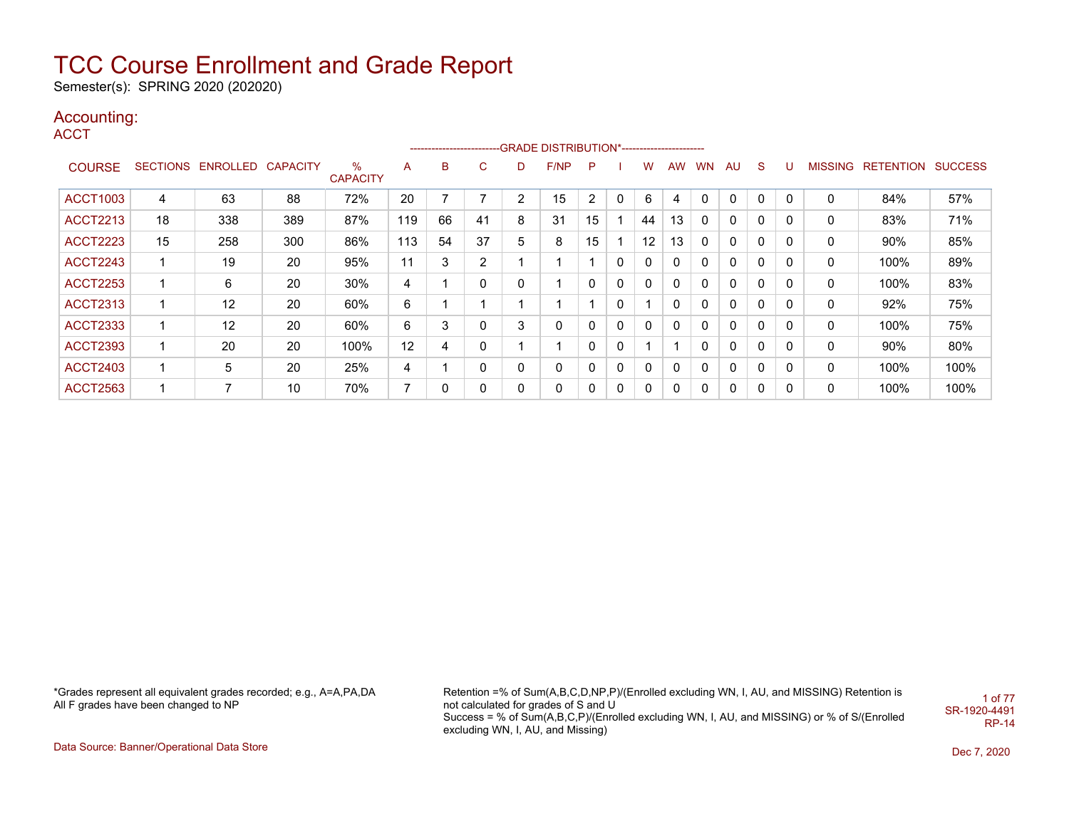# TCC Course Enrollment and Grade Report

Semester(s): SPRING 2020 (202020)

## Accounting:

### ACCT

| COURSE | SECTIONS | ENROLLED | CAPACITY | % CAPACITY | A | B | C | D | F/NP | P | I | W | AW | WN | AU | S | U | MISSING | RETENTION | SUCCESS |
|---|---|---|---|---|---|---|---|---|---|---|---|---|---|---|---|---|---|---|---|---|
| | | | | | GRADE DISTRIBUTION* | | | | | | | | | | | | | | | |
| ACCT1003 | 4 | 63 | 88 | 72% | 20 | 7 | 7 | 2 | 15 | 2 | 0 | 6 | 4 | 0 | 0 | 0 | 0 | 0 | 84% | 57% |
| ACCT2213 | 18 | 338 | 389 | 87% | 119 | 66 | 41 | 8 | 31 | 15 | 1 | 44 | 13 | 0 | 0 | 0 | 0 | 0 | 83% | 71% |
| ACCT2223 | 15 | 258 | 300 | 86% | 113 | 54 | 37 | 5 | 8 | 15 | 1 | 12 | 13 | 0 | 0 | 0 | 0 | 0 | 90% | 85% |
| ACCT2243 | 1 | 19 | 20 | 95% | 11 | 3 | 2 | 1 | 1 | 1 | 0 | 0 | 0 | 0 | 0 | 0 | 0 | 0 | 100% | 89% |
| ACCT2253 | 1 | 6 | 20 | 30% | 4 | 1 | 0 | 0 | 1 | 0 | 0 | 0 | 0 | 0 | 0 | 0 | 0 | 0 | 100% | 83% |
| ACCT2313 | 1 | 12 | 20 | 60% | 6 | 1 | 1 | 1 | 1 | 1 | 0 | 1 | 0 | 0 | 0 | 0 | 0 | 0 | 92% | 75% |
| ACCT2333 | 1 | 12 | 20 | 60% | 6 | 3 | 0 | 3 | 0 | 0 | 0 | 0 | 0 | 0 | 0 | 0 | 0 | 0 | 100% | 75% |
| ACCT2393 | 1 | 20 | 20 | 100% | 12 | 4 | 0 | 1 | 1 | 0 | 0 | 1 | 1 | 0 | 0 | 0 | 0 | 0 | 90% | 80% |
| ACCT2403 | 1 | 5 | 20 | 25% | 4 | 1 | 0 | 0 | 0 | 0 | 0 | 0 | 0 | 0 | 0 | 0 | 0 | 0 | 100% | 100% |
| ACCT2563 | 1 | 7 | 10 | 70% | 7 | 0 | 0 | 0 | 0 | 0 | 0 | 0 | 0 | 0 | 0 | 0 | 0 | 0 | 100% | 100% |

*Grades represent all equivalent grades recorded; e.g., A=A,PA,DA
All F grades have been changed to NP

Retention =% of Sum(A,B,C,D,NP,P)/(Enrolled excluding WN, I, AU, and MISSING) Retention is not calculated for grades of S and U
Success = % of Sum(A,B,C,P)/(Enrolled excluding WN, I, AU, and MISSING) or % of S/(Enrolled excluding WN, I, AU, and Missing)

SR-1920-4491
RP-14

Data Source: Banner/Operational Data Store

Dec 7, 2020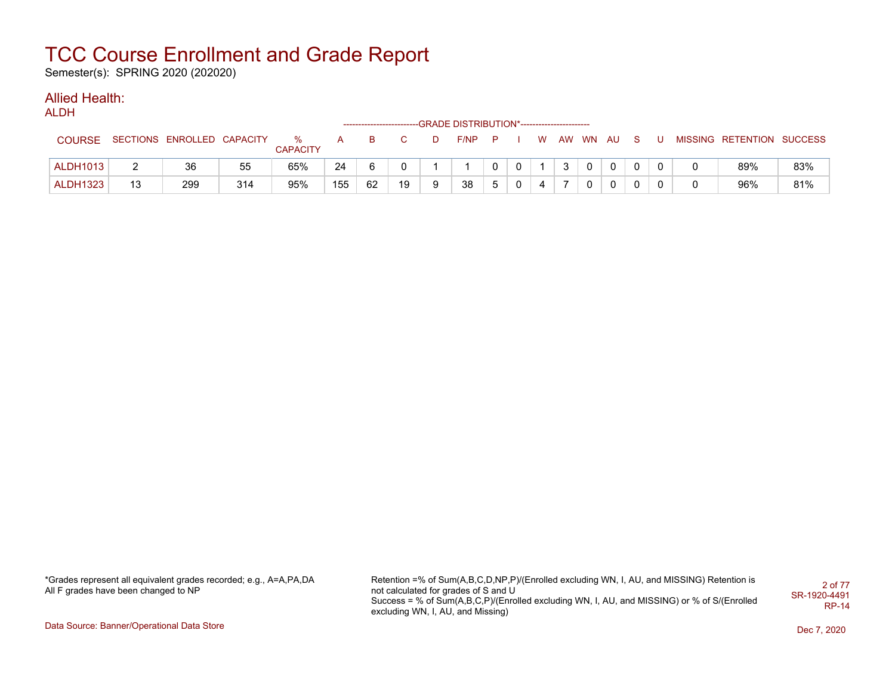# TCC Course Enrollment and Grade Report

Semester(s): SPRING 2020 (202020)

## Allied Health:

### ALDH

| COURSE | SECTIONS | ENROLLED | CAPACITY | % CAPACITY | A | B | C | D | F/NP | P | I | W | AW | WN | AU | S | U | MISSING | RETENTION | SUCCESS |
|---|---|---|---|---|---|---|---|---|---|---|---|---|---|---|---|---|---|---|---|---|
| | | | | | GRADE DISTRIBUTION* | | | | | | | | | | | | | | | |
| ALDH1013 | 2 | 36 | 55 | 65% | 24 | 6 | 0 | 1 | 1 | 0 | 0 | 1 | 3 | 0 | 0 | 0 | 0 | 0 | 89% | 83% |
| ALDH1323 | 13 | 299 | 314 | 95% | 155 | 62 | 19 | 9 | 38 | 5 | 0 | 4 | 7 | 0 | 0 | 0 | 0 | 0 | 96% | 81% |

*Grades represent all equivalent grades recorded; e.g., A=A,PA,DA
All F grades have been changed to NP

Retention =% of Sum(A,B,C,D,NP,P)/(Enrolled excluding WN, I, AU, and MISSING) Retention is not calculated for grades of S and U
Success = % of Sum(A,B,C,P)/(Enrolled excluding WN, I, AU, and MISSING) or % of S/(Enrolled excluding WN, I, AU, and Missing)

SR-1920-4491
RP-14

Data Source: Banner/Operational Data Store

Dec 7, 2020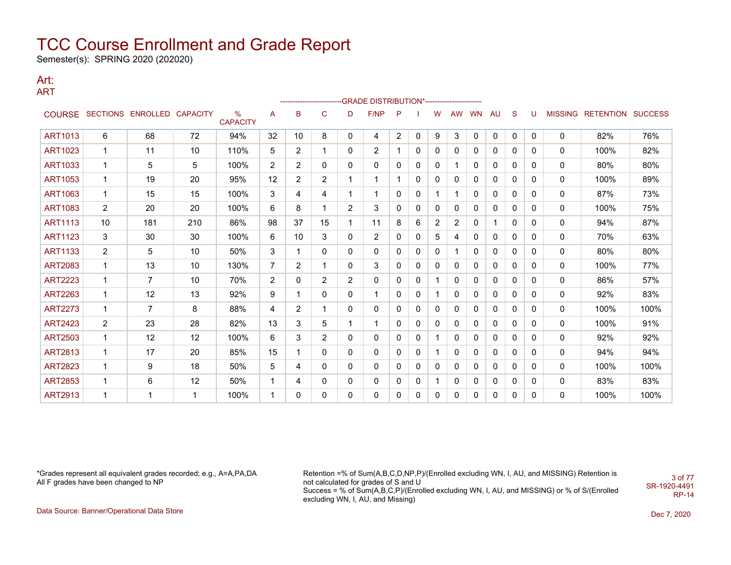# TCC Course Enrollment and Grade Report

Semester(s): SPRING 2020 (202020)

## Art:

### ART

| COURSE | SECTIONS | ENROLLED | CAPACITY | % CAPACITY | A | B | C | D | F/NP | P | I | W | AW | WN | AU | S | U | MISSING | RETENTION | SUCCESS |
|---|---|---|---|---|---|---|---|---|---|---|---|---|---|---|---|---|---|---|---|---|
| | | | | | GRADE DISTRIBUTION* | | | | | | | | | | | | | | | |
| ART1013 | 6 | 68 | 72 | 94% | 32 | 10 | 8 | 0 | 4 | 2 | 0 | 9 | 3 | 0 | 0 | 0 | 0 | 0 | 82% | 76% |
| ART1023 | 1 | 11 | 10 | 110% | 5 | 2 | 1 | 0 | 2 | 1 | 0 | 0 | 0 | 0 | 0 | 0 | 0 | 0 | 100% | 82% |
| ART1033 | 1 | 5 | 5 | 100% | 2 | 2 | 0 | 0 | 0 | 0 | 0 | 0 | 1 | 0 | 0 | 0 | 0 | 0 | 80% | 80% |
| ART1053 | 1 | 19 | 20 | 95% | 12 | 2 | 2 | 1 | 1 | 1 | 0 | 0 | 0 | 0 | 0 | 0 | 0 | 0 | 100% | 89% |
| ART1063 | 1 | 15 | 15 | 100% | 3 | 4 | 4 | 1 | 1 | 0 | 0 | 1 | 1 | 0 | 0 | 0 | 0 | 0 | 87% | 73% |
| ART1083 | 2 | 20 | 20 | 100% | 6 | 8 | 1 | 2 | 3 | 0 | 0 | 0 | 0 | 0 | 0 | 0 | 0 | 0 | 100% | 75% |
| ART1113 | 10 | 181 | 210 | 86% | 98 | 37 | 15 | 1 | 11 | 8 | 6 | 2 | 2 | 0 | 1 | 0 | 0 | 0 | 94% | 87% |
| ART1123 | 3 | 30 | 30 | 100% | 6 | 10 | 3 | 0 | 2 | 0 | 0 | 5 | 4 | 0 | 0 | 0 | 0 | 0 | 70% | 63% |
| ART1133 | 2 | 5 | 10 | 50% | 3 | 1 | 0 | 0 | 0 | 0 | 0 | 0 | 1 | 0 | 0 | 0 | 0 | 0 | 80% | 80% |
| ART2083 | 1 | 13 | 10 | 130% | 7 | 2 | 1 | 0 | 3 | 0 | 0 | 0 | 0 | 0 | 0 | 0 | 0 | 0 | 100% | 77% |
| ART2223 | 1 | 7 | 10 | 70% | 2 | 0 | 2 | 2 | 0 | 0 | 0 | 1 | 0 | 0 | 0 | 0 | 0 | 0 | 86% | 57% |
| ART2263 | 1 | 12 | 13 | 92% | 9 | 1 | 0 | 0 | 1 | 0 | 0 | 1 | 0 | 0 | 0 | 0 | 0 | 0 | 92% | 83% |
| ART2273 | 1 | 7 | 8 | 88% | 4 | 2 | 1 | 0 | 0 | 0 | 0 | 0 | 0 | 0 | 0 | 0 | 0 | 0 | 100% | 100% |
| ART2423 | 2 | 23 | 28 | 82% | 13 | 3 | 5 | 1 | 1 | 0 | 0 | 0 | 0 | 0 | 0 | 0 | 0 | 0 | 100% | 91% |
| ART2503 | 1 | 12 | 12 | 100% | 6 | 3 | 2 | 0 | 0 | 0 | 0 | 1 | 0 | 0 | 0 | 0 | 0 | 0 | 92% | 92% |
| ART2813 | 1 | 17 | 20 | 85% | 15 | 1 | 0 | 0 | 0 | 0 | 0 | 1 | 0 | 0 | 0 | 0 | 0 | 0 | 94% | 94% |
| ART2823 | 1 | 9 | 18 | 50% | 5 | 4 | 0 | 0 | 0 | 0 | 0 | 0 | 0 | 0 | 0 | 0 | 0 | 0 | 100% | 100% |
| ART2853 | 1 | 6 | 12 | 50% | 1 | 4 | 0 | 0 | 0 | 0 | 0 | 1 | 0 | 0 | 0 | 0 | 0 | 0 | 83% | 83% |
| ART2913 | 1 | 1 | 1 | 100% | 1 | 0 | 0 | 0 | 0 | 0 | 0 | 0 | 0 | 0 | 0 | 0 | 0 | 0 | 100% | 100% |

*Grades represent all equivalent grades recorded; e.g., A=A,PA,DA
All F grades have been changed to NP

Retention =% of Sum(A,B,C,D,NP,P)/(Enrolled excluding WN, I, AU, and MISSING) Retention is not calculated for grades of S and U
Success = % of Sum(A,B,C,P)/(Enrolled excluding WN, I, AU, and MISSING) or % of S/(Enrolled excluding WN, I, AU, and Missing)

SR-1920-4491
RP-14

Data Source: Banner/Operational Data Store

Dec 7, 2020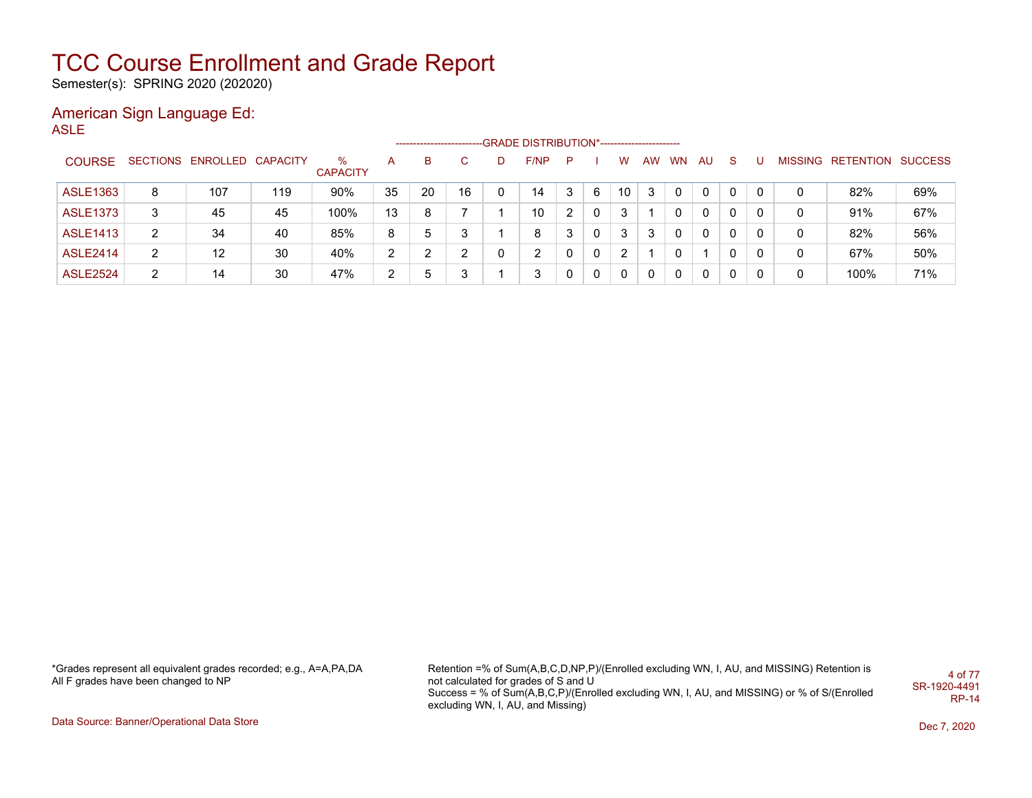# TCC Course Enrollment and Grade Report

Semester(s): SPRING 2020 (202020)

## American Sign Language Ed:

### ASLE

| COURSE | SECTIONS | ENROLLED | CAPACITY | % CAPACITY | A | B | C | D | F/NP | P | I | W | AW | WN | AU | S | U | MISSING | RETENTION | SUCCESS |
|---|---|---|---|---|---|---|---|---|---|---|---|---|---|---|---|---|---|---|---|---|
| | | | | | GRADE DISTRIBUTION* | | | | | | | | | | | | | | | |
| ASLE1363 | 8 | 107 | 119 | 90% | 35 | 20 | 16 | 0 | 14 | 3 | 6 | 10 | 3 | 0 | 0 | 0 | 0 | 0 | 82% | 69% |
| ASLE1373 | 3 | 45 | 45 | 100% | 13 | 8 | 7 | 1 | 10 | 2 | 0 | 3 | 1 | 0 | 0 | 0 | 0 | 0 | 91% | 67% |
| ASLE1413 | 2 | 34 | 40 | 85% | 8 | 5 | 3 | 1 | 8 | 3 | 0 | 3 | 3 | 0 | 0 | 0 | 0 | 0 | 82% | 56% |
| ASLE2414 | 2 | 12 | 30 | 40% | 2 | 2 | 2 | 0 | 2 | 0 | 0 | 2 | 1 | 0 | 1 | 0 | 0 | 0 | 67% | 50% |
| ASLE2524 | 2 | 14 | 30 | 47% | 2 | 5 | 3 | 1 | 3 | 0 | 0 | 0 | 0 | 0 | 0 | 0 | 0 | 0 | 100% | 71% |

*Grades represent all equivalent grades recorded; e.g., A=A,PA,DA
All F grades have been changed to NP

Retention =% of Sum(A,B,C,D,NP,P)/(Enrolled excluding WN, I, AU, and MISSING) Retention is not calculated for grades of S and U
Success = % of Sum(A,B,C,P)/(Enrolled excluding WN, I, AU, and MISSING) or % of S/(Enrolled excluding WN, I, AU, and Missing)

SR-1920-4491
RP-14

Data Source: Banner/Operational Data Store

Dec 7, 2020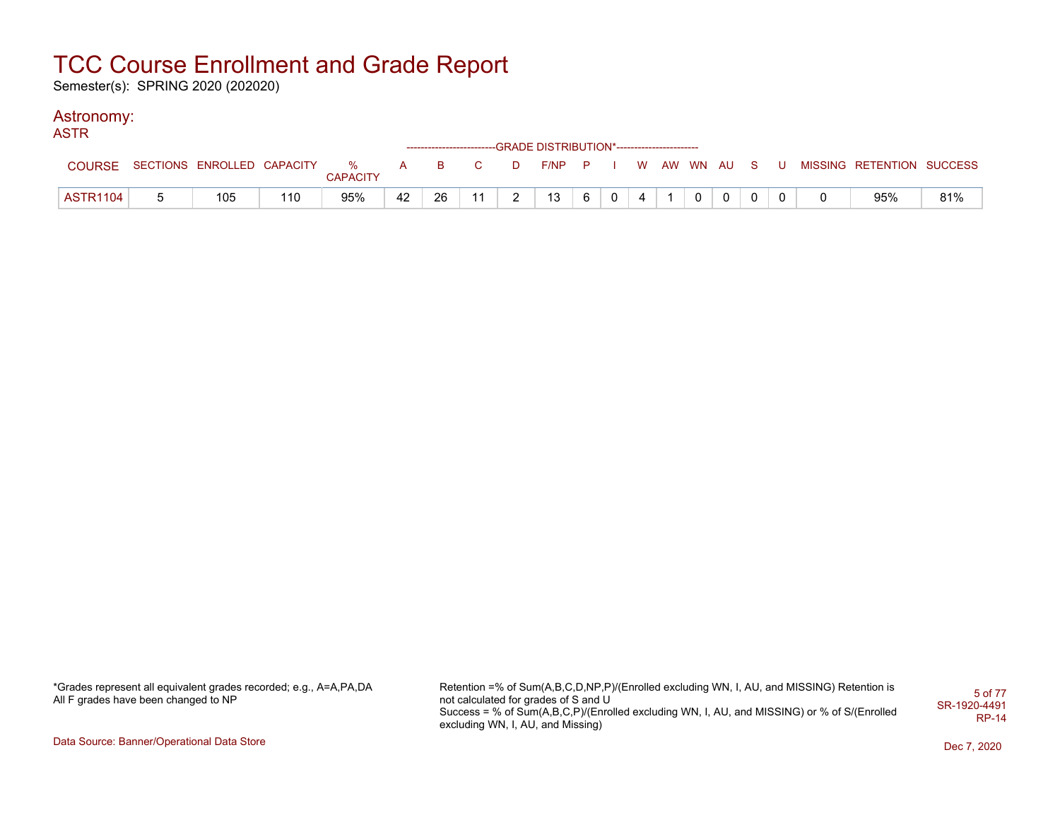# TCC Course Enrollment and Grade Report

Semester(s): SPRING 2020 (202020)

## Astronomy:

### ASTR

| COURSE | SECTIONS | ENROLLED | CAPACITY | % CAPACITY | A | B | C | D | F/NP | P | I | W | AW | WN | AU | S | U | MISSING | RETENTION | SUCCESS |
|---|---|---|---|---|---|---|---|---|---|---|---|---|---|---|---|---|---|---|---|---|
| | | | | | -------------------------GRADE DISTRIBUTION*----------------------- | | | | | | | | | | | | | | | |
| ASTR1104 | 5 | 105 | 110 | 95% | 42 | 26 | 11 | 2 | 13 | 6 | 0 | 4 | 1 | 0 | 0 | 0 | 0 | 0 | 95% | 81% |

*Grades represent all equivalent grades recorded; e.g., A=A,PA,DA
All F grades have been changed to NP

Retention =% of Sum(A,B,C,D,NP,P)/(Enrolled excluding WN, I, AU, and MISSING) Retention is not calculated for grades of S and U
Success = % of Sum(A,B,C,P)/(Enrolled excluding WN, I, AU, and MISSING) or % of S/(Enrolled excluding WN, I, AU, and Missing)

SR-1920-4491
RP-14

Data Source: Banner/Operational Data Store

Dec 7, 2020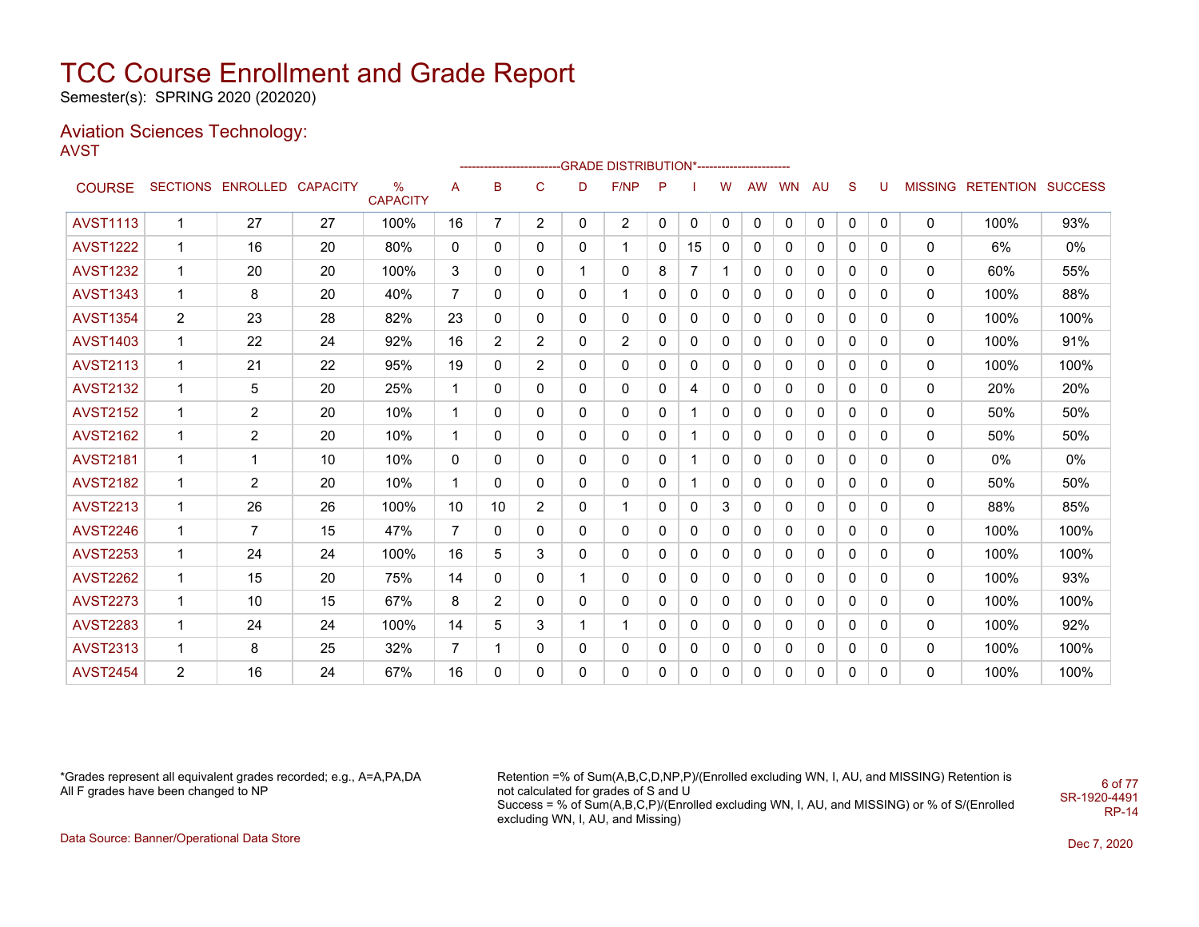# TCC Course Enrollment and Grade Report

Semester(s): SPRING 2020 (202020)

## Aviation Sciences Technology:

AVST

| COURSE | SECTIONS | ENROLLED | CAPACITY | % CAPACITY | A | B | C | D | F/NP | P | I | W | AW | WN | AU | S | U | MISSING | RETENTION | SUCCESS |
|---|---|---|---|---|---|---|---|---|---|---|---|---|---|---|---|---|---|---|---|---|
| | | | | | GRADE DISTRIBUTION* | | | | | | | | | | | | | | | |
| AVST1113 | 1 | 27 | 27 | 100% | 16 | 7 | 2 | 0 | 2 | 0 | 0 | 0 | 0 | 0 | 0 | 0 | 0 | 0 | 100% | 93% |
| AVST1222 | 1 | 16 | 20 | 80% | 0 | 0 | 0 | 0 | 1 | 0 | 15 | 0 | 0 | 0 | 0 | 0 | 0 | 0 | 6% | 0% |
| AVST1232 | 1 | 20 | 20 | 100% | 3 | 0 | 0 | 1 | 0 | 8 | 7 | 1 | 0 | 0 | 0 | 0 | 0 | 0 | 60% | 55% |
| AVST1343 | 1 | 8 | 20 | 40% | 7 | 0 | 0 | 0 | 1 | 0 | 0 | 0 | 0 | 0 | 0 | 0 | 0 | 0 | 100% | 88% |
| AVST1354 | 2 | 23 | 28 | 82% | 23 | 0 | 0 | 0 | 0 | 0 | 0 | 0 | 0 | 0 | 0 | 0 | 0 | 0 | 100% | 100% |
| AVST1403 | 1 | 22 | 24 | 92% | 16 | 2 | 2 | 0 | 2 | 0 | 0 | 0 | 0 | 0 | 0 | 0 | 0 | 0 | 100% | 91% |
| AVST2113 | 1 | 21 | 22 | 95% | 19 | 0 | 2 | 0 | 0 | 0 | 0 | 0 | 0 | 0 | 0 | 0 | 0 | 0 | 100% | 100% |
| AVST2132 | 1 | 5 | 20 | 25% | 1 | 0 | 0 | 0 | 0 | 0 | 4 | 0 | 0 | 0 | 0 | 0 | 0 | 0 | 20% | 20% |
| AVST2152 | 1 | 2 | 20 | 10% | 1 | 0 | 0 | 0 | 0 | 0 | 1 | 0 | 0 | 0 | 0 | 0 | 0 | 0 | 50% | 50% |
| AVST2162 | 1 | 2 | 20 | 10% | 1 | 0 | 0 | 0 | 0 | 0 | 1 | 0 | 0 | 0 | 0 | 0 | 0 | 0 | 50% | 50% |
| AVST2181 | 1 | 1 | 10 | 10% | 0 | 0 | 0 | 0 | 0 | 0 | 1 | 0 | 0 | 0 | 0 | 0 | 0 | 0 | 0% | 0% |
| AVST2182 | 1 | 2 | 20 | 10% | 1 | 0 | 0 | 0 | 0 | 0 | 1 | 0 | 0 | 0 | 0 | 0 | 0 | 0 | 50% | 50% |
| AVST2213 | 1 | 26 | 26 | 100% | 10 | 10 | 2 | 0 | 1 | 0 | 0 | 3 | 0 | 0 | 0 | 0 | 0 | 0 | 88% | 85% |
| AVST2246 | 1 | 7 | 15 | 47% | 7 | 0 | 0 | 0 | 0 | 0 | 0 | 0 | 0 | 0 | 0 | 0 | 0 | 0 | 100% | 100% |
| AVST2253 | 1 | 24 | 24 | 100% | 16 | 5 | 3 | 0 | 0 | 0 | 0 | 0 | 0 | 0 | 0 | 0 | 0 | 0 | 100% | 100% |
| AVST2262 | 1 | 15 | 20 | 75% | 14 | 0 | 0 | 1 | 0 | 0 | 0 | 0 | 0 | 0 | 0 | 0 | 0 | 0 | 100% | 93% |
| AVST2273 | 1 | 10 | 15 | 67% | 8 | 2 | 0 | 0 | 0 | 0 | 0 | 0 | 0 | 0 | 0 | 0 | 0 | 0 | 100% | 100% |
| AVST2283 | 1 | 24 | 24 | 100% | 14 | 5 | 3 | 1 | 1 | 0 | 0 | 0 | 0 | 0 | 0 | 0 | 0 | 0 | 100% | 92% |
| AVST2313 | 1 | 8 | 25 | 32% | 7 | 1 | 0 | 0 | 0 | 0 | 0 | 0 | 0 | 0 | 0 | 0 | 0 | 0 | 100% | 100% |
| AVST2454 | 2 | 16 | 24 | 67% | 16 | 0 | 0 | 0 | 0 | 0 | 0 | 0 | 0 | 0 | 0 | 0 | 0 | 0 | 100% | 100% |

*Grades represent all equivalent grades recorded; e.g., A=A,PA,DA
All F grades have been changed to NP

Retention =% of Sum(A,B,C,D,NP,P)/(Enrolled excluding WN, I, AU, and MISSING) Retention is not calculated for grades of S and U
Success = % of Sum(A,B,C,P)/(Enrolled excluding WN, I, AU, and MISSING) or % of S/(Enrolled excluding WN, I, AU, and Missing)

SR-1920-4491
RP-14

Data Source: Banner/Operational Data Store

Dec 7, 2020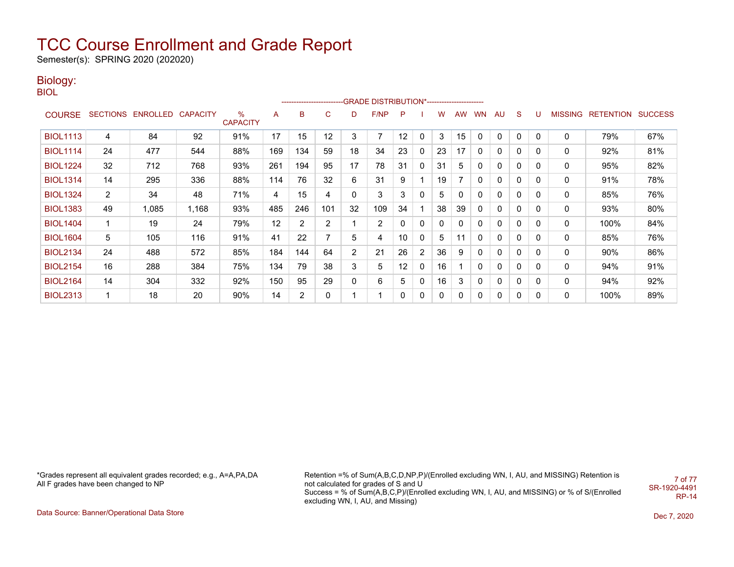# TCC Course Enrollment and Grade Report

Semester(s): SPRING 2020 (202020)

## Biology:

BIOL

| COURSE | SECTIONS | ENROLLED | CAPACITY | % CAPACITY | A | B | C | D | F/NP | P | I | W | AW | WN | AU | S | U | MISSING | RETENTION | SUCCESS |
|---|---|---|---|---|---|---|---|---|---|---|---|---|---|---|---|---|---|---|---|---|
| | | | | | -------------------------GRADE DISTRIBUTION*----------------------- | | | | | | | | | | | | | | | |
| BIOL1113 | 4 | 84 | 92 | 91% | 17 | 15 | 12 | 3 | 7 | 12 | 0 | 3 | 15 | 0 | 0 | 0 | 0 | 0 | 79% | 67% |
| BIOL1114 | 24 | 477 | 544 | 88% | 169 | 134 | 59 | 18 | 34 | 23 | 0 | 23 | 17 | 0 | 0 | 0 | 0 | 0 | 92% | 81% |
| BIOL1224 | 32 | 712 | 768 | 93% | 261 | 194 | 95 | 17 | 78 | 31 | 0 | 31 | 5 | 0 | 0 | 0 | 0 | 0 | 95% | 82% |
| BIOL1314 | 14 | 295 | 336 | 88% | 114 | 76 | 32 | 6 | 31 | 9 | 1 | 19 | 7 | 0 | 0 | 0 | 0 | 0 | 91% | 78% |
| BIOL1324 | 2 | 34 | 48 | 71% | 4 | 15 | 4 | 0 | 3 | 3 | 0 | 5 | 0 | 0 | 0 | 0 | 0 | 0 | 85% | 76% |
| BIOL1383 | 49 | 1,085 | 1,168 | 93% | 485 | 246 | 101 | 32 | 109 | 34 | 1 | 38 | 39 | 0 | 0 | 0 | 0 | 0 | 93% | 80% |
| BIOL1404 | 1 | 19 | 24 | 79% | 12 | 2 | 2 | 1 | 2 | 0 | 0 | 0 | 0 | 0 | 0 | 0 | 0 | 0 | 100% | 84% |
| BIOL1604 | 5 | 105 | 116 | 91% | 41 | 22 | 7 | 5 | 4 | 10 | 0 | 5 | 11 | 0 | 0 | 0 | 0 | 0 | 85% | 76% |
| BIOL2134 | 24 | 488 | 572 | 85% | 184 | 144 | 64 | 2 | 21 | 26 | 2 | 36 | 9 | 0 | 0 | 0 | 0 | 0 | 90% | 86% |
| BIOL2154 | 16 | 288 | 384 | 75% | 134 | 79 | 38 | 3 | 5 | 12 | 0 | 16 | 1 | 0 | 0 | 0 | 0 | 0 | 94% | 91% |
| BIOL2164 | 14 | 304 | 332 | 92% | 150 | 95 | 29 | 0 | 6 | 5 | 0 | 16 | 3 | 0 | 0 | 0 | 0 | 0 | 94% | 92% |
| BIOL2313 | 1 | 18 | 20 | 90% | 14 | 2 | 0 | 1 | 1 | 0 | 0 | 0 | 0 | 0 | 0 | 0 | 0 | 0 | 100% | 89% |

*Grades represent all equivalent grades recorded; e.g., A=A,PA,DA
All F grades have been changed to NP

Retention =% of Sum(A,B,C,D,NP,P)/(Enrolled excluding WN, I, AU, and MISSING) Retention is not calculated for grades of S and U
Success = % of Sum(A,B,C,P)/(Enrolled excluding WN, I, AU, and MISSING) or % of S/(Enrolled excluding WN, I, AU, and Missing)

SR-1920-4491
RP-14

Data Source: Banner/Operational Data Store

Dec 7, 2020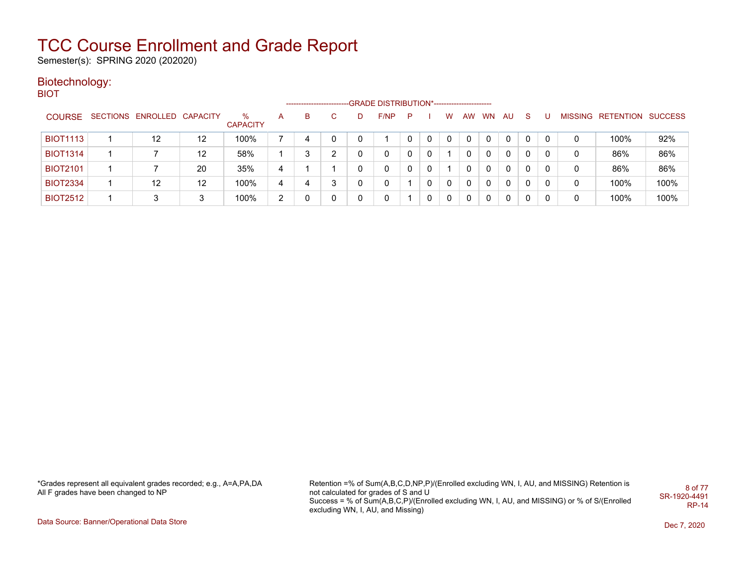# TCC Course Enrollment and Grade Report

Semester(s): SPRING 2020 (202020)

## Biotechnology:

### BIOT

| COURSE | SECTIONS | ENROLLED | CAPACITY | % CAPACITY | A | B | C | D | F/NP | P | I | W | AW | WN | AU | S | U | MISSING | RETENTION | SUCCESS |
|---|---|---|---|---|---|---|---|---|---|---|---|---|---|---|---|---|---|---|---|---|
| | | | | | GRADE DISTRIBUTION* | | | | | | | | | | | | | | | |
| BIOT1113 | 1 | 12 | 12 | 100% | 7 | 4 | 0 | 0 | 1 | 0 | 0 | 0 | 0 | 0 | 0 | 0 | 0 | 0 | 100% | 92% |
| BIOT1314 | 1 | 7 | 12 | 58% | 1 | 3 | 2 | 0 | 0 | 0 | 0 | 1 | 0 | 0 | 0 | 0 | 0 | 0 | 86% | 86% |
| BIOT2101 | 1 | 7 | 20 | 35% | 4 | 1 | 1 | 0 | 0 | 0 | 0 | 1 | 0 | 0 | 0 | 0 | 0 | 0 | 86% | 86% |
| BIOT2334 | 1 | 12 | 12 | 100% | 4 | 4 | 3 | 0 | 0 | 1 | 0 | 0 | 0 | 0 | 0 | 0 | 0 | 0 | 100% | 100% |
| BIOT2512 | 1 | 3 | 3 | 100% | 2 | 0 | 0 | 0 | 0 | 1 | 0 | 0 | 0 | 0 | 0 | 0 | 0 | 0 | 100% | 100% |

*Grades represent all equivalent grades recorded; e.g., A=A,PA,DA
All F grades have been changed to NP

Retention =% of Sum(A,B,C,D,NP,P)/(Enrolled excluding WN, I, AU, and MISSING) Retention is not calculated for grades of S and U
Success = % of Sum(A,B,C,P)/(Enrolled excluding WN, I, AU, and MISSING) or % of S/(Enrolled excluding WN, I, AU, and Missing)

SR-1920-4491
RP-14

Data Source: Banner/Operational Data Store

Dec 7, 2020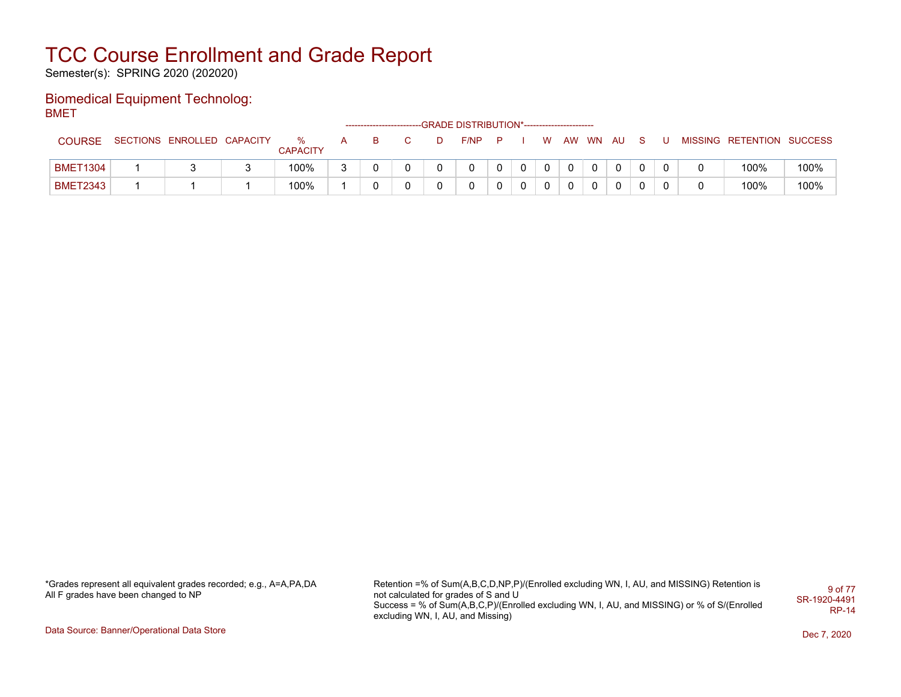# TCC Course Enrollment and Grade Report

Semester(s): SPRING 2020 (202020)

## Biomedical Equipment Technolog:

BMET

| COURSE | SECTIONS | ENROLLED | CAPACITY | % CAPACITY | A | B | C | D | F/NP | P | I | W | AW | WN | AU | S | U | MISSING | RETENTION | SUCCESS |
|---|---|---|---|---|---|---|---|---|---|---|---|---|---|---|---|---|---|---|---|---|
| | | | | | GRADE DISTRIBUTION* | | | | | | | | | | | | | | | |
| BMET1304 | 1 | 3 | 3 | 100% | 3 | 0 | 0 | 0 | 0 | 0 | 0 | 0 | 0 | 0 | 0 | 0 | 0 | 0 | 100% | 100% |
| BMET2343 | 1 | 1 | 1 | 100% | 1 | 0 | 0 | 0 | 0 | 0 | 0 | 0 | 0 | 0 | 0 | 0 | 0 | 0 | 100% | 100% |

*Grades represent all equivalent grades recorded; e.g., A=A,PA,DA
All F grades have been changed to NP

Retention =% of Sum(A,B,C,D,NP,P)/(Enrolled excluding WN, I, AU, and MISSING) Retention is not calculated for grades of S and U
Success = % of Sum(A,B,C,P)/(Enrolled excluding WN, I, AU, and MISSING) or % of S/(Enrolled excluding WN, I, AU, and Missing)

SR-1920-4491
RP-14

Data Source: Banner/Operational Data Store

Dec 7, 2020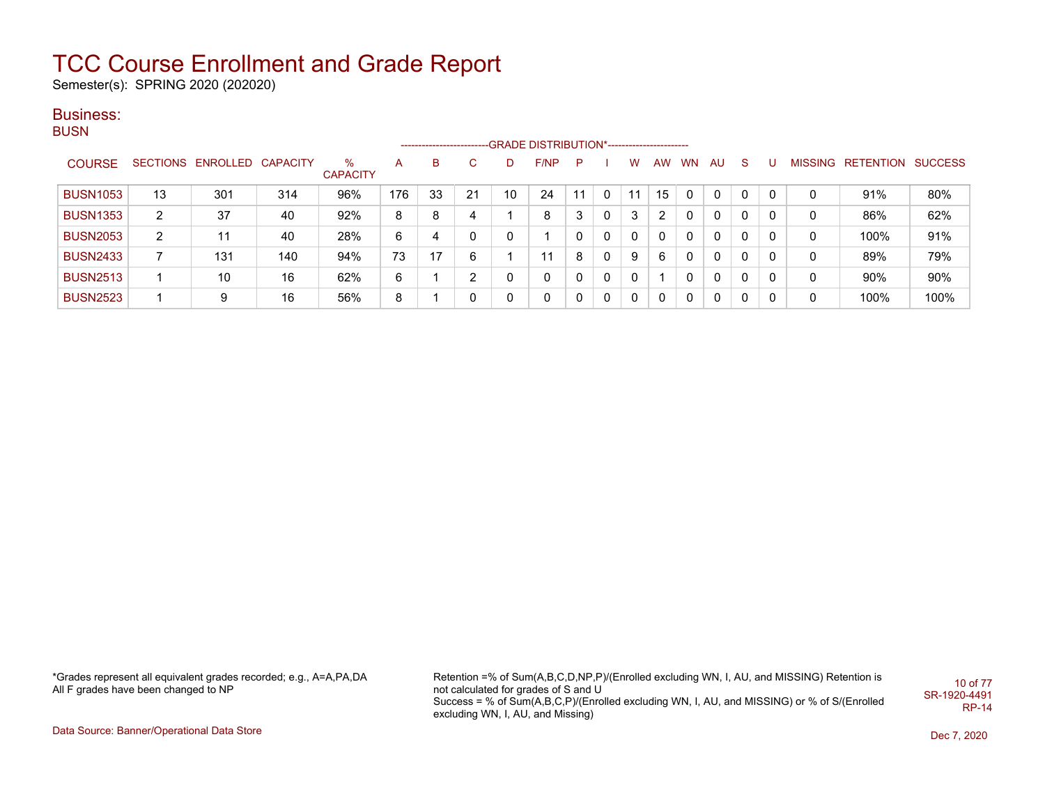# TCC Course Enrollment and Grade Report

Semester(s): SPRING 2020 (202020)

## Business:

### BUSN

| COURSE | SECTIONS | ENROLLED | CAPACITY | % CAPACITY | A | B | C | D | F/NP | P | I | W | AW | WN | AU | S | U | MISSING | RETENTION | SUCCESS |
|---|---|---|---|---|---|---|---|---|---|---|---|---|---|---|---|---|---|---|---|---|
| | | | | | GRADE DISTRIBUTION* | | | | | | | | | | | | | | | |
| BUSN1053 | 13 | 301 | 314 | 96% | 176 | 33 | 21 | 10 | 24 | 11 | 0 | 11 | 15 | 0 | 0 | 0 | 0 | 0 | 91% | 80% |
| BUSN1353 | 2 | 37 | 40 | 92% | 8 | 8 | 4 | 1 | 8 | 3 | 0 | 3 | 2 | 0 | 0 | 0 | 0 | 0 | 86% | 62% |
| BUSN2053 | 2 | 11 | 40 | 28% | 6 | 4 | 0 | 0 | 1 | 0 | 0 | 0 | 0 | 0 | 0 | 0 | 0 | 0 | 100% | 91% |
| BUSN2433 | 7 | 131 | 140 | 94% | 73 | 17 | 6 | 1 | 11 | 8 | 0 | 9 | 6 | 0 | 0 | 0 | 0 | 0 | 89% | 79% |
| BUSN2513 | 1 | 10 | 16 | 62% | 6 | 1 | 2 | 0 | 0 | 0 | 0 | 0 | 1 | 0 | 0 | 0 | 0 | 0 | 90% | 90% |
| BUSN2523 | 1 | 9 | 16 | 56% | 8 | 1 | 0 | 0 | 0 | 0 | 0 | 0 | 0 | 0 | 0 | 0 | 0 | 0 | 100% | 100% |

*Grades represent all equivalent grades recorded; e.g., A=A,PA,DA
All F grades have been changed to NP

Retention =% of Sum(A,B,C,D,NP,P)/(Enrolled excluding WN, I, AU, and MISSING) Retention is not calculated for grades of S and U
Success = % of Sum(A,B,C,P)/(Enrolled excluding WN, I, AU, and MISSING) or % of S/(Enrolled excluding WN, I, AU, and Missing)

SR-1920-4491
RP-14

Data Source: Banner/Operational Data Store

Dec 7, 2020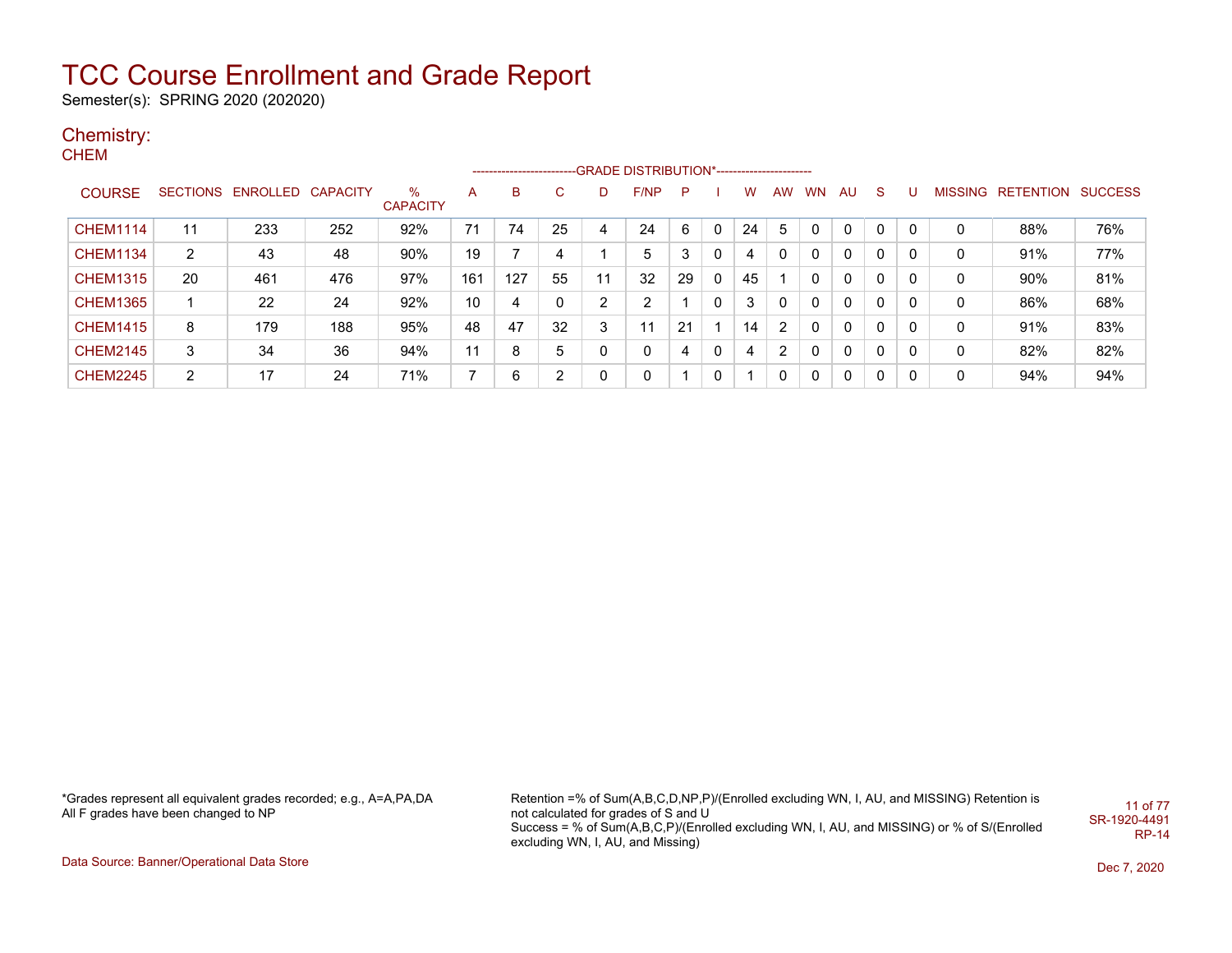# TCC Course Enrollment and Grade Report

Semester(s): SPRING 2020 (202020)

## Chemistry:

### CHEM

| COURSE | SECTIONS | ENROLLED | CAPACITY | % CAPACITY | A | B | C | D | F/NP | P | I | W | AW | WN | AU | S | U | MISSING | RETENTION | SUCCESS |
|---|---|---|---|---|---|---|---|---|---|---|---|---|---|---|---|---|---|---|---|---|
| | | | | | GRADE DISTRIBUTION* | | | | | | | | | | | | | | | |
| CHEM1114 | 11 | 233 | 252 | 92% | 71 | 74 | 25 | 4 | 24 | 6 | 0 | 24 | 5 | 0 | 0 | 0 | 0 | 0 | 88% | 76% |
| CHEM1134 | 2 | 43 | 48 | 90% | 19 | 7 | 4 | 1 | 5 | 3 | 0 | 4 | 0 | 0 | 0 | 0 | 0 | 0 | 91% | 77% |
| CHEM1315 | 20 | 461 | 476 | 97% | 161 | 127 | 55 | 11 | 32 | 29 | 0 | 45 | 1 | 0 | 0 | 0 | 0 | 0 | 90% | 81% |
| CHEM1365 | 1 | 22 | 24 | 92% | 10 | 4 | 0 | 2 | 2 | 1 | 0 | 3 | 0 | 0 | 0 | 0 | 0 | 0 | 86% | 68% |
| CHEM1415 | 8 | 179 | 188 | 95% | 48 | 47 | 32 | 3 | 11 | 21 | 1 | 14 | 2 | 0 | 0 | 0 | 0 | 0 | 91% | 83% |
| CHEM2145 | 3 | 34 | 36 | 94% | 11 | 8 | 5 | 0 | 0 | 4 | 0 | 4 | 2 | 0 | 0 | 0 | 0 | 0 | 82% | 82% |
| CHEM2245 | 2 | 17 | 24 | 71% | 7 | 6 | 2 | 0 | 0 | 1 | 0 | 1 | 0 | 0 | 0 | 0 | 0 | 0 | 94% | 94% |

*Grades represent all equivalent grades recorded; e.g., A=A,PA,DA
All F grades have been changed to NP

Retention =% of Sum(A,B,C,D,NP,P)/(Enrolled excluding WN, I, AU, and MISSING) Retention is not calculated for grades of S and U
Success = % of Sum(A,B,C,P)/(Enrolled excluding WN, I, AU, and MISSING) or % of S/(Enrolled excluding WN, I, AU, and Missing)

SR-1920-4491
RP-14

Data Source: Banner/Operational Data Store

Dec 7, 2020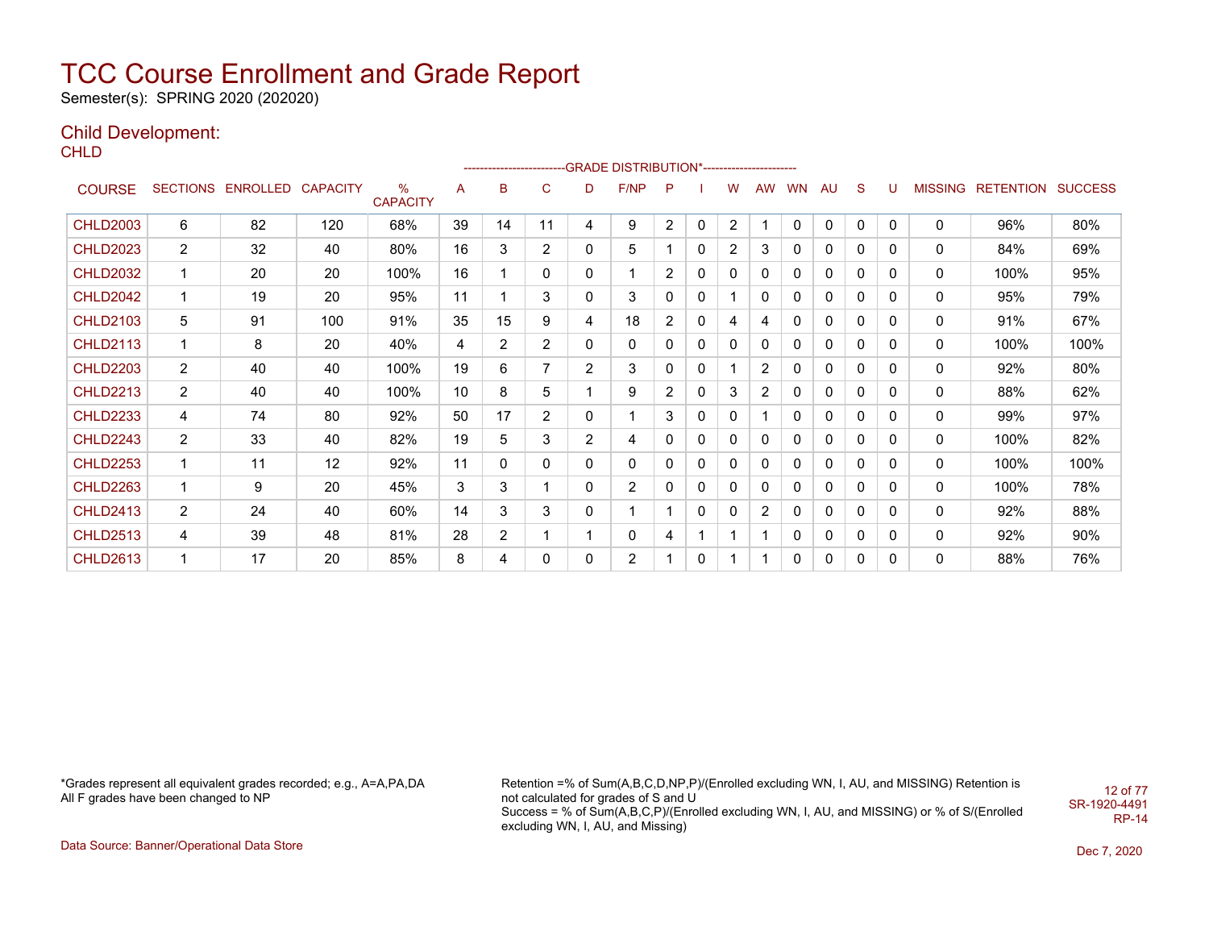# TCC Course Enrollment and Grade Report

Semester(s): SPRING 2020 (202020)

## Child Development:

CHLD

| COURSE | SECTIONS | ENROLLED | CAPACITY | % CAPACITY | A | B | C | D | F/NP | P | I | W | AW | WN | AU | S | U | MISSING | RETENTION | SUCCESS |
|---|---|---|---|---|---|---|---|---|---|---|---|---|---|---|---|---|---|---|---|---|
| | | | | | -------------------------GRADE DISTRIBUTION*----------------------- | | | | | | | | | | | | | | | |
| CHLD2003 | 6 | 82 | 120 | 68% | 39 | 14 | 11 | 4 | 9 | 2 | 0 | 2 | 1 | 0 | 0 | 0 | 0 | 0 | 96% | 80% |
| CHLD2023 | 2 | 32 | 40 | 80% | 16 | 3 | 2 | 0 | 5 | 1 | 0 | 2 | 3 | 0 | 0 | 0 | 0 | 0 | 84% | 69% |
| CHLD2032 | 1 | 20 | 20 | 100% | 16 | 1 | 0 | 0 | 1 | 2 | 0 | 0 | 0 | 0 | 0 | 0 | 0 | 0 | 100% | 95% |
| CHLD2042 | 1 | 19 | 20 | 95% | 11 | 1 | 3 | 0 | 3 | 0 | 0 | 1 | 0 | 0 | 0 | 0 | 0 | 0 | 95% | 79% |
| CHLD2103 | 5 | 91 | 100 | 91% | 35 | 15 | 9 | 4 | 18 | 2 | 0 | 4 | 4 | 0 | 0 | 0 | 0 | 0 | 91% | 67% |
| CHLD2113 | 1 | 8 | 20 | 40% | 4 | 2 | 2 | 0 | 0 | 0 | 0 | 0 | 0 | 0 | 0 | 0 | 0 | 0 | 100% | 100% |
| CHLD2203 | 2 | 40 | 40 | 100% | 19 | 6 | 7 | 2 | 3 | 0 | 0 | 1 | 2 | 0 | 0 | 0 | 0 | 0 | 92% | 80% |
| CHLD2213 | 2 | 40 | 40 | 100% | 10 | 8 | 5 | 1 | 9 | 2 | 0 | 3 | 2 | 0 | 0 | 0 | 0 | 0 | 88% | 62% |
| CHLD2233 | 4 | 74 | 80 | 92% | 50 | 17 | 2 | 0 | 1 | 3 | 0 | 0 | 1 | 0 | 0 | 0 | 0 | 0 | 99% | 97% |
| CHLD2243 | 2 | 33 | 40 | 82% | 19 | 5 | 3 | 2 | 4 | 0 | 0 | 0 | 0 | 0 | 0 | 0 | 0 | 0 | 100% | 82% |
| CHLD2253 | 1 | 11 | 12 | 92% | 11 | 0 | 0 | 0 | 0 | 0 | 0 | 0 | 0 | 0 | 0 | 0 | 0 | 0 | 100% | 100% |
| CHLD2263 | 1 | 9 | 20 | 45% | 3 | 3 | 1 | 0 | 2 | 0 | 0 | 0 | 0 | 0 | 0 | 0 | 0 | 0 | 100% | 78% |
| CHLD2413 | 2 | 24 | 40 | 60% | 14 | 3 | 3 | 0 | 1 | 1 | 0 | 0 | 2 | 0 | 0 | 0 | 0 | 0 | 92% | 88% |
| CHLD2513 | 4 | 39 | 48 | 81% | 28 | 2 | 1 | 1 | 0 | 4 | 1 | 1 | 1 | 0 | 0 | 0 | 0 | 0 | 92% | 90% |
| CHLD2613 | 1 | 17 | 20 | 85% | 8 | 4 | 0 | 0 | 2 | 1 | 0 | 1 | 1 | 0 | 0 | 0 | 0 | 0 | 88% | 76% |

*Grades represent all equivalent grades recorded; e.g., A=A,PA,DA
All F grades have been changed to NP

Retention =% of Sum(A,B,C,D,NP,P)/(Enrolled excluding WN, I, AU, and MISSING) Retention is not calculated for grades of S and U
Success = % of Sum(A,B,C,P)/(Enrolled excluding WN, I, AU, and MISSING) or % of S/(Enrolled excluding WN, I, AU, and Missing)

SR-1920-4491
RP-14

Data Source: Banner/Operational Data Store

Dec 7, 2020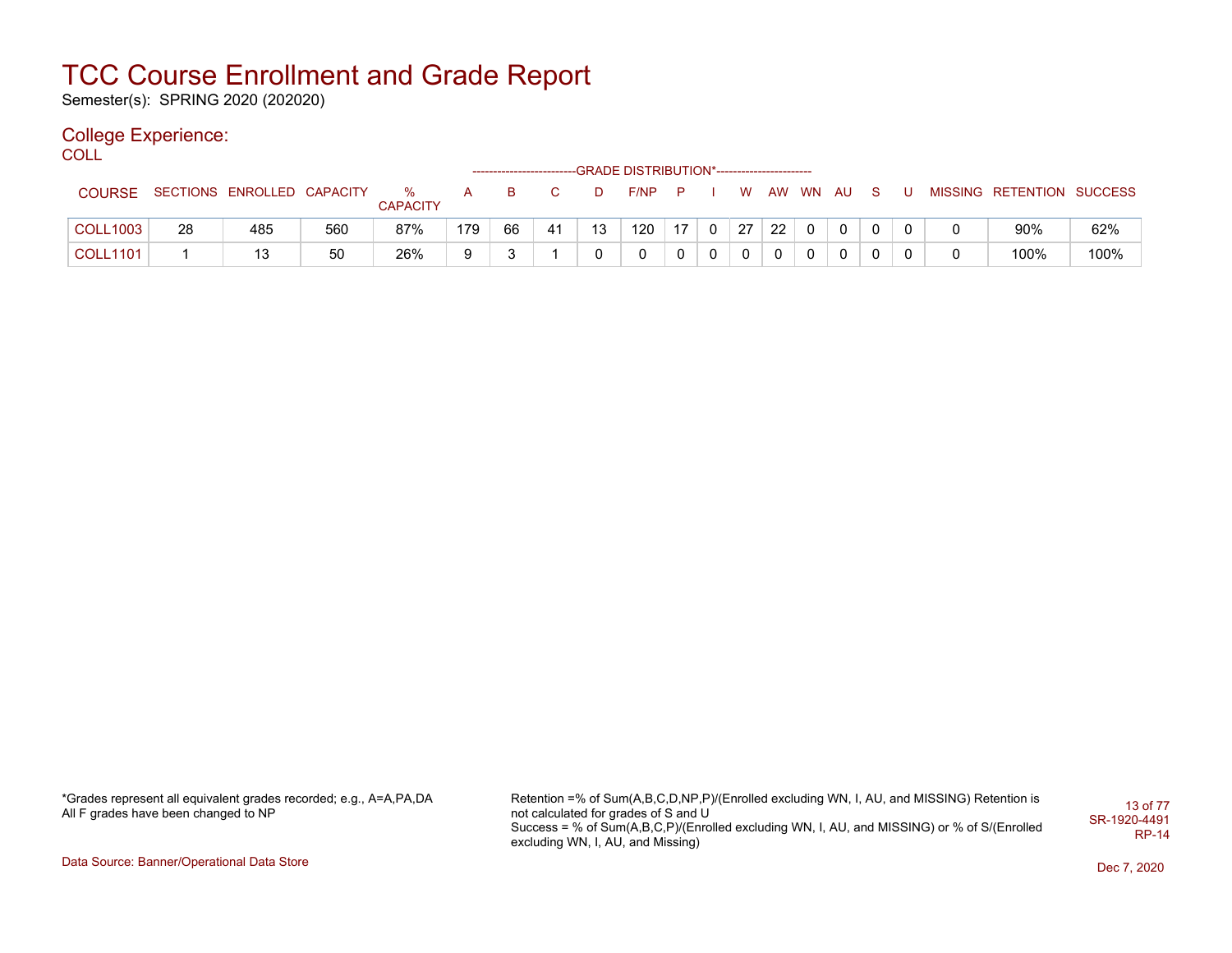# TCC Course Enrollment and Grade Report

Semester(s): SPRING 2020 (202020)

## College Experience:

COLL

| COURSE | SECTIONS | ENROLLED | CAPACITY | % CAPACITY | A | B | C | D | F/NP | P | I | W | AW | WN | AU | S | U | MISSING | RETENTION | SUCCESS |
|---|---|---|---|---|---|---|---|---|---|---|---|---|---|---|---|---|---|---|---|---|
| COLL1003 | 28 | 485 | 560 | 87% | 179 | 66 | 41 | 13 | 120 | 17 | 0 | 27 | 22 | 0 | 0 | 0 | 0 | 0 | 90% | 62% |
| COLL1101 | 1 | 13 | 50 | 26% | 9 | 3 | 1 | 0 | 0 | 0 | 0 | 0 | 0 | 0 | 0 | 0 | 0 | 0 | 100% | 100% |

(A through U columns: GRADE DISTRIBUTION*)

*Grades represent all equivalent grades recorded; e.g., A=A,PA,DA
All F grades have been changed to NP

Retention =% of Sum(A,B,C,D,NP,P)/(Enrolled excluding WN, I, AU, and MISSING) Retention is not calculated for grades of S and U
Success = % of Sum(A,B,C,P)/(Enrolled excluding WN, I, AU, and MISSING) or % of S/(Enrolled excluding WN, I, AU, and Missing)

SR-1920-4491
RP-14

Data Source: Banner/Operational Data Store

Dec 7, 2020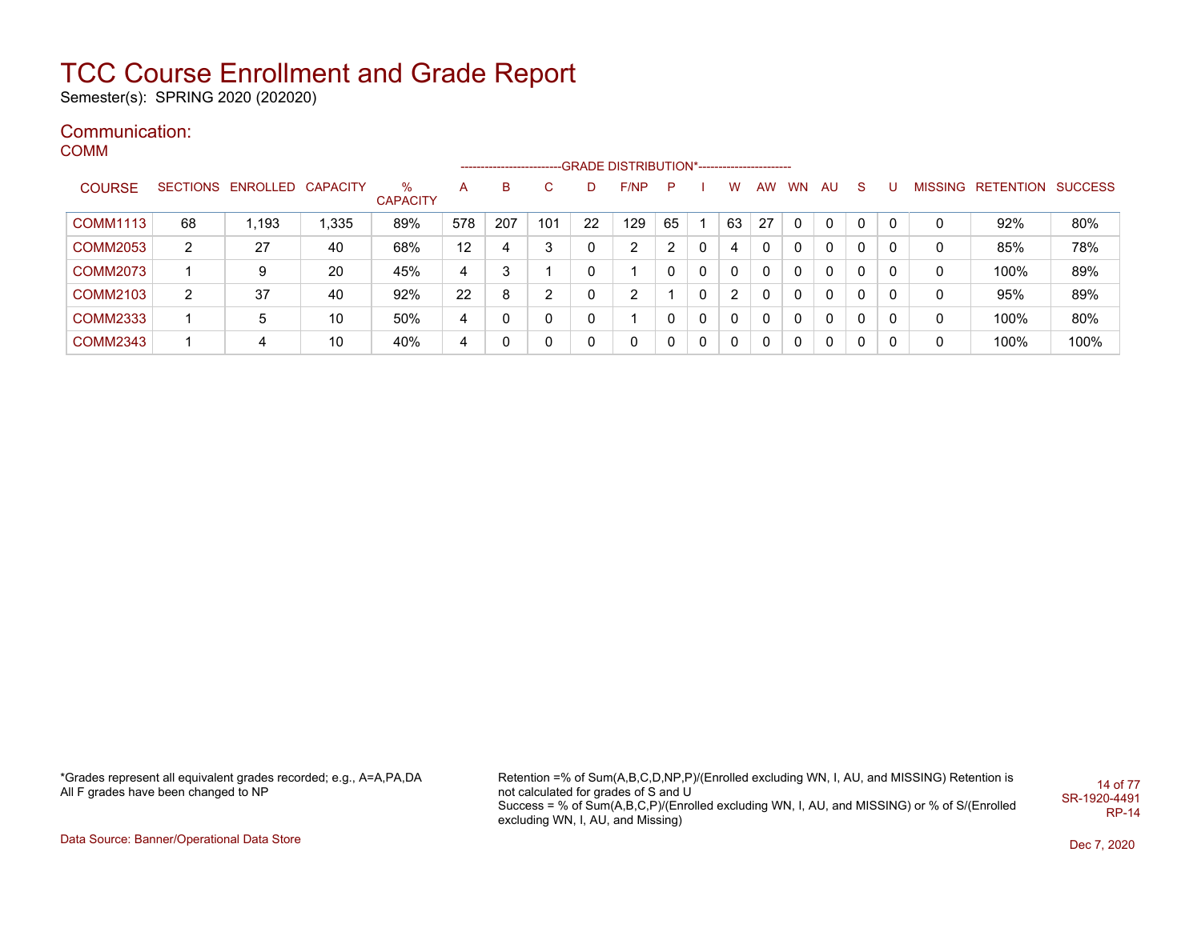# TCC Course Enrollment and Grade Report

Semester(s): SPRING 2020 (202020)

## Communication:

### COMM

| COURSE | SECTIONS | ENROLLED | CAPACITY | % CAPACITY | A | B | C | D | F/NP | P | I | W | AW | WN | AU | S | U | MISSING | RETENTION | SUCCESS |
|---|---|---|---|---|---|---|---|---|---|---|---|---|---|---|---|---|---|---|---|---|
| | | | | | GRADE DISTRIBUTION* | | | | | | | | | | | | | | | |
| COMM1113 | 68 | 1,193 | 1,335 | 89% | 578 | 207 | 101 | 22 | 129 | 65 | 1 | 63 | 27 | 0 | 0 | 0 | 0 | 0 | 92% | 80% |
| COMM2053 | 2 | 27 | 40 | 68% | 12 | 4 | 3 | 0 | 2 | 2 | 0 | 4 | 0 | 0 | 0 | 0 | 0 | 0 | 85% | 78% |
| COMM2073 | 1 | 9 | 20 | 45% | 4 | 3 | 1 | 0 | 1 | 0 | 0 | 0 | 0 | 0 | 0 | 0 | 0 | 0 | 100% | 89% |
| COMM2103 | 2 | 37 | 40 | 92% | 22 | 8 | 2 | 0 | 2 | 1 | 0 | 2 | 0 | 0 | 0 | 0 | 0 | 0 | 95% | 89% |
| COMM2333 | 1 | 5 | 10 | 50% | 4 | 0 | 0 | 0 | 1 | 0 | 0 | 0 | 0 | 0 | 0 | 0 | 0 | 0 | 100% | 80% |
| COMM2343 | 1 | 4 | 10 | 40% | 4 | 0 | 0 | 0 | 0 | 0 | 0 | 0 | 0 | 0 | 0 | 0 | 0 | 0 | 100% | 100% |

*Grades represent all equivalent grades recorded; e.g., A=A,PA,DA
All F grades have been changed to NP

Retention =% of Sum(A,B,C,D,NP,P)/(Enrolled excluding WN, I, AU, and MISSING) Retention is not calculated for grades of S and U
Success = % of Sum(A,B,C,P)/(Enrolled excluding WN, I, AU, and MISSING) or % of S/(Enrolled excluding WN, I, AU, and Missing)

SR-1920-4491
RP-14

Data Source: Banner/Operational Data Store

Dec 7, 2020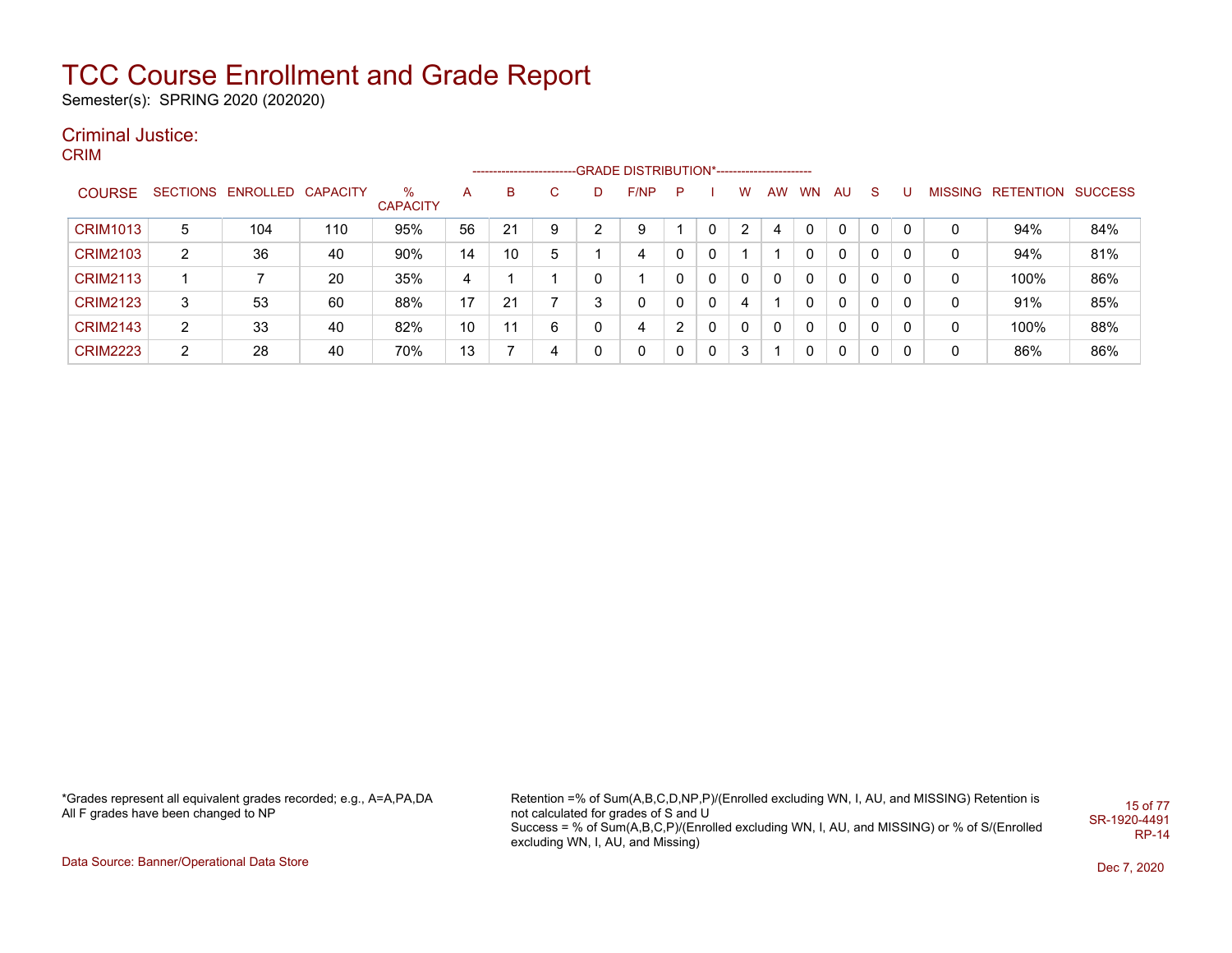# TCC Course Enrollment and Grade Report

Semester(s): SPRING 2020 (202020)

## Criminal Justice:

CRIM

| COURSE | SECTIONS | ENROLLED | CAPACITY | % CAPACITY | A | B | C | D | F/NP | P | I | W | AW | WN | AU | S | U | MISSING | RETENTION | SUCCESS |
|---|---|---|---|---|---|---|---|---|---|---|---|---|---|---|---|---|---|---|---|---|
| | | | | | -------------------------GRADE DISTRIBUTION*----------------------- | | | | | | | | | | | | | | | |
| CRIM1013 | 5 | 104 | 110 | 95% | 56 | 21 | 9 | 2 | 9 | 1 | 0 | 2 | 4 | 0 | 0 | 0 | 0 | 0 | 94% | 84% |
| CRIM2103 | 2 | 36 | 40 | 90% | 14 | 10 | 5 | 1 | 4 | 0 | 0 | 1 | 1 | 0 | 0 | 0 | 0 | 0 | 94% | 81% |
| CRIM2113 | 1 | 7 | 20 | 35% | 4 | 1 | 1 | 0 | 1 | 0 | 0 | 0 | 0 | 0 | 0 | 0 | 0 | 0 | 100% | 86% |
| CRIM2123 | 3 | 53 | 60 | 88% | 17 | 21 | 7 | 3 | 0 | 0 | 0 | 4 | 1 | 0 | 0 | 0 | 0 | 0 | 91% | 85% |
| CRIM2143 | 2 | 33 | 40 | 82% | 10 | 11 | 6 | 0 | 4 | 2 | 0 | 0 | 0 | 0 | 0 | 0 | 0 | 0 | 100% | 88% |
| CRIM2223 | 2 | 28 | 40 | 70% | 13 | 7 | 4 | 0 | 0 | 0 | 0 | 3 | 1 | 0 | 0 | 0 | 0 | 0 | 86% | 86% |

*Grades represent all equivalent grades recorded; e.g., A=A,PA,DA
All F grades have been changed to NP

Retention =% of Sum(A,B,C,D,NP,P)/(Enrolled excluding WN, I, AU, and MISSING) Retention is not calculated for grades of S and U
Success = % of Sum(A,B,C,P)/(Enrolled excluding WN, I, AU, and MISSING) or % of S/(Enrolled excluding WN, I, AU, and Missing)

SR-1920-4491
RP-14

Data Source: Banner/Operational Data Store

Dec 7, 2020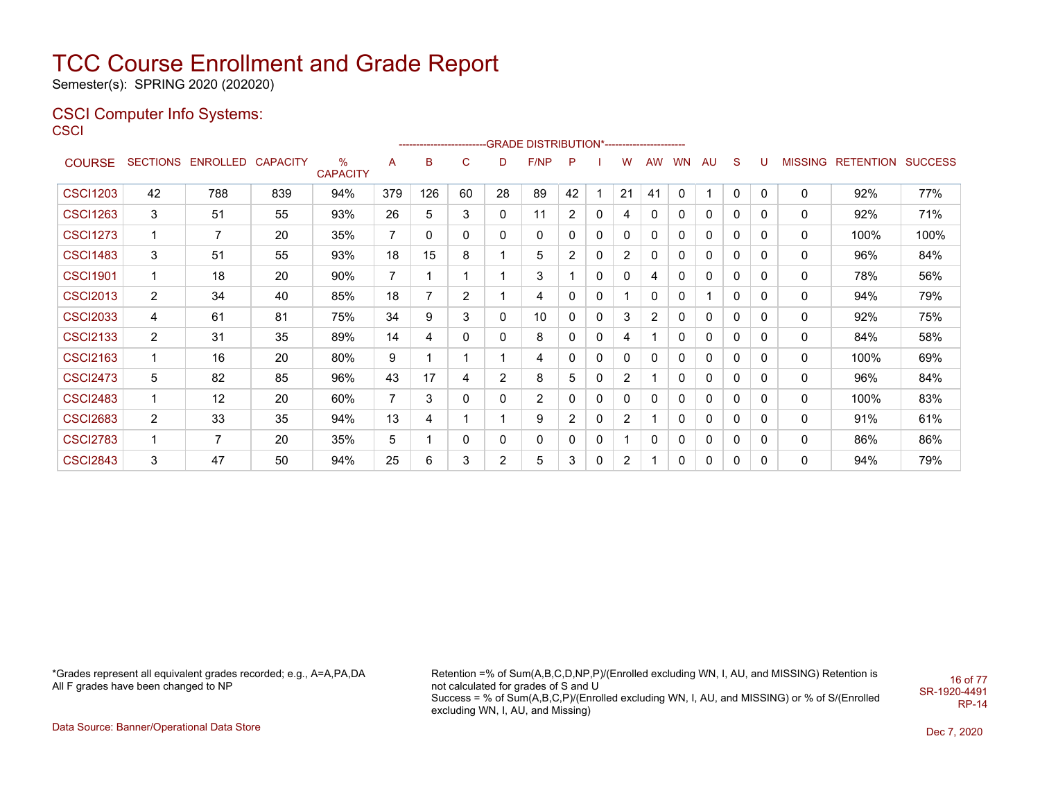# TCC Course Enrollment and Grade Report

Semester(s): SPRING 2020 (202020)

## CSCI Computer Info Systems:

CSCI

| COURSE | SECTIONS | ENROLLED | CAPACITY | % CAPACITY | A | B | C | D | F/NP | P | I | W | AW | WN | AU | S | U | MISSING | RETENTION | SUCCESS |
|---|---|---|---|---|---|---|---|---|---|---|---|---|---|---|---|---|---|---|---|---|
| | | | | | GRADE DISTRIBUTION* | | | | | | | | | | | | | | | |
| CSCI1203 | 42 | 788 | 839 | 94% | 379 | 126 | 60 | 28 | 89 | 42 | 1 | 21 | 41 | 0 | 1 | 0 | 0 | 0 | 92% | 77% |
| CSCI1263 | 3 | 51 | 55 | 93% | 26 | 5 | 3 | 0 | 11 | 2 | 0 | 4 | 0 | 0 | 0 | 0 | 0 | 0 | 92% | 71% |
| CSCI1273 | 1 | 7 | 20 | 35% | 7 | 0 | 0 | 0 | 0 | 0 | 0 | 0 | 0 | 0 | 0 | 0 | 0 | 0 | 100% | 100% |
| CSCI1483 | 3 | 51 | 55 | 93% | 18 | 15 | 8 | 1 | 5 | 2 | 0 | 2 | 0 | 0 | 0 | 0 | 0 | 0 | 96% | 84% |
| CSCI1901 | 1 | 18 | 20 | 90% | 7 | 1 | 1 | 1 | 3 | 1 | 0 | 0 | 4 | 0 | 0 | 0 | 0 | 0 | 78% | 56% |
| CSCI2013 | 2 | 34 | 40 | 85% | 18 | 7 | 2 | 1 | 4 | 0 | 0 | 1 | 0 | 0 | 1 | 0 | 0 | 0 | 94% | 79% |
| CSCI2033 | 4 | 61 | 81 | 75% | 34 | 9 | 3 | 0 | 10 | 0 | 0 | 3 | 2 | 0 | 0 | 0 | 0 | 0 | 92% | 75% |
| CSCI2133 | 2 | 31 | 35 | 89% | 14 | 4 | 0 | 0 | 8 | 0 | 0 | 4 | 1 | 0 | 0 | 0 | 0 | 0 | 84% | 58% |
| CSCI2163 | 1 | 16 | 20 | 80% | 9 | 1 | 1 | 1 | 4 | 0 | 0 | 0 | 0 | 0 | 0 | 0 | 0 | 0 | 100% | 69% |
| CSCI2473 | 5 | 82 | 85 | 96% | 43 | 17 | 4 | 2 | 8 | 5 | 0 | 2 | 1 | 0 | 0 | 0 | 0 | 0 | 96% | 84% |
| CSCI2483 | 1 | 12 | 20 | 60% | 7 | 3 | 0 | 0 | 2 | 0 | 0 | 0 | 0 | 0 | 0 | 0 | 0 | 0 | 100% | 83% |
| CSCI2683 | 2 | 33 | 35 | 94% | 13 | 4 | 1 | 1 | 9 | 2 | 0 | 2 | 1 | 0 | 0 | 0 | 0 | 0 | 91% | 61% |
| CSCI2783 | 1 | 7 | 20 | 35% | 5 | 1 | 0 | 0 | 0 | 0 | 0 | 1 | 0 | 0 | 0 | 0 | 0 | 0 | 86% | 86% |
| CSCI2843 | 3 | 47 | 50 | 94% | 25 | 6 | 3 | 2 | 5 | 3 | 0 | 2 | 1 | 0 | 0 | 0 | 0 | 0 | 94% | 79% |

*Grades represent all equivalent grades recorded; e.g., A=A,PA,DA
All F grades have been changed to NP

Retention =% of Sum(A,B,C,D,NP,P)/(Enrolled excluding WN, I, AU, and MISSING) Retention is not calculated for grades of S and U
Success = % of Sum(A,B,C,P)/(Enrolled excluding WN, I, AU, and MISSING) or % of S/(Enrolled excluding WN, I, AU, and Missing)

SR-1920-4491
RP-14

Data Source: Banner/Operational Data Store

Dec 7, 2020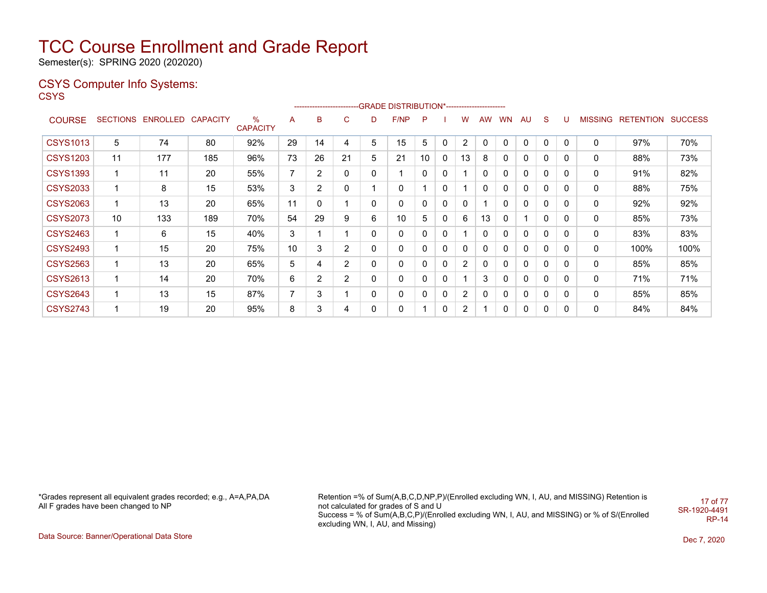# TCC Course Enrollment and Grade Report

Semester(s): SPRING 2020 (202020)

## CSYS Computer Info Systems:

### CSYS

| COURSE | SECTIONS | ENROLLED | CAPACITY | % CAPACITY | A | B | C | D | F/NP | P | I | W | AW | WN | AU | S | U | MISSING | RETENTION | SUCCESS |
|---|---|---|---|---|---|---|---|---|---|---|---|---|---|---|---|---|---|---|---|---|
| | | | | | GRADE DISTRIBUTION* | | | | | | | | | | | | | | | |
| CSYS1013 | 5 | 74 | 80 | 92% | 29 | 14 | 4 | 5 | 15 | 5 | 0 | 2 | 0 | 0 | 0 | 0 | 0 | 0 | 97% | 70% |
| CSYS1203 | 11 | 177 | 185 | 96% | 73 | 26 | 21 | 5 | 21 | 10 | 0 | 13 | 8 | 0 | 0 | 0 | 0 | 0 | 88% | 73% |
| CSYS1393 | 1 | 11 | 20 | 55% | 7 | 2 | 0 | 0 | 1 | 0 | 0 | 1 | 0 | 0 | 0 | 0 | 0 | 0 | 91% | 82% |
| CSYS2033 | 1 | 8 | 15 | 53% | 3 | 2 | 0 | 1 | 0 | 1 | 0 | 1 | 0 | 0 | 0 | 0 | 0 | 0 | 88% | 75% |
| CSYS2063 | 1 | 13 | 20 | 65% | 11 | 0 | 1 | 0 | 0 | 0 | 0 | 0 | 1 | 0 | 0 | 0 | 0 | 0 | 92% | 92% |
| CSYS2073 | 10 | 133 | 189 | 70% | 54 | 29 | 9 | 6 | 10 | 5 | 0 | 6 | 13 | 0 | 1 | 0 | 0 | 0 | 85% | 73% |
| CSYS2463 | 1 | 6 | 15 | 40% | 3 | 1 | 1 | 0 | 0 | 0 | 0 | 1 | 0 | 0 | 0 | 0 | 0 | 0 | 83% | 83% |
| CSYS2493 | 1 | 15 | 20 | 75% | 10 | 3 | 2 | 0 | 0 | 0 | 0 | 0 | 0 | 0 | 0 | 0 | 0 | 0 | 100% | 100% |
| CSYS2563 | 1 | 13 | 20 | 65% | 5 | 4 | 2 | 0 | 0 | 0 | 0 | 2 | 0 | 0 | 0 | 0 | 0 | 0 | 85% | 85% |
| CSYS2613 | 1 | 14 | 20 | 70% | 6 | 2 | 2 | 0 | 0 | 0 | 0 | 1 | 3 | 0 | 0 | 0 | 0 | 0 | 71% | 71% |
| CSYS2643 | 1 | 13 | 15 | 87% | 7 | 3 | 1 | 0 | 0 | 0 | 0 | 2 | 0 | 0 | 0 | 0 | 0 | 0 | 85% | 85% |
| CSYS2743 | 1 | 19 | 20 | 95% | 8 | 3 | 4 | 0 | 0 | 1 | 0 | 2 | 1 | 0 | 0 | 0 | 0 | 0 | 84% | 84% |

*Grades represent all equivalent grades recorded; e.g., A=A,PA,DA
All F grades have been changed to NP

Retention =% of Sum(A,B,C,D,NP,P)/(Enrolled excluding WN, I, AU, and MISSING) Retention is not calculated for grades of S and U
Success = % of Sum(A,B,C,P)/(Enrolled excluding WN, I, AU, and MISSING) or % of S/(Enrolled excluding WN, I, AU, and Missing)

SR-1920-4491
RP-14

Data Source: Banner/Operational Data Store

Dec 7, 2020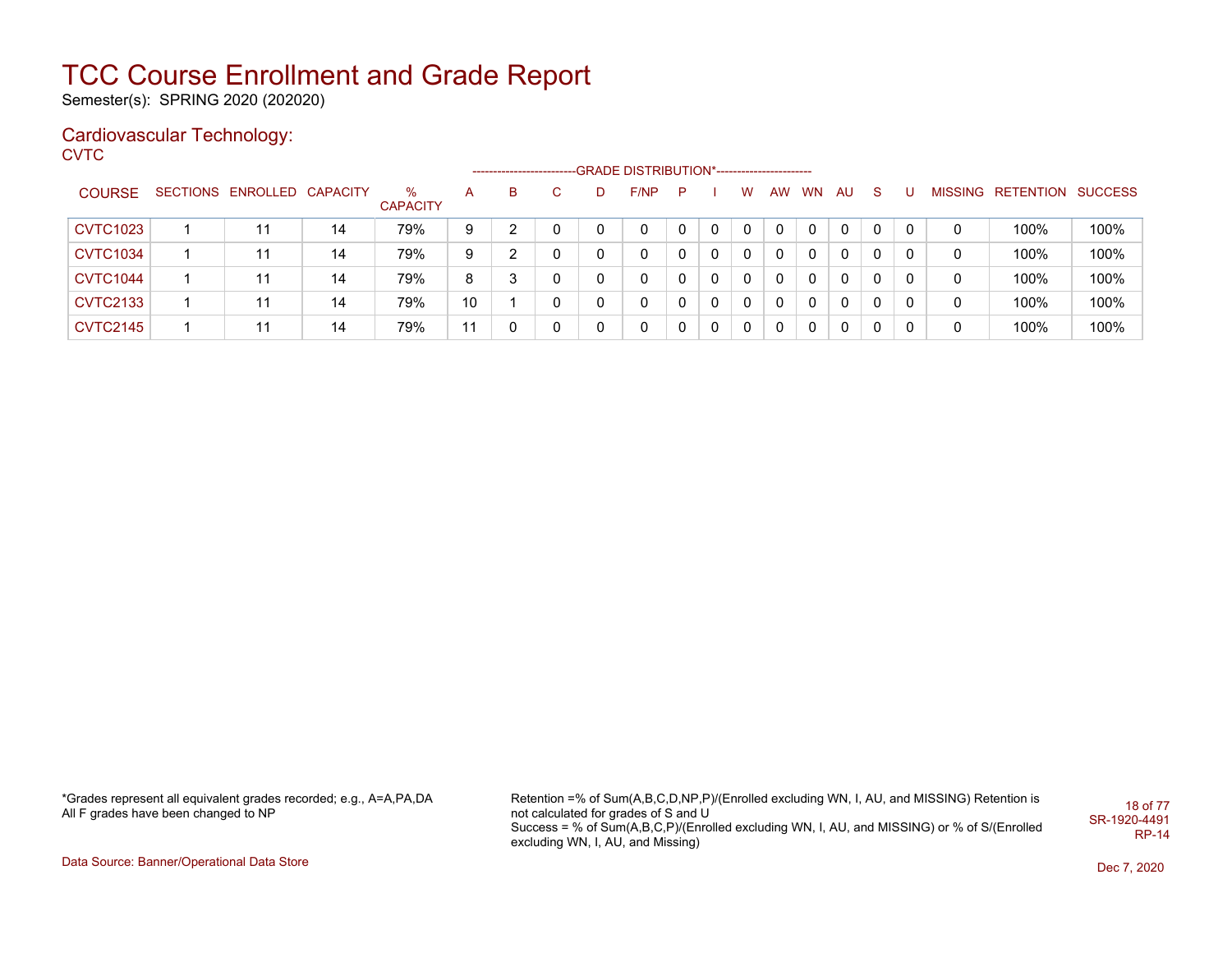# TCC Course Enrollment and Grade Report

Semester(s): SPRING 2020 (202020)

## Cardiovascular Technology:

CVTC

| COURSE | SECTIONS | ENROLLED | CAPACITY | % CAPACITY | A | B | C | D | F/NP | P | I | W | AW | WN | AU | S | U | MISSING | RETENTION | SUCCESS |
|---|---|---|---|---|---|---|---|---|---|---|---|---|---|---|---|---|---|---|---|---|
| | | | | | -------------------------GRADE DISTRIBUTION*----------------------- | | | | | | | | | | | | | | | |
| CVTC1023 | 1 | 11 | 14 | 79% | 9 | 2 | 0 | 0 | 0 | 0 | 0 | 0 | 0 | 0 | 0 | 0 | 0 | 0 | 100% | 100% |
| CVTC1034 | 1 | 11 | 14 | 79% | 9 | 2 | 0 | 0 | 0 | 0 | 0 | 0 | 0 | 0 | 0 | 0 | 0 | 0 | 100% | 100% |
| CVTC1044 | 1 | 11 | 14 | 79% | 8 | 3 | 0 | 0 | 0 | 0 | 0 | 0 | 0 | 0 | 0 | 0 | 0 | 0 | 100% | 100% |
| CVTC2133 | 1 | 11 | 14 | 79% | 10 | 1 | 0 | 0 | 0 | 0 | 0 | 0 | 0 | 0 | 0 | 0 | 0 | 0 | 100% | 100% |
| CVTC2145 | 1 | 11 | 14 | 79% | 11 | 0 | 0 | 0 | 0 | 0 | 0 | 0 | 0 | 0 | 0 | 0 | 0 | 0 | 100% | 100% |

*Grades represent all equivalent grades recorded; e.g., A=A,PA,DA
All F grades have been changed to NP

Retention =% of Sum(A,B,C,D,NP,P)/(Enrolled excluding WN, I, AU, and MISSING) Retention is not calculated for grades of S and U
Success = % of Sum(A,B,C,P)/(Enrolled excluding WN, I, AU, and MISSING) or % of S/(Enrolled excluding WN, I, AU, and Missing)

SR-1920-4491
RP-14

Data Source: Banner/Operational Data Store

Dec 7, 2020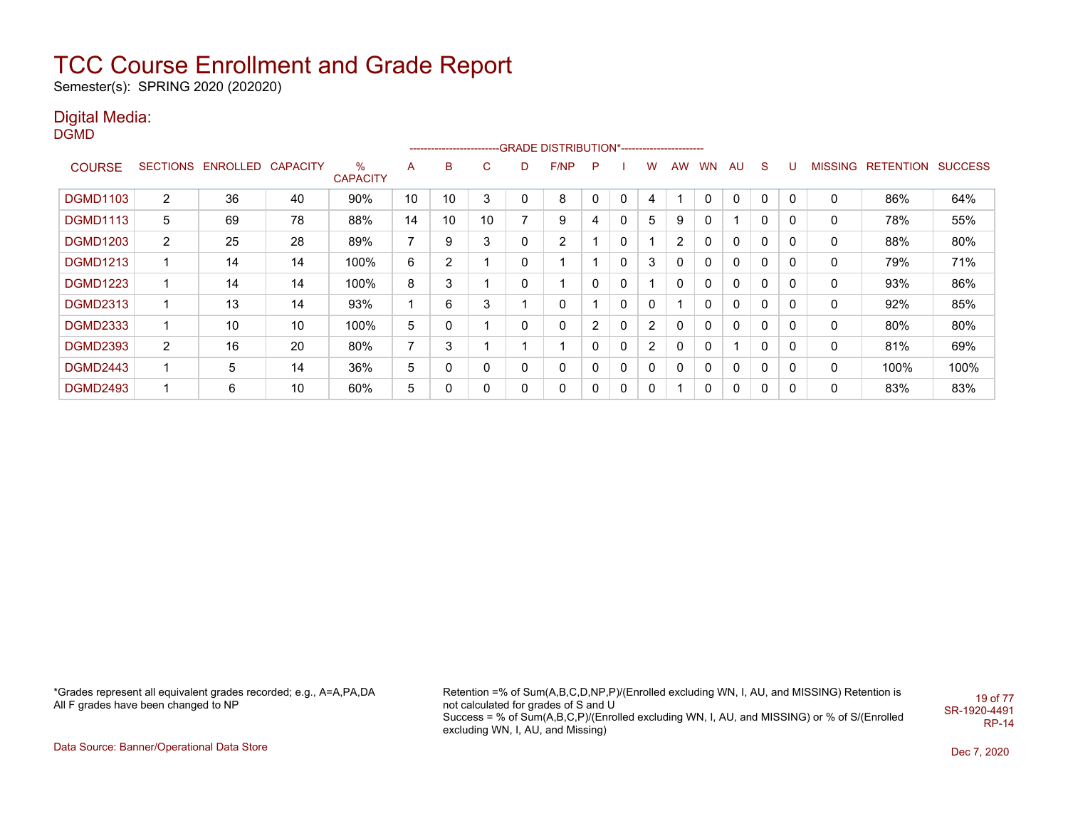# TCC Course Enrollment and Grade Report

Semester(s): SPRING 2020 (202020)

## Digital Media:

DGMD

| COURSE | SECTIONS | ENROLLED | CAPACITY | % CAPACITY | A | B | C | D | F/NP | P | I | W | AW | WN | AU | S | U | MISSING | RETENTION | SUCCESS |
|---|---|---|---|---|---|---|---|---|---|---|---|---|---|---|---|---|---|---|---|---|
| | | | | | GRADE DISTRIBUTION* | | | | | | | | | | | | | | | |
| DGMD1103 | 2 | 36 | 40 | 90% | 10 | 10 | 3 | 0 | 8 | 0 | 0 | 4 | 1 | 0 | 0 | 0 | 0 | 0 | 86% | 64% |
| DGMD1113 | 5 | 69 | 78 | 88% | 14 | 10 | 10 | 7 | 9 | 4 | 0 | 5 | 9 | 0 | 1 | 0 | 0 | 0 | 78% | 55% |
| DGMD1203 | 2 | 25 | 28 | 89% | 7 | 9 | 3 | 0 | 2 | 1 | 0 | 1 | 2 | 0 | 0 | 0 | 0 | 0 | 88% | 80% |
| DGMD1213 | 1 | 14 | 14 | 100% | 6 | 2 | 1 | 0 | 1 | 1 | 0 | 3 | 0 | 0 | 0 | 0 | 0 | 0 | 79% | 71% |
| DGMD1223 | 1 | 14 | 14 | 100% | 8 | 3 | 1 | 0 | 1 | 0 | 0 | 1 | 0 | 0 | 0 | 0 | 0 | 0 | 93% | 86% |
| DGMD2313 | 1 | 13 | 14 | 93% | 1 | 6 | 3 | 1 | 0 | 1 | 0 | 0 | 1 | 0 | 0 | 0 | 0 | 0 | 92% | 85% |
| DGMD2333 | 1 | 10 | 10 | 100% | 5 | 0 | 1 | 0 | 0 | 2 | 0 | 2 | 0 | 0 | 0 | 0 | 0 | 0 | 80% | 80% |
| DGMD2393 | 2 | 16 | 20 | 80% | 7 | 3 | 1 | 1 | 1 | 0 | 0 | 2 | 0 | 0 | 1 | 0 | 0 | 0 | 81% | 69% |
| DGMD2443 | 1 | 5 | 14 | 36% | 5 | 0 | 0 | 0 | 0 | 0 | 0 | 0 | 0 | 0 | 0 | 0 | 0 | 0 | 100% | 100% |
| DGMD2493 | 1 | 6 | 10 | 60% | 5 | 0 | 0 | 0 | 0 | 0 | 0 | 0 | 1 | 0 | 0 | 0 | 0 | 0 | 83% | 83% |

*Grades represent all equivalent grades recorded; e.g., A=A,PA,DA
All F grades have been changed to NP

Retention =% of Sum(A,B,C,D,NP,P)/(Enrolled excluding WN, I, AU, and MISSING) Retention is not calculated for grades of S and U
Success = % of Sum(A,B,C,P)/(Enrolled excluding WN, I, AU, and MISSING) or % of S/(Enrolled excluding WN, I, AU, and Missing)

SR-1920-4491
RP-14

Data Source: Banner/Operational Data Store

Dec 7, 2020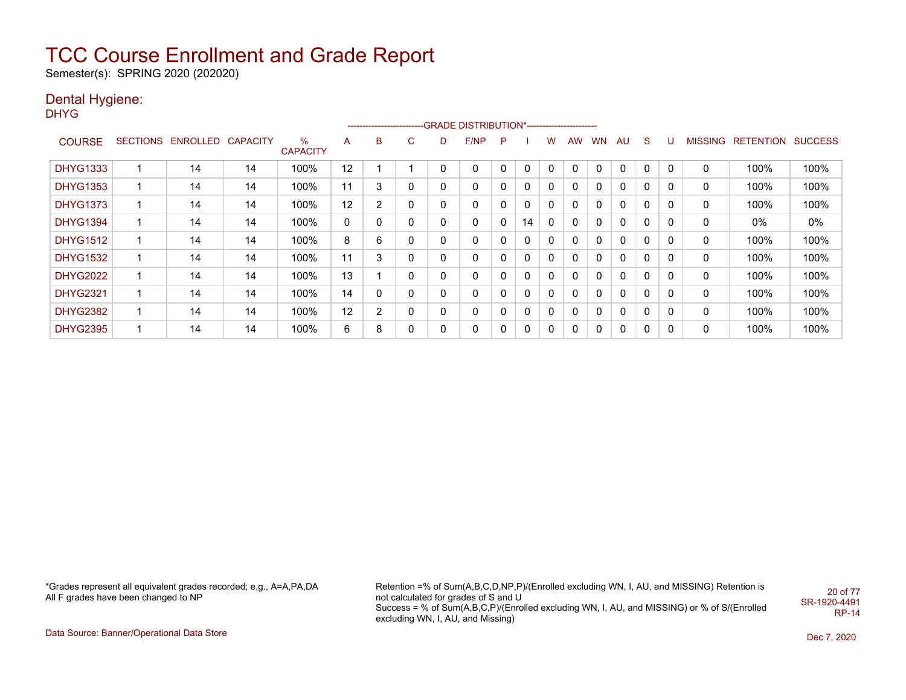# TCC Course Enrollment and Grade Report

Semester(s): SPRING 2020 (202020)

## Dental Hygiene:

### DHYG

| COURSE | SECTIONS | ENROLLED | CAPACITY | % CAPACITY | A | B | C | D | F/NP | P | I | W | AW | WN | AU | S | U | MISSING | RETENTION | SUCCESS |
|---|---|---|---|---|---|---|---|---|---|---|---|---|---|---|---|---|---|---|---|---|
| | | | | | GRADE DISTRIBUTION* | | | | | | | | | | | | | | | |
| DHYG1333 | 1 | 14 | 14 | 100% | 12 | 1 | 1 | 0 | 0 | 0 | 0 | 0 | 0 | 0 | 0 | 0 | 0 | 0 | 100% | 100% |
| DHYG1353 | 1 | 14 | 14 | 100% | 11 | 3 | 0 | 0 | 0 | 0 | 0 | 0 | 0 | 0 | 0 | 0 | 0 | 0 | 100% | 100% |
| DHYG1373 | 1 | 14 | 14 | 100% | 12 | 2 | 0 | 0 | 0 | 0 | 0 | 0 | 0 | 0 | 0 | 0 | 0 | 0 | 100% | 100% |
| DHYG1394 | 1 | 14 | 14 | 100% | 0 | 0 | 0 | 0 | 0 | 0 | 14 | 0 | 0 | 0 | 0 | 0 | 0 | 0 | 0% | 0% |
| DHYG1512 | 1 | 14 | 14 | 100% | 8 | 6 | 0 | 0 | 0 | 0 | 0 | 0 | 0 | 0 | 0 | 0 | 0 | 0 | 100% | 100% |
| DHYG1532 | 1 | 14 | 14 | 100% | 11 | 3 | 0 | 0 | 0 | 0 | 0 | 0 | 0 | 0 | 0 | 0 | 0 | 0 | 100% | 100% |
| DHYG2022 | 1 | 14 | 14 | 100% | 13 | 1 | 0 | 0 | 0 | 0 | 0 | 0 | 0 | 0 | 0 | 0 | 0 | 0 | 100% | 100% |
| DHYG2321 | 1 | 14 | 14 | 100% | 14 | 0 | 0 | 0 | 0 | 0 | 0 | 0 | 0 | 0 | 0 | 0 | 0 | 0 | 100% | 100% |
| DHYG2382 | 1 | 14 | 14 | 100% | 12 | 2 | 0 | 0 | 0 | 0 | 0 | 0 | 0 | 0 | 0 | 0 | 0 | 0 | 100% | 100% |
| DHYG2395 | 1 | 14 | 14 | 100% | 6 | 8 | 0 | 0 | 0 | 0 | 0 | 0 | 0 | 0 | 0 | 0 | 0 | 0 | 100% | 100% |

*Grades represent all equivalent grades recorded; e.g., A=A,PA,DA
All F grades have been changed to NP

Retention =% of Sum(A,B,C,D,NP,P)/(Enrolled excluding WN, I, AU, and MISSING) Retention is not calculated for grades of S and U
Success = % of Sum(A,B,C,P)/(Enrolled excluding WN, I, AU, and MISSING) or % of S/(Enrolled excluding WN, I, AU, and Missing)

SR-1920-4491
RP-14

Data Source: Banner/Operational Data Store

Dec 7, 2020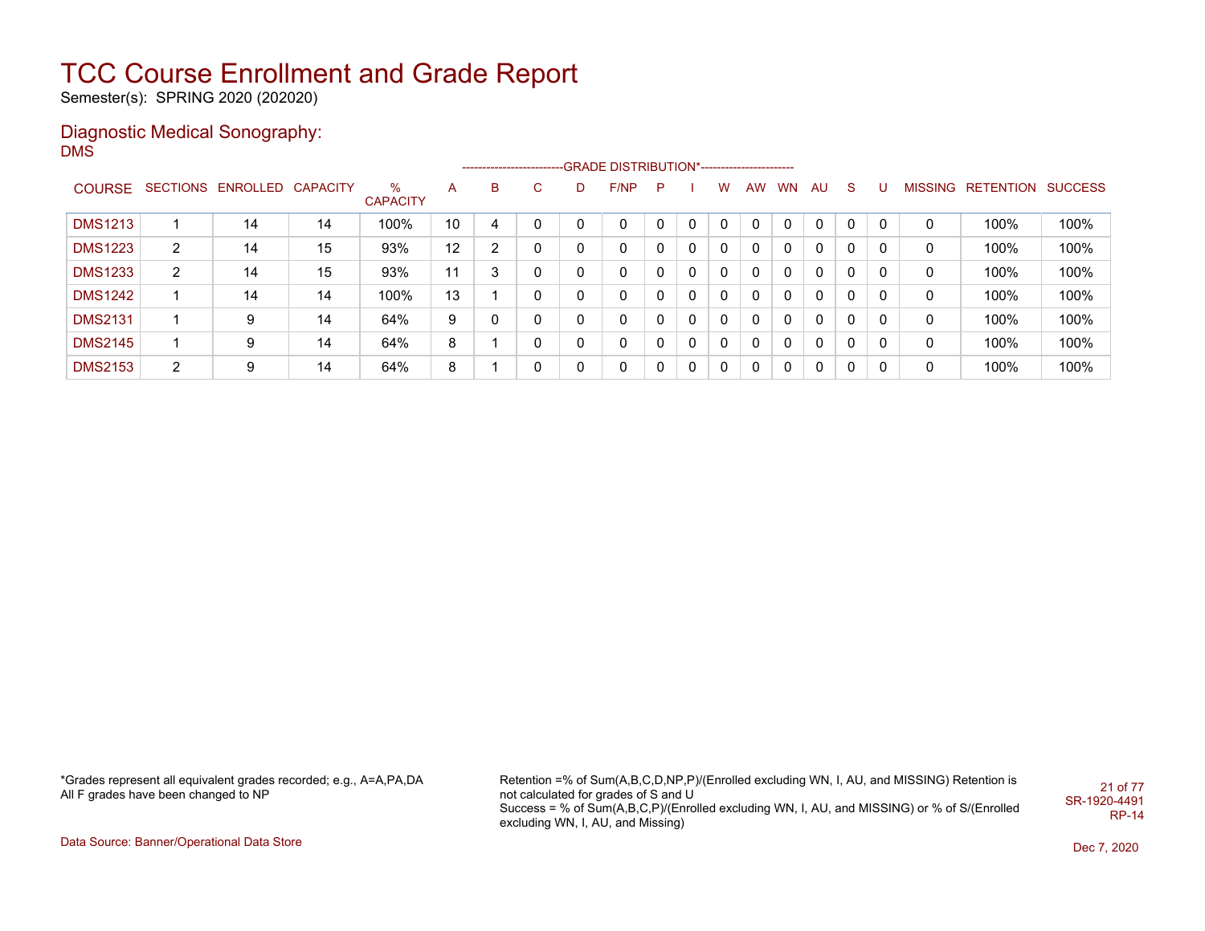# TCC Course Enrollment and Grade Report

Semester(s): SPRING 2020 (202020)

## Diagnostic Medical Sonography:

DMS

| COURSE | SECTIONS | ENROLLED | CAPACITY | % CAPACITY | A | B | C | D | F/NP | P | I | W | AW | WN | AU | S | U | MISSING | RETENTION | SUCCESS |
|---|---|---|---|---|---|---|---|---|---|---|---|---|---|---|---|---|---|---|---|---|
| | | | | | -------------------------GRADE DISTRIBUTION*----------------------- | | | | | | | | | | | | | | | |
| DMS1213 | 1 | 14 | 14 | 100% | 10 | 4 | 0 | 0 | 0 | 0 | 0 | 0 | 0 | 0 | 0 | 0 | 0 | 0 | 100% | 100% |
| DMS1223 | 2 | 14 | 15 | 93% | 12 | 2 | 0 | 0 | 0 | 0 | 0 | 0 | 0 | 0 | 0 | 0 | 0 | 0 | 100% | 100% |
| DMS1233 | 2 | 14 | 15 | 93% | 11 | 3 | 0 | 0 | 0 | 0 | 0 | 0 | 0 | 0 | 0 | 0 | 0 | 0 | 100% | 100% |
| DMS1242 | 1 | 14 | 14 | 100% | 13 | 1 | 0 | 0 | 0 | 0 | 0 | 0 | 0 | 0 | 0 | 0 | 0 | 0 | 100% | 100% |
| DMS2131 | 1 | 9 | 14 | 64% | 9 | 0 | 0 | 0 | 0 | 0 | 0 | 0 | 0 | 0 | 0 | 0 | 0 | 0 | 100% | 100% |
| DMS2145 | 1 | 9 | 14 | 64% | 8 | 1 | 0 | 0 | 0 | 0 | 0 | 0 | 0 | 0 | 0 | 0 | 0 | 0 | 100% | 100% |
| DMS2153 | 2 | 9 | 14 | 64% | 8 | 1 | 0 | 0 | 0 | 0 | 0 | 0 | 0 | 0 | 0 | 0 | 0 | 0 | 100% | 100% |

*Grades represent all equivalent grades recorded; e.g., A=A,PA,DA
All F grades have been changed to NP

Retention =% of Sum(A,B,C,D,NP,P)/(Enrolled excluding WN, I, AU, and MISSING) Retention is not calculated for grades of S and U
Success = % of Sum(A,B,C,P)/(Enrolled excluding WN, I, AU, and MISSING) or % of S/(Enrolled excluding WN, I, AU, and Missing)

SR-1920-4491
RP-14

Data Source: Banner/Operational Data Store

Dec 7, 2020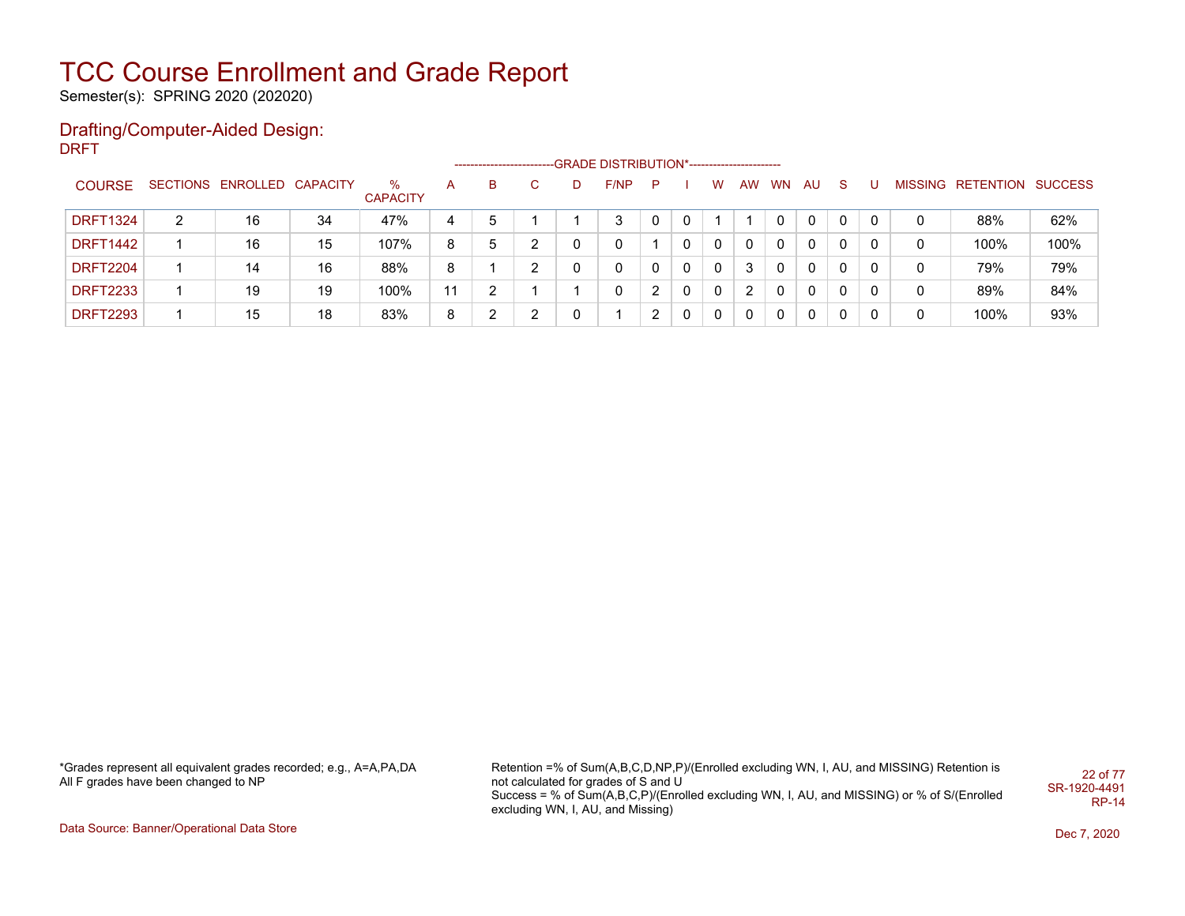# TCC Course Enrollment and Grade Report

Semester(s): SPRING 2020 (202020)

## Drafting/Computer-Aided Design:

DRFT

| COURSE | SECTIONS | ENROLLED | CAPACITY | % CAPACITY | A | B | C | D | F/NP | P | I | W | AW | WN | AU | S | U | MISSING | RETENTION | SUCCESS |
|---|---|---|---|---|---|---|---|---|---|---|---|---|---|---|---|---|---|---|---|---|
| | | | | | GRADE DISTRIBUTION* | | | | | | | | | | | | | | | |
| DRFT1324 | 2 | 16 | 34 | 47% | 4 | 5 | 1 | 1 | 3 | 0 | 0 | 1 | 1 | 0 | 0 | 0 | 0 | 0 | 88% | 62% |
| DRFT1442 | 1 | 16 | 15 | 107% | 8 | 5 | 2 | 0 | 0 | 1 | 0 | 0 | 0 | 0 | 0 | 0 | 0 | 0 | 100% | 100% |
| DRFT2204 | 1 | 14 | 16 | 88% | 8 | 1 | 2 | 0 | 0 | 0 | 0 | 0 | 3 | 0 | 0 | 0 | 0 | 0 | 79% | 79% |
| DRFT2233 | 1 | 19 | 19 | 100% | 11 | 2 | 1 | 1 | 0 | 2 | 0 | 0 | 2 | 0 | 0 | 0 | 0 | 0 | 89% | 84% |
| DRFT2293 | 1 | 15 | 18 | 83% | 8 | 2 | 2 | 0 | 1 | 2 | 0 | 0 | 0 | 0 | 0 | 0 | 0 | 0 | 100% | 93% |

*Grades represent all equivalent grades recorded; e.g., A=A,PA,DA
All F grades have been changed to NP

Retention =% of Sum(A,B,C,D,NP,P)/(Enrolled excluding WN, I, AU, and MISSING) Retention is not calculated for grades of S and U
Success = % of Sum(A,B,C,P)/(Enrolled excluding WN, I, AU, and MISSING) or % of S/(Enrolled excluding WN, I, AU, and Missing)

SR-1920-4491
RP-14

Data Source: Banner/Operational Data Store

Dec 7, 2020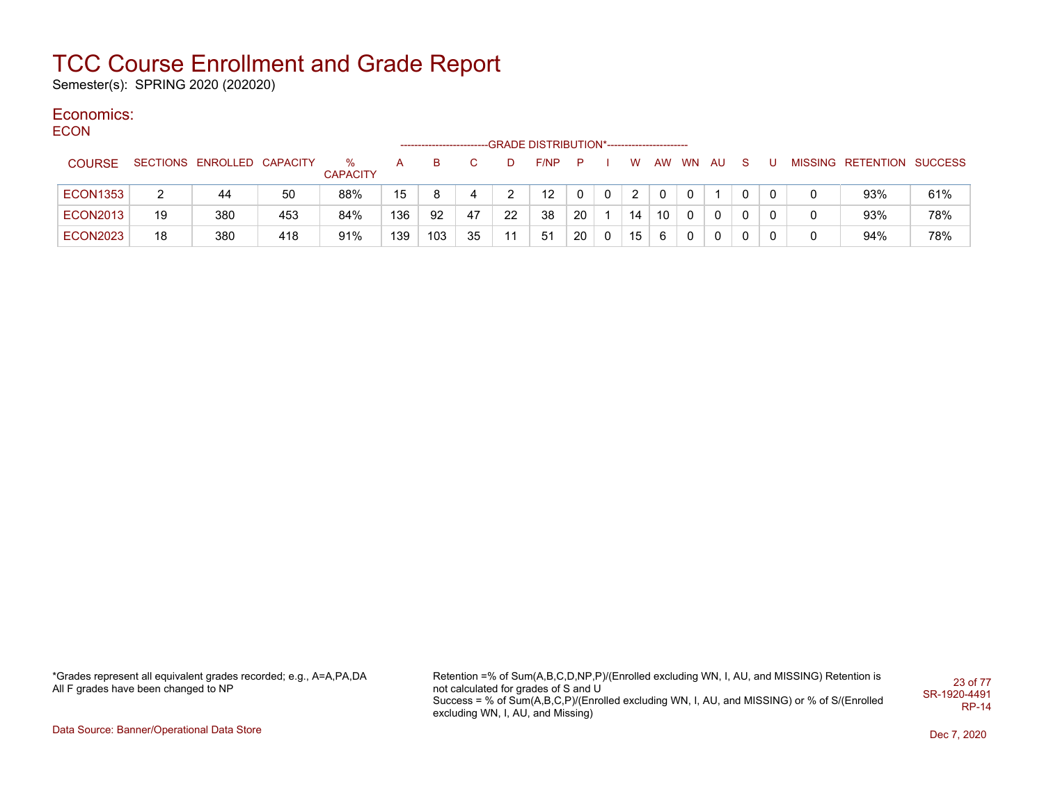# TCC Course Enrollment and Grade Report

Semester(s): SPRING 2020 (202020)

## Economics:

### ECON

| COURSE | SECTIONS | ENROLLED | CAPACITY | % CAPACITY | A | B | C | D | F/NP | P | I | W | AW | WN | AU | S | U | MISSING | RETENTION | SUCCESS |
|---|---|---|---|---|---|---|---|---|---|---|---|---|---|---|---|---|---|---|---|---|
| | | | | | GRADE DISTRIBUTION* | | | | | | | | | | | | | | | |
| ECON1353 | 2 | 44 | 50 | 88% | 15 | 8 | 4 | 2 | 12 | 0 | 0 | 2 | 0 | 0 | 1 | 0 | 0 | 0 | 93% | 61% |
| ECON2013 | 19 | 380 | 453 | 84% | 136 | 92 | 47 | 22 | 38 | 20 | 1 | 14 | 10 | 0 | 0 | 0 | 0 | 0 | 93% | 78% |
| ECON2023 | 18 | 380 | 418 | 91% | 139 | 103 | 35 | 11 | 51 | 20 | 0 | 15 | 6 | 0 | 0 | 0 | 0 | 0 | 94% | 78% |

*Grades represent all equivalent grades recorded; e.g., A=A,PA,DA
All F grades have been changed to NP

Retention =% of Sum(A,B,C,D,NP,P)/(Enrolled excluding WN, I, AU, and MISSING) Retention is not calculated for grades of S and U
Success = % of Sum(A,B,C,P)/(Enrolled excluding WN, I, AU, and MISSING) or % of S/(Enrolled excluding WN, I, AU, and Missing)

SR-1920-4491
RP-14

Data Source: Banner/Operational Data Store

Dec 7, 2020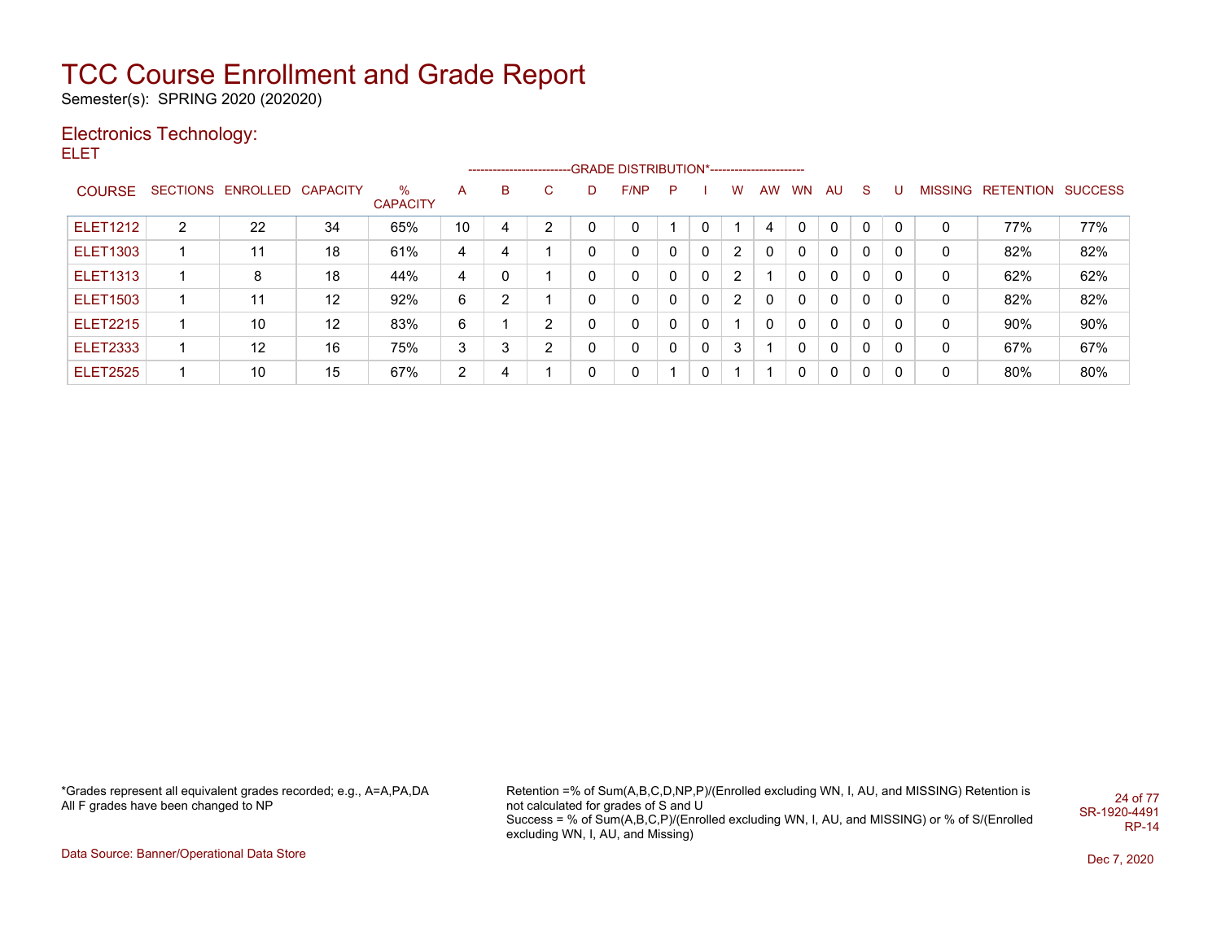# TCC Course Enrollment and Grade Report

Semester(s): SPRING 2020 (202020)

## Electronics Technology:

ELET

| COURSE | SECTIONS | ENROLLED | CAPACITY | % CAPACITY | A | B | C | D | F/NP | P | I | W | AW | WN | AU | S | U | MISSING | RETENTION | SUCCESS |
|---|---|---|---|---|---|---|---|---|---|---|---|---|---|---|---|---|---|---|---|---|
| ELET1212 | 2 | 22 | 34 | 65% | 10 | 4 | 2 | 0 | 0 | 1 | 0 | 1 | 4 | 0 | 0 | 0 | 0 | 0 | 77% | 77% |
| ELET1303 | 1 | 11 | 18 | 61% | 4 | 4 | 1 | 0 | 0 | 0 | 0 | 2 | 0 | 0 | 0 | 0 | 0 | 0 | 82% | 82% |
| ELET1313 | 1 | 8 | 18 | 44% | 4 | 0 | 1 | 0 | 0 | 0 | 0 | 2 | 1 | 0 | 0 | 0 | 0 | 0 | 62% | 62% |
| ELET1503 | 1 | 11 | 12 | 92% | 6 | 2 | 1 | 0 | 0 | 0 | 0 | 2 | 0 | 0 | 0 | 0 | 0 | 0 | 82% | 82% |
| ELET2215 | 1 | 10 | 12 | 83% | 6 | 1 | 2 | 0 | 0 | 0 | 0 | 1 | 0 | 0 | 0 | 0 | 0 | 0 | 90% | 90% |
| ELET2333 | 1 | 12 | 16 | 75% | 3 | 3 | 2 | 0 | 0 | 0 | 0 | 3 | 1 | 0 | 0 | 0 | 0 | 0 | 67% | 67% |
| ELET2525 | 1 | 10 | 15 | 67% | 2 | 4 | 1 | 0 | 0 | 1 | 0 | 1 | 1 | 0 | 0 | 0 | 0 | 0 | 80% | 80% |

*Grades represent all equivalent grades recorded; e.g., A=A,PA,DA
All F grades have been changed to NP

Retention =% of Sum(A,B,C,D,NP,P)/(Enrolled excluding WN, I, AU, and MISSING) Retention is not calculated for grades of S and U
Success = % of Sum(A,B,C,P)/(Enrolled excluding WN, I, AU, and MISSING) or % of S/(Enrolled excluding WN, I, AU, and Missing)

SR-1920-4491
RP-14

Data Source: Banner/Operational Data Store

Dec 7, 2020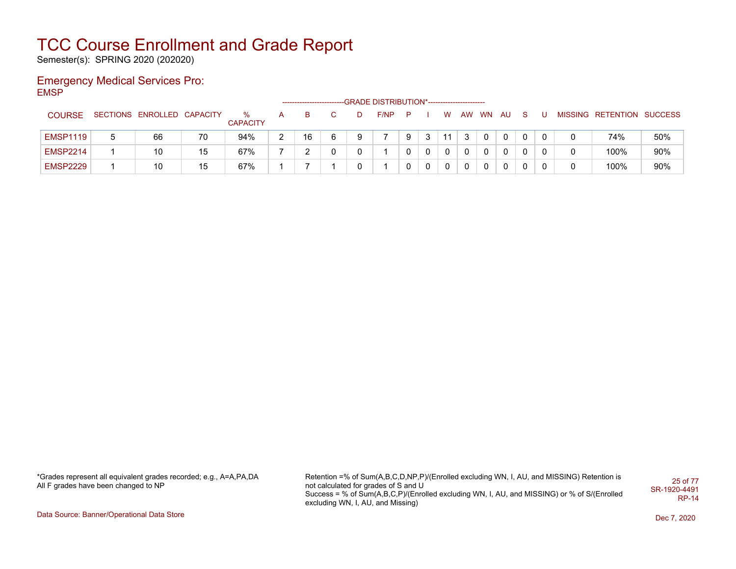# TCC Course Enrollment and Grade Report

Semester(s): SPRING 2020 (202020)

## Emergency Medical Services Pro:

EMSP

| COURSE | SECTIONS | ENROLLED | CAPACITY | % CAPACITY | A | B | C | D | F/NP | P | I | W | AW | WN | AU | S | U | MISSING | RETENTION | SUCCESS |
|---|---|---|---|---|---|---|---|---|---|---|---|---|---|---|---|---|---|---|---|---|
| | | | | | -------------------------GRADE DISTRIBUTION*----------------------- | | | | | | | | | | | | | | | |
| EMSP1119 | 5 | 66 | 70 | 94% | 2 | 16 | 6 | 9 | 7 | 9 | 3 | 11 | 3 | 0 | 0 | 0 | 0 | 0 | 74% | 50% |
| EMSP2214 | 1 | 10 | 15 | 67% | 7 | 2 | 0 | 0 | 1 | 0 | 0 | 0 | 0 | 0 | 0 | 0 | 0 | 0 | 100% | 90% |
| EMSP2229 | 1 | 10 | 15 | 67% | 1 | 7 | 1 | 0 | 1 | 0 | 0 | 0 | 0 | 0 | 0 | 0 | 0 | 0 | 100% | 90% |

*Grades represent all equivalent grades recorded; e.g., A=A,PA,DA
All F grades have been changed to NP

Retention =% of Sum(A,B,C,D,NP,P)/(Enrolled excluding WN, I, AU, and MISSING) Retention is not calculated for grades of S and U
Success = % of Sum(A,B,C,P)/(Enrolled excluding WN, I, AU, and MISSING) or % of S/(Enrolled excluding WN, I, AU, and Missing)

SR-1920-4491
RP-14

Data Source: Banner/Operational Data Store

Dec 7, 2020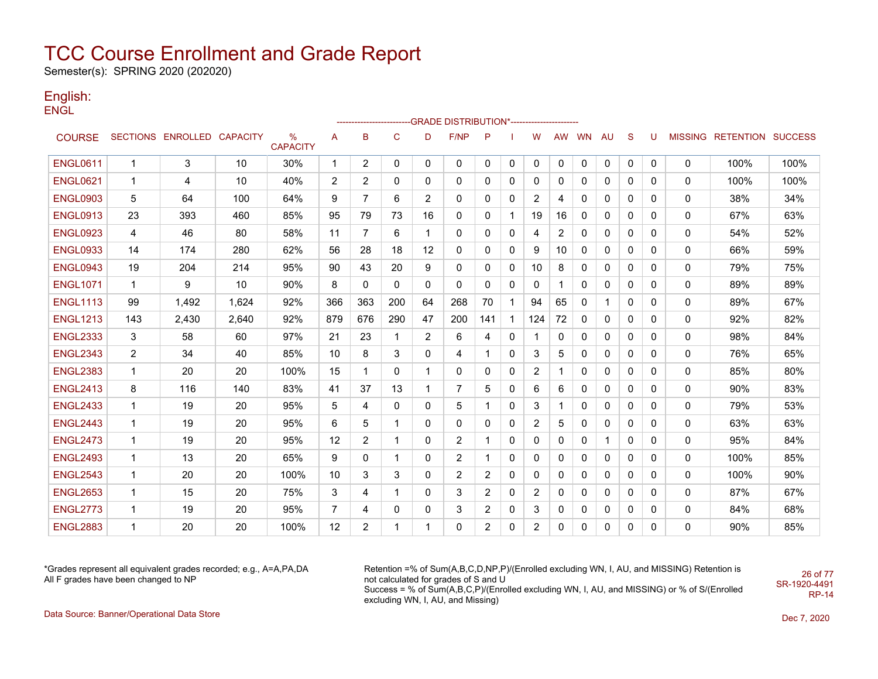# TCC Course Enrollment and Grade Report

Semester(s): SPRING 2020 (202020)

## English:

ENGL

| COURSE | SECTIONS | ENROLLED | CAPACITY | % CAPACITY | A | B | C | D | F/NP | P | I | W | AW | WN | AU | S | U | MISSING | RETENTION | SUCCESS |
|---|---|---|---|---|---|---|---|---|---|---|---|---|---|---|---|---|---|---|---|---|
| | | | | | GRADE DISTRIBUTION* | | | | | | | | | | | | | | | |
| ENGL0611 | 1 | 3 | 10 | 30% | 1 | 2 | 0 | 0 | 0 | 0 | 0 | 0 | 0 | 0 | 0 | 0 | 0 | 0 | 100% | 100% |
| ENGL0621 | 1 | 4 | 10 | 40% | 2 | 2 | 0 | 0 | 0 | 0 | 0 | 0 | 0 | 0 | 0 | 0 | 0 | 0 | 100% | 100% |
| ENGL0903 | 5 | 64 | 100 | 64% | 9 | 7 | 6 | 2 | 0 | 0 | 0 | 2 | 4 | 0 | 0 | 0 | 0 | 0 | 38% | 34% |
| ENGL0913 | 23 | 393 | 460 | 85% | 95 | 79 | 73 | 16 | 0 | 0 | 1 | 19 | 16 | 0 | 0 | 0 | 0 | 0 | 67% | 63% |
| ENGL0923 | 4 | 46 | 80 | 58% | 11 | 7 | 6 | 1 | 0 | 0 | 0 | 4 | 2 | 0 | 0 | 0 | 0 | 0 | 54% | 52% |
| ENGL0933 | 14 | 174 | 280 | 62% | 56 | 28 | 18 | 12 | 0 | 0 | 0 | 9 | 10 | 0 | 0 | 0 | 0 | 0 | 66% | 59% |
| ENGL0943 | 19 | 204 | 214 | 95% | 90 | 43 | 20 | 9 | 0 | 0 | 0 | 10 | 8 | 0 | 0 | 0 | 0 | 0 | 79% | 75% |
| ENGL1071 | 1 | 9 | 10 | 90% | 8 | 0 | 0 | 0 | 0 | 0 | 0 | 0 | 1 | 0 | 0 | 0 | 0 | 0 | 89% | 89% |
| ENGL1113 | 99 | 1,492 | 1,624 | 92% | 366 | 363 | 200 | 64 | 268 | 70 | 1 | 94 | 65 | 0 | 1 | 0 | 0 | 0 | 89% | 67% |
| ENGL1213 | 143 | 2,430 | 2,640 | 92% | 879 | 676 | 290 | 47 | 200 | 141 | 1 | 124 | 72 | 0 | 0 | 0 | 0 | 0 | 92% | 82% |
| ENGL2333 | 3 | 58 | 60 | 97% | 21 | 23 | 1 | 2 | 6 | 4 | 0 | 1 | 0 | 0 | 0 | 0 | 0 | 0 | 98% | 84% |
| ENGL2343 | 2 | 34 | 40 | 85% | 10 | 8 | 3 | 0 | 4 | 1 | 0 | 3 | 5 | 0 | 0 | 0 | 0 | 0 | 76% | 65% |
| ENGL2383 | 1 | 20 | 20 | 100% | 15 | 1 | 0 | 1 | 0 | 0 | 0 | 2 | 1 | 0 | 0 | 0 | 0 | 0 | 85% | 80% |
| ENGL2413 | 8 | 116 | 140 | 83% | 41 | 37 | 13 | 1 | 7 | 5 | 0 | 6 | 6 | 0 | 0 | 0 | 0 | 0 | 90% | 83% |
| ENGL2433 | 1 | 19 | 20 | 95% | 5 | 4 | 0 | 0 | 5 | 1 | 0 | 3 | 1 | 0 | 0 | 0 | 0 | 0 | 79% | 53% |
| ENGL2443 | 1 | 19 | 20 | 95% | 6 | 5 | 1 | 0 | 0 | 0 | 0 | 2 | 5 | 0 | 0 | 0 | 0 | 0 | 63% | 63% |
| ENGL2473 | 1 | 19 | 20 | 95% | 12 | 2 | 1 | 0 | 2 | 1 | 0 | 0 | 0 | 0 | 1 | 0 | 0 | 0 | 95% | 84% |
| ENGL2493 | 1 | 13 | 20 | 65% | 9 | 0 | 1 | 0 | 2 | 1 | 0 | 0 | 0 | 0 | 0 | 0 | 0 | 0 | 100% | 85% |
| ENGL2543 | 1 | 20 | 20 | 100% | 10 | 3 | 3 | 0 | 2 | 2 | 0 | 0 | 0 | 0 | 0 | 0 | 0 | 0 | 100% | 90% |
| ENGL2653 | 1 | 15 | 20 | 75% | 3 | 4 | 1 | 0 | 3 | 2 | 0 | 2 | 0 | 0 | 0 | 0 | 0 | 0 | 87% | 67% |
| ENGL2773 | 1 | 19 | 20 | 95% | 7 | 4 | 0 | 0 | 3 | 2 | 0 | 3 | 0 | 0 | 0 | 0 | 0 | 0 | 84% | 68% |
| ENGL2883 | 1 | 20 | 20 | 100% | 12 | 2 | 1 | 1 | 0 | 2 | 0 | 2 | 0 | 0 | 0 | 0 | 0 | 0 | 90% | 85% |

*Grades represent all equivalent grades recorded; e.g., A=A,PA,DA
All F grades have been changed to NP

Retention =% of Sum(A,B,C,D,NP,P)/(Enrolled excluding WN, I, AU, and MISSING) Retention is not calculated for grades of S and U
Success = % of Sum(A,B,C,P)/(Enrolled excluding WN, I, AU, and MISSING) or % of S/(Enrolled excluding WN, I, AU, and Missing)

SR-1920-4491
RP-14

Data Source: Banner/Operational Data Store

Dec 7, 2020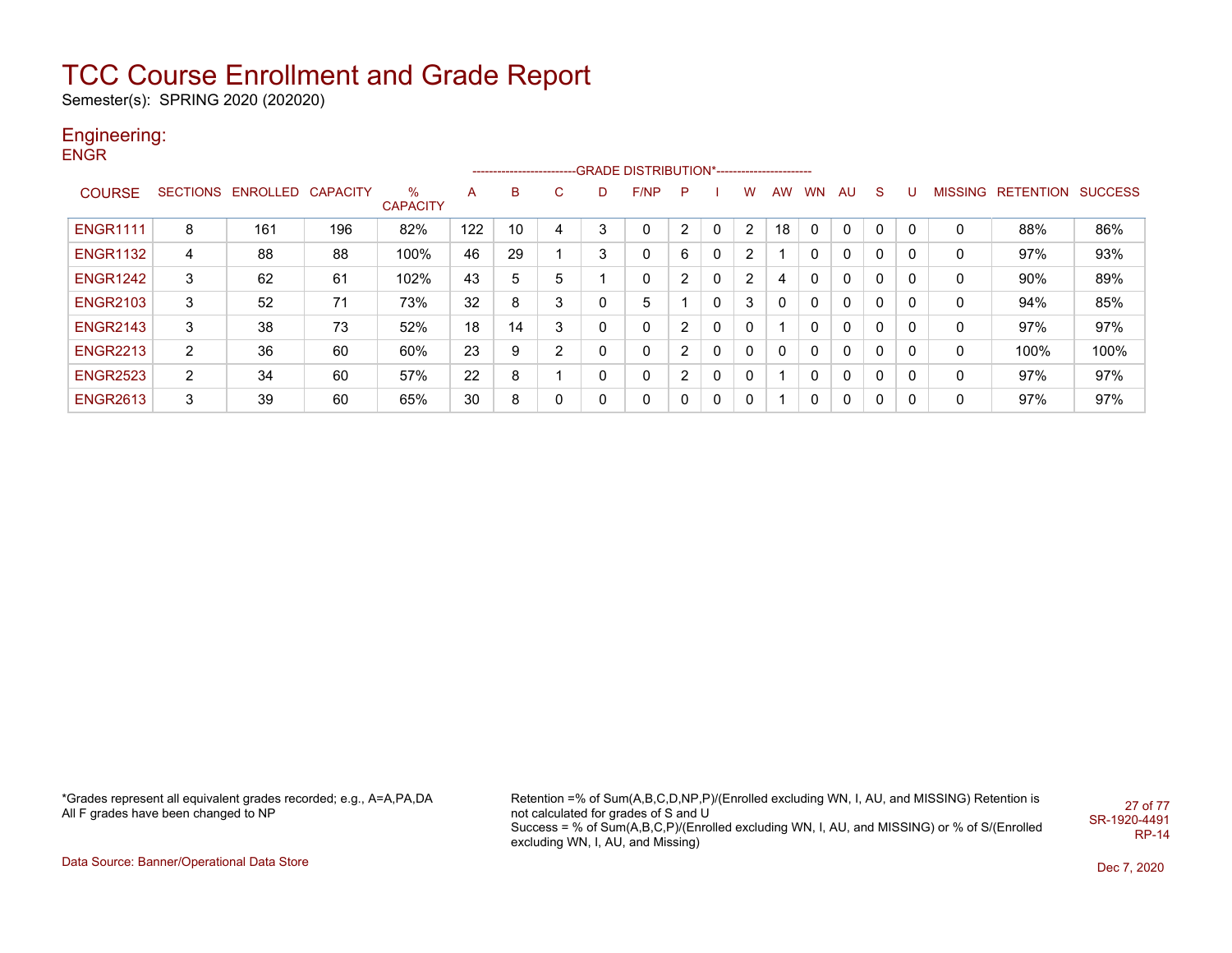# TCC Course Enrollment and Grade Report

Semester(s): SPRING 2020 (202020)

## Engineering:

ENGR

| COURSE | SECTIONS | ENROLLED | CAPACITY | % CAPACITY | A | B | C | D | F/NP | P | I | W | AW | WN | AU | S | U | MISSING | RETENTION | SUCCESS |
|---|---|---|---|---|---|---|---|---|---|---|---|---|---|---|---|---|---|---|---|---|
| | | | | | GRADE DISTRIBUTION* | | | | | | | | | | | | | | | |
| ENGR1111 | 8 | 161 | 196 | 82% | 122 | 10 | 4 | 3 | 0 | 2 | 0 | 2 | 18 | 0 | 0 | 0 | 0 | 0 | 88% | 86% |
| ENGR1132 | 4 | 88 | 88 | 100% | 46 | 29 | 1 | 3 | 0 | 6 | 0 | 2 | 1 | 0 | 0 | 0 | 0 | 0 | 97% | 93% |
| ENGR1242 | 3 | 62 | 61 | 102% | 43 | 5 | 5 | 1 | 0 | 2 | 0 | 2 | 4 | 0 | 0 | 0 | 0 | 0 | 90% | 89% |
| ENGR2103 | 3 | 52 | 71 | 73% | 32 | 8 | 3 | 0 | 5 | 1 | 0 | 3 | 0 | 0 | 0 | 0 | 0 | 0 | 94% | 85% |
| ENGR2143 | 3 | 38 | 73 | 52% | 18 | 14 | 3 | 0 | 0 | 2 | 0 | 0 | 1 | 0 | 0 | 0 | 0 | 0 | 97% | 97% |
| ENGR2213 | 2 | 36 | 60 | 60% | 23 | 9 | 2 | 0 | 0 | 2 | 0 | 0 | 0 | 0 | 0 | 0 | 0 | 0 | 100% | 100% |
| ENGR2523 | 2 | 34 | 60 | 57% | 22 | 8 | 1 | 0 | 0 | 2 | 0 | 0 | 1 | 0 | 0 | 0 | 0 | 0 | 97% | 97% |
| ENGR2613 | 3 | 39 | 60 | 65% | 30 | 8 | 0 | 0 | 0 | 0 | 0 | 0 | 1 | 0 | 0 | 0 | 0 | 0 | 97% | 97% |

*Grades represent all equivalent grades recorded; e.g., A=A,PA,DA
All F grades have been changed to NP

Retention =% of Sum(A,B,C,D,NP,P)/(Enrolled excluding WN, I, AU, and MISSING) Retention is not calculated for grades of S and U
Success = % of Sum(A,B,C,P)/(Enrolled excluding WN, I, AU, and MISSING) or % of S/(Enrolled excluding WN, I, AU, and Missing)

SR-1920-4491
RP-14

Data Source: Banner/Operational Data Store

Dec 7, 2020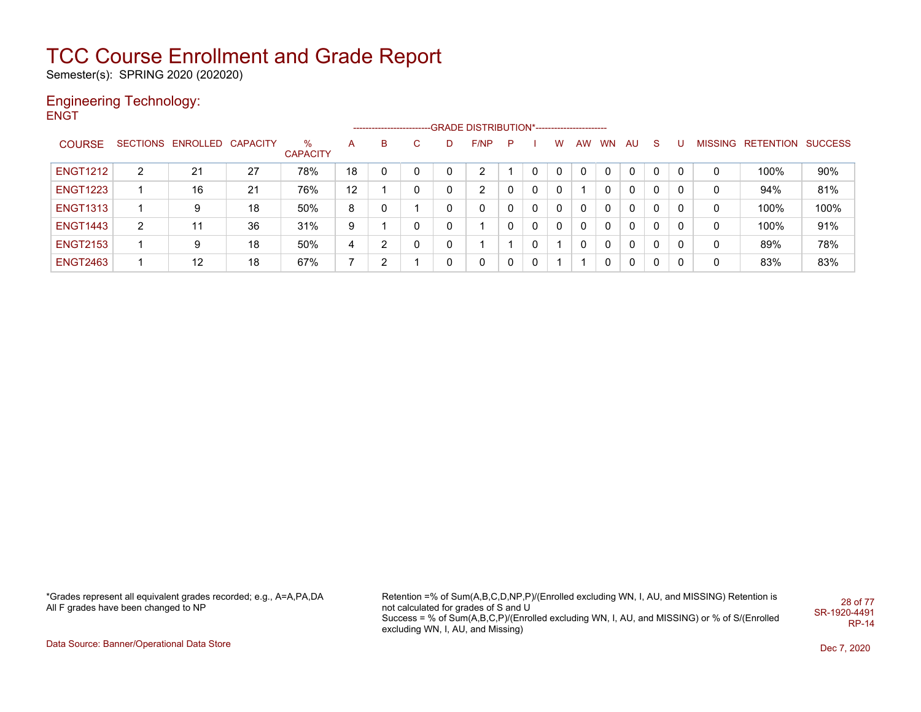# TCC Course Enrollment and Grade Report

Semester(s): SPRING 2020 (202020)

## Engineering Technology:

ENGT

| COURSE | SECTIONS | ENROLLED | CAPACITY | % CAPACITY | A | B | C | D | F/NP | P | I | W | AW | WN | AU | S | U | MISSING | RETENTION | SUCCESS |
|---|---|---|---|---|---|---|---|---|---|---|---|---|---|---|---|---|---|---|---|---|
| ENGT1212 | 2 | 21 | 27 | 78% | 18 | 0 | 0 | 0 | 2 | 1 | 0 | 0 | 0 | 0 | 0 | 0 | 0 | 0 | 100% | 90% |
| ENGT1223 | 1 | 16 | 21 | 76% | 12 | 1 | 0 | 0 | 2 | 0 | 0 | 0 | 1 | 0 | 0 | 0 | 0 | 0 | 94% | 81% |
| ENGT1313 | 1 | 9 | 18 | 50% | 8 | 0 | 1 | 0 | 0 | 0 | 0 | 0 | 0 | 0 | 0 | 0 | 0 | 0 | 100% | 100% |
| ENGT1443 | 2 | 11 | 36 | 31% | 9 | 1 | 0 | 0 | 1 | 0 | 0 | 0 | 0 | 0 | 0 | 0 | 0 | 0 | 100% | 91% |
| ENGT2153 | 1 | 9 | 18 | 50% | 4 | 2 | 0 | 0 | 1 | 1 | 0 | 1 | 0 | 0 | 0 | 0 | 0 | 0 | 89% | 78% |
| ENGT2463 | 1 | 12 | 18 | 67% | 7 | 2 | 1 | 0 | 0 | 0 | 0 | 1 | 1 | 0 | 0 | 0 | 0 | 0 | 83% | 83% |

*Grades represent all equivalent grades recorded; e.g., A=A,PA,DA
All F grades have been changed to NP

Retention =% of Sum(A,B,C,D,NP,P)/(Enrolled excluding WN, I, AU, and MISSING) Retention is not calculated for grades of S and U
Success = % of Sum(A,B,C,P)/(Enrolled excluding WN, I, AU, and MISSING) or % of S/(Enrolled excluding WN, I, AU, and Missing)

SR-1920-4491
RP-14

Data Source: Banner/Operational Data Store

Dec 7, 2020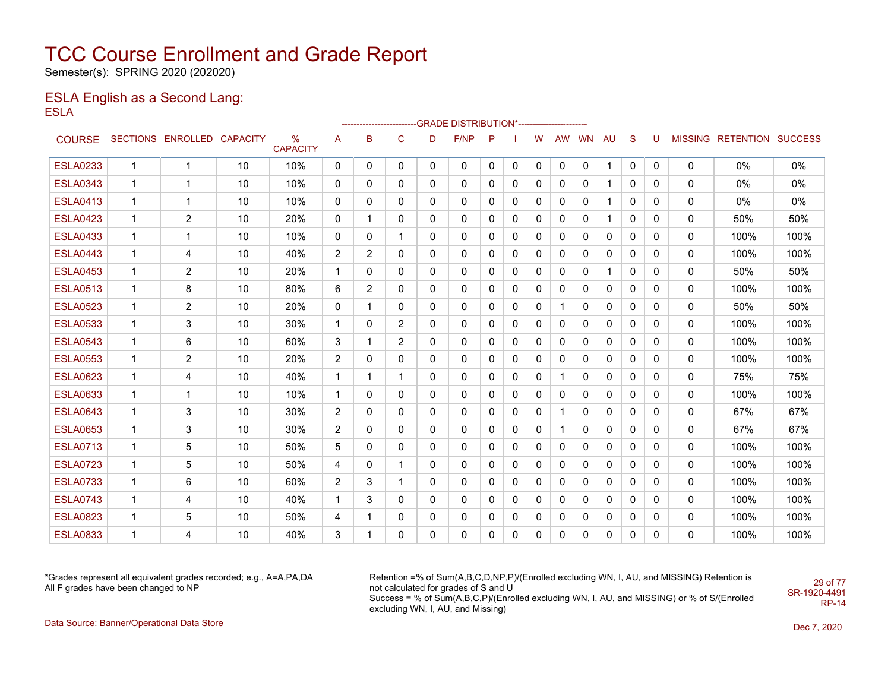# TCC Course Enrollment and Grade Report

Semester(s): SPRING 2020 (202020)

## ESLA English as a Second Lang:

### ESLA

| COURSE | SECTIONS | ENROLLED | CAPACITY | % CAPACITY | A | B | C | D | F/NP | P | I | W | AW | WN | AU | S | U | MISSING | RETENTION | SUCCESS |
|---|---|---|---|---|---|---|---|---|---|---|---|---|---|---|---|---|---|---|---|---|
| | | | | | ---------- | GRADE | DISTRIBUTION* | ---------- | | | | | | | | | | | | |
| ESLA0233 | 1 | 1 | 10 | 10% | 0 | 0 | 0 | 0 | 0 | 0 | 0 | 0 | 0 | 0 | 1 | 0 | 0 | 0 | 0% | 0% |
| ESLA0343 | 1 | 1 | 10 | 10% | 0 | 0 | 0 | 0 | 0 | 0 | 0 | 0 | 0 | 0 | 1 | 0 | 0 | 0 | 0% | 0% |
| ESLA0413 | 1 | 1 | 10 | 10% | 0 | 0 | 0 | 0 | 0 | 0 | 0 | 0 | 0 | 0 | 1 | 0 | 0 | 0 | 0% | 0% |
| ESLA0423 | 1 | 2 | 10 | 20% | 0 | 1 | 0 | 0 | 0 | 0 | 0 | 0 | 0 | 0 | 1 | 0 | 0 | 0 | 50% | 50% |
| ESLA0433 | 1 | 1 | 10 | 10% | 0 | 0 | 1 | 0 | 0 | 0 | 0 | 0 | 0 | 0 | 0 | 0 | 0 | 0 | 100% | 100% |
| ESLA0443 | 1 | 4 | 10 | 40% | 2 | 2 | 0 | 0 | 0 | 0 | 0 | 0 | 0 | 0 | 0 | 0 | 0 | 0 | 100% | 100% |
| ESLA0453 | 1 | 2 | 10 | 20% | 1 | 0 | 0 | 0 | 0 | 0 | 0 | 0 | 0 | 0 | 1 | 0 | 0 | 0 | 50% | 50% |
| ESLA0513 | 1 | 8 | 10 | 80% | 6 | 2 | 0 | 0 | 0 | 0 | 0 | 0 | 0 | 0 | 0 | 0 | 0 | 0 | 100% | 100% |
| ESLA0523 | 1 | 2 | 10 | 20% | 0 | 1 | 0 | 0 | 0 | 0 | 0 | 0 | 1 | 0 | 0 | 0 | 0 | 0 | 50% | 50% |
| ESLA0533 | 1 | 3 | 10 | 30% | 1 | 0 | 2 | 0 | 0 | 0 | 0 | 0 | 0 | 0 | 0 | 0 | 0 | 0 | 100% | 100% |
| ESLA0543 | 1 | 6 | 10 | 60% | 3 | 1 | 2 | 0 | 0 | 0 | 0 | 0 | 0 | 0 | 0 | 0 | 0 | 0 | 100% | 100% |
| ESLA0553 | 1 | 2 | 10 | 20% | 2 | 0 | 0 | 0 | 0 | 0 | 0 | 0 | 0 | 0 | 0 | 0 | 0 | 0 | 100% | 100% |
| ESLA0623 | 1 | 4 | 10 | 40% | 1 | 1 | 1 | 0 | 0 | 0 | 0 | 0 | 1 | 0 | 0 | 0 | 0 | 0 | 75% | 75% |
| ESLA0633 | 1 | 1 | 10 | 10% | 1 | 0 | 0 | 0 | 0 | 0 | 0 | 0 | 0 | 0 | 0 | 0 | 0 | 0 | 100% | 100% |
| ESLA0643 | 1 | 3 | 10 | 30% | 2 | 0 | 0 | 0 | 0 | 0 | 0 | 0 | 1 | 0 | 0 | 0 | 0 | 0 | 67% | 67% |
| ESLA0653 | 1 | 3 | 10 | 30% | 2 | 0 | 0 | 0 | 0 | 0 | 0 | 0 | 1 | 0 | 0 | 0 | 0 | 0 | 67% | 67% |
| ESLA0713 | 1 | 5 | 10 | 50% | 5 | 0 | 0 | 0 | 0 | 0 | 0 | 0 | 0 | 0 | 0 | 0 | 0 | 0 | 100% | 100% |
| ESLA0723 | 1 | 5 | 10 | 50% | 4 | 0 | 1 | 0 | 0 | 0 | 0 | 0 | 0 | 0 | 0 | 0 | 0 | 0 | 100% | 100% |
| ESLA0733 | 1 | 6 | 10 | 60% | 2 | 3 | 1 | 0 | 0 | 0 | 0 | 0 | 0 | 0 | 0 | 0 | 0 | 0 | 100% | 100% |
| ESLA0743 | 1 | 4 | 10 | 40% | 1 | 3 | 0 | 0 | 0 | 0 | 0 | 0 | 0 | 0 | 0 | 0 | 0 | 0 | 100% | 100% |
| ESLA0823 | 1 | 5 | 10 | 50% | 4 | 1 | 0 | 0 | 0 | 0 | 0 | 0 | 0 | 0 | 0 | 0 | 0 | 0 | 100% | 100% |
| ESLA0833 | 1 | 4 | 10 | 40% | 3 | 1 | 0 | 0 | 0 | 0 | 0 | 0 | 0 | 0 | 0 | 0 | 0 | 0 | 100% | 100% |

*Grades represent all equivalent grades recorded; e.g., A=A,PA,DA
All F grades have been changed to NP

Retention =% of Sum(A,B,C,D,NP,P)/(Enrolled excluding WN, I, AU, and MISSING) Retention is not calculated for grades of S and U
Success = % of Sum(A,B,C,P)/(Enrolled excluding WN, I, AU, and MISSING) or % of S/(Enrolled excluding WN, I, AU, and Missing)

SR-1920-4491
RP-14

Data Source: Banner/Operational Data Store

Dec 7, 2020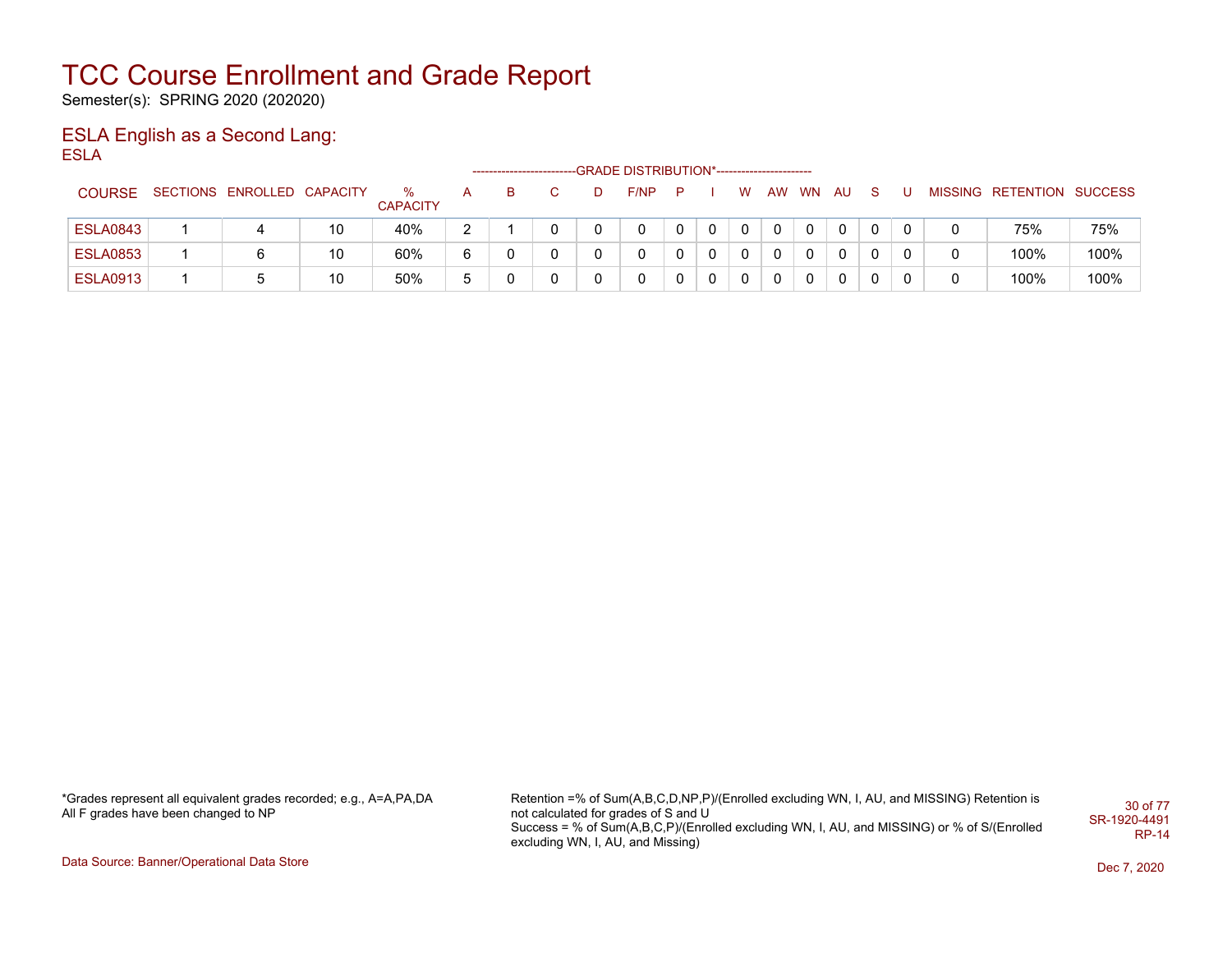# TCC Course Enrollment and Grade Report

Semester(s): SPRING 2020 (202020)

## ESLA English as a Second Lang:

ESLA

| COURSE | SECTIONS | ENROLLED | CAPACITY | % CAPACITY | A | B | C | D | F/NP | P | I | W | AW | WN | AU | S | U | MISSING | RETENTION | SUCCESS |
|---|---|---|---|---|---|---|---|---|---|---|---|---|---|---|---|---|---|---|---|---|
| | | | | | GRADE DISTRIBUTION* | | | | | | | | | | | | | | | |
| ESLA0843 | 1 | 4 | 10 | 40% | 2 | 1 | 0 | 0 | 0 | 0 | 0 | 0 | 0 | 0 | 0 | 0 | 0 | 0 | 75% | 75% |
| ESLA0853 | 1 | 6 | 10 | 60% | 6 | 0 | 0 | 0 | 0 | 0 | 0 | 0 | 0 | 0 | 0 | 0 | 0 | 0 | 100% | 100% |
| ESLA0913 | 1 | 5 | 10 | 50% | 5 | 0 | 0 | 0 | 0 | 0 | 0 | 0 | 0 | 0 | 0 | 0 | 0 | 0 | 100% | 100% |

*Grades represent all equivalent grades recorded; e.g., A=A,PA,DA
All F grades have been changed to NP

Retention =% of Sum(A,B,C,D,NP,P)/(Enrolled excluding WN, I, AU, and MISSING) Retention is not calculated for grades of S and U
Success = % of Sum(A,B,C,P)/(Enrolled excluding WN, I, AU, and MISSING) or % of S/(Enrolled excluding WN, I, AU, and Missing)

SR-1920-4491
RP-14

Data Source: Banner/Operational Data Store

Dec 7, 2020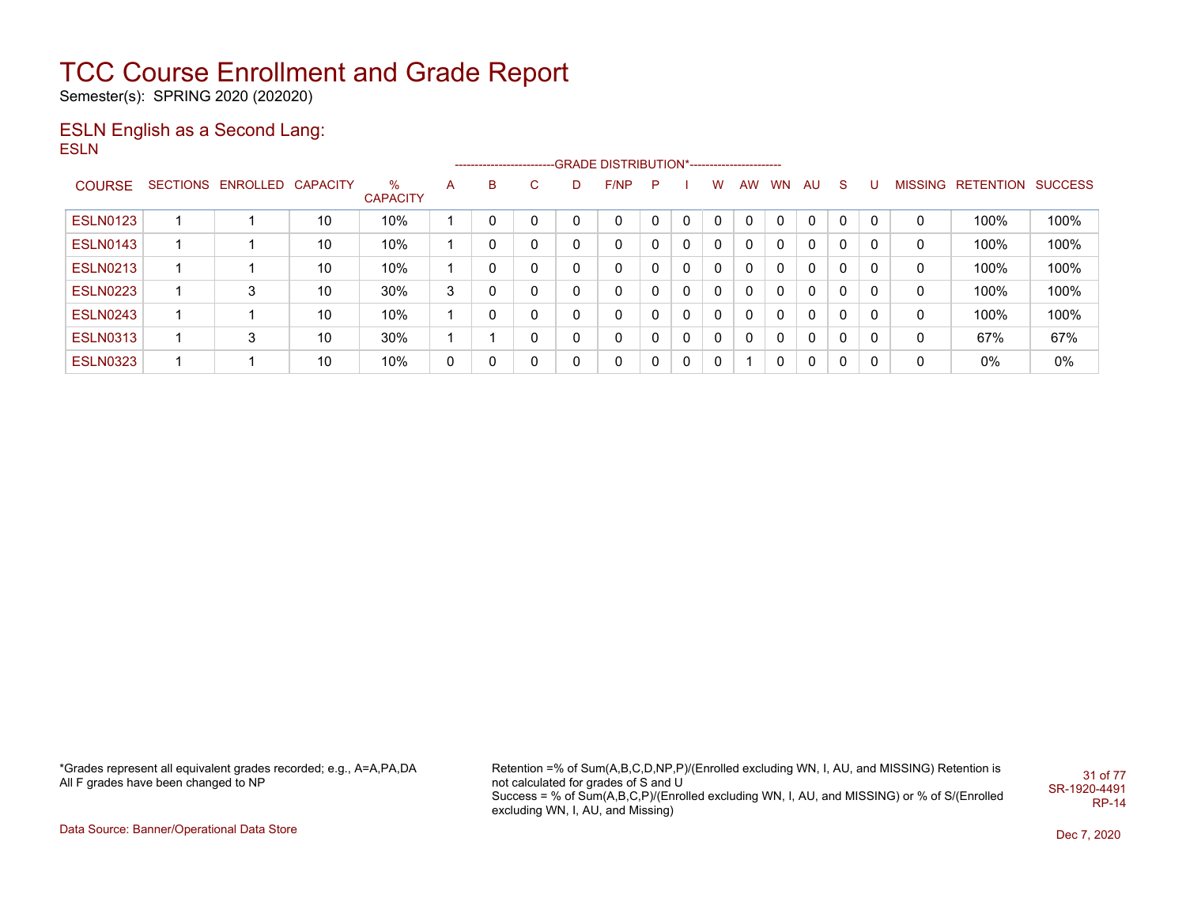# TCC Course Enrollment and Grade Report

Semester(s): SPRING 2020 (202020)

## ESLN English as a Second Lang:

ESLN

| COURSE | SECTIONS | ENROLLED | CAPACITY | % CAPACITY | A | B | C | D | F/NP | P | I | W | AW | WN | AU | S | U | MISSING | RETENTION | SUCCESS |
|---|---|---|---|---|---|---|---|---|---|---|---|---|---|---|---|---|---|---|---|---|
| ESLN0123 | 1 | 1 | 10 | 10% | 1 | 0 | 0 | 0 | 0 | 0 | 0 | 0 | 0 | 0 | 0 | 0 | 0 | 0 | 100% | 100% |
| ESLN0143 | 1 | 1 | 10 | 10% | 1 | 0 | 0 | 0 | 0 | 0 | 0 | 0 | 0 | 0 | 0 | 0 | 0 | 0 | 100% | 100% |
| ESLN0213 | 1 | 1 | 10 | 10% | 1 | 0 | 0 | 0 | 0 | 0 | 0 | 0 | 0 | 0 | 0 | 0 | 0 | 0 | 100% | 100% |
| ESLN0223 | 1 | 3 | 10 | 30% | 3 | 0 | 0 | 0 | 0 | 0 | 0 | 0 | 0 | 0 | 0 | 0 | 0 | 0 | 100% | 100% |
| ESLN0243 | 1 | 1 | 10 | 10% | 1 | 0 | 0 | 0 | 0 | 0 | 0 | 0 | 0 | 0 | 0 | 0 | 0 | 0 | 100% | 100% |
| ESLN0313 | 1 | 3 | 10 | 30% | 1 | 1 | 0 | 0 | 0 | 0 | 0 | 0 | 0 | 0 | 0 | 0 | 0 | 0 | 67% | 67% |
| ESLN0323 | 1 | 1 | 10 | 10% | 0 | 0 | 0 | 0 | 0 | 0 | 0 | 0 | 1 | 0 | 0 | 0 | 0 | 0 | 0% | 0% |

*Grades represent all equivalent grades recorded; e.g., A=A,PA,DA
All F grades have been changed to NP

Retention =% of Sum(A,B,C,D,NP,P)/(Enrolled excluding WN, I, AU, and MISSING) Retention is not calculated for grades of S and U
Success = % of Sum(A,B,C,P)/(Enrolled excluding WN, I, AU, and MISSING) or % of S/(Enrolled excluding WN, I, AU, and Missing)

SR-1920-4491
RP-14

Data Source: Banner/Operational Data Store

Dec 7, 2020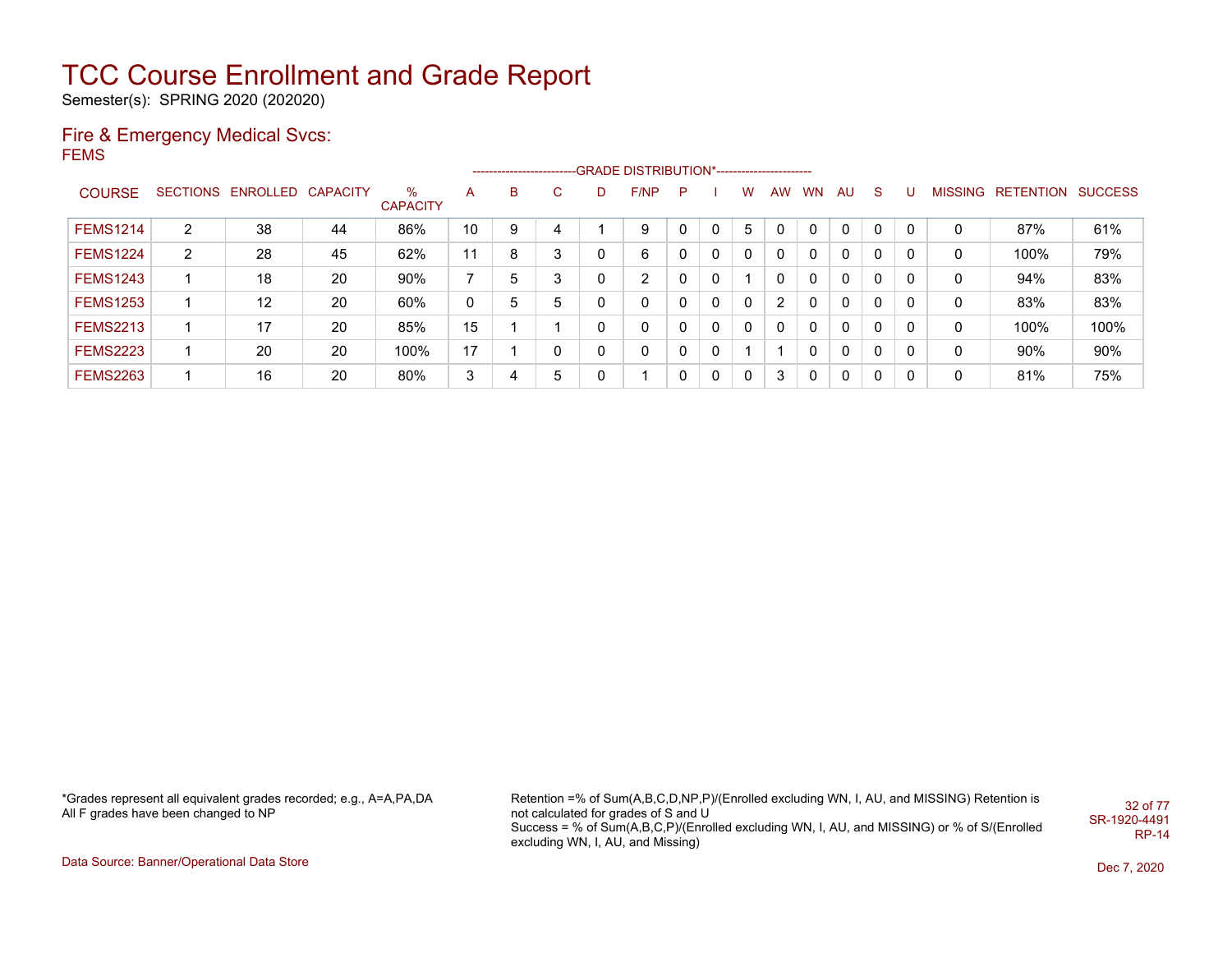# TCC Course Enrollment and Grade Report

Semester(s): SPRING 2020 (202020)

## Fire & Emergency Medical Svcs:

FEMS

| COURSE | SECTIONS | ENROLLED | CAPACITY | % CAPACITY | A | B | C | D | F/NP | P | I | W | AW | WN | AU | S | U | MISSING | RETENTION | SUCCESS |
|---|---|---|---|---|---|---|---|---|---|---|---|---|---|---|---|---|---|---|---|---|
| | | | | | -------------------------GRADE DISTRIBUTION*----------------------- | | | | | | | | | | | | | | | |
| FEMS1214 | 2 | 38 | 44 | 86% | 10 | 9 | 4 | 1 | 9 | 0 | 0 | 5 | 0 | 0 | 0 | 0 | 0 | 0 | 87% | 61% |
| FEMS1224 | 2 | 28 | 45 | 62% | 11 | 8 | 3 | 0 | 6 | 0 | 0 | 0 | 0 | 0 | 0 | 0 | 0 | 0 | 100% | 79% |
| FEMS1243 | 1 | 18 | 20 | 90% | 7 | 5 | 3 | 0 | 2 | 0 | 0 | 1 | 0 | 0 | 0 | 0 | 0 | 0 | 94% | 83% |
| FEMS1253 | 1 | 12 | 20 | 60% | 0 | 5 | 5 | 0 | 0 | 0 | 0 | 0 | 2 | 0 | 0 | 0 | 0 | 0 | 83% | 83% |
| FEMS2213 | 1 | 17 | 20 | 85% | 15 | 1 | 1 | 0 | 0 | 0 | 0 | 0 | 0 | 0 | 0 | 0 | 0 | 0 | 100% | 100% |
| FEMS2223 | 1 | 20 | 20 | 100% | 17 | 1 | 0 | 0 | 0 | 0 | 0 | 1 | 1 | 0 | 0 | 0 | 0 | 0 | 90% | 90% |
| FEMS2263 | 1 | 16 | 20 | 80% | 3 | 4 | 5 | 0 | 1 | 0 | 0 | 0 | 3 | 0 | 0 | 0 | 0 | 0 | 81% | 75% |

*Grades represent all equivalent grades recorded; e.g., A=A,PA,DA
All F grades have been changed to NP

Retention =% of Sum(A,B,C,D,NP,P)/(Enrolled excluding WN, I, AU, and MISSING) Retention is not calculated for grades of S and U
Success = % of Sum(A,B,C,P)/(Enrolled excluding WN, I, AU, and MISSING) or % of S/(Enrolled excluding WN, I, AU, and Missing)

SR-1920-4491
RP-14

Data Source: Banner/Operational Data Store

Dec 7, 2020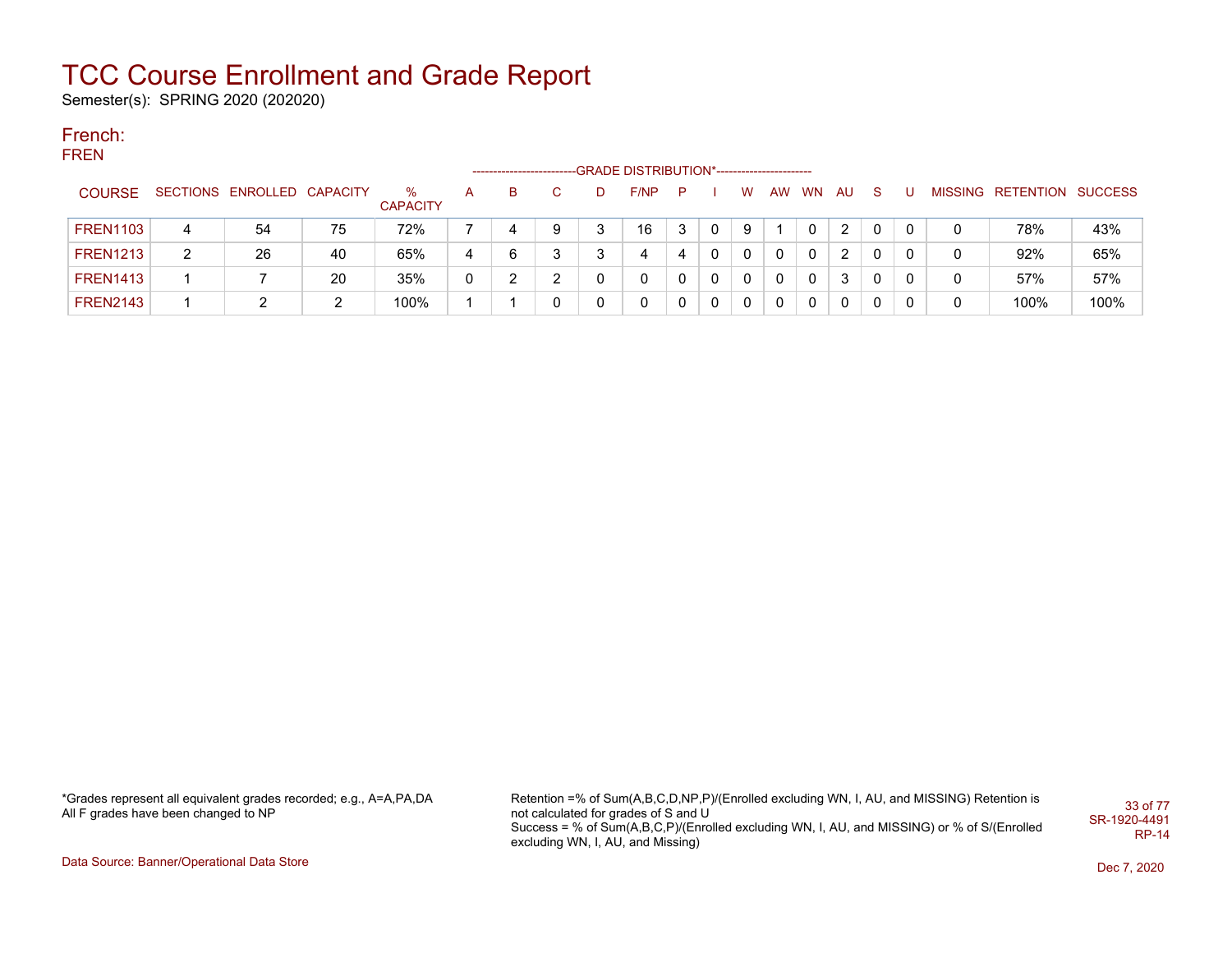# TCC Course Enrollment and Grade Report

Semester(s): SPRING 2020 (202020)

## French:

### FREN

| COURSE | SECTIONS | ENROLLED | CAPACITY | % CAPACITY | A | B | C | D | F/NP | P | I | W | AW | WN | AU | S | U | MISSING | RETENTION | SUCCESS |
|---|---|---|---|---|---|---|---|---|---|---|---|---|---|---|---|---|---|---|---|---|
| | | | | | GRADE DISTRIBUTION* | | | | | | | | | | | | | | | |
| FREN1103 | 4 | 54 | 75 | 72% | 7 | 4 | 9 | 3 | 16 | 3 | 0 | 9 | 1 | 0 | 2 | 0 | 0 | 0 | 78% | 43% |
| FREN1213 | 2 | 26 | 40 | 65% | 4 | 6 | 3 | 3 | 4 | 4 | 0 | 0 | 0 | 0 | 2 | 0 | 0 | 0 | 92% | 65% |
| FREN1413 | 1 | 7 | 20 | 35% | 0 | 2 | 2 | 0 | 0 | 0 | 0 | 0 | 0 | 0 | 3 | 0 | 0 | 0 | 57% | 57% |
| FREN2143 | 1 | 2 | 2 | 100% | 1 | 1 | 0 | 0 | 0 | 0 | 0 | 0 | 0 | 0 | 0 | 0 | 0 | 0 | 100% | 100% |

*Grades represent all equivalent grades recorded; e.g., A=A,PA,DA
All F grades have been changed to NP

Retention =% of Sum(A,B,C,D,NP,P)/(Enrolled excluding WN, I, AU, and MISSING) Retention is not calculated for grades of S and U
Success = % of Sum(A,B,C,P)/(Enrolled excluding WN, I, AU, and MISSING) or % of S/(Enrolled excluding WN, I, AU, and Missing)

SR-1920-4491
RP-14

Data Source: Banner/Operational Data Store

Dec 7, 2020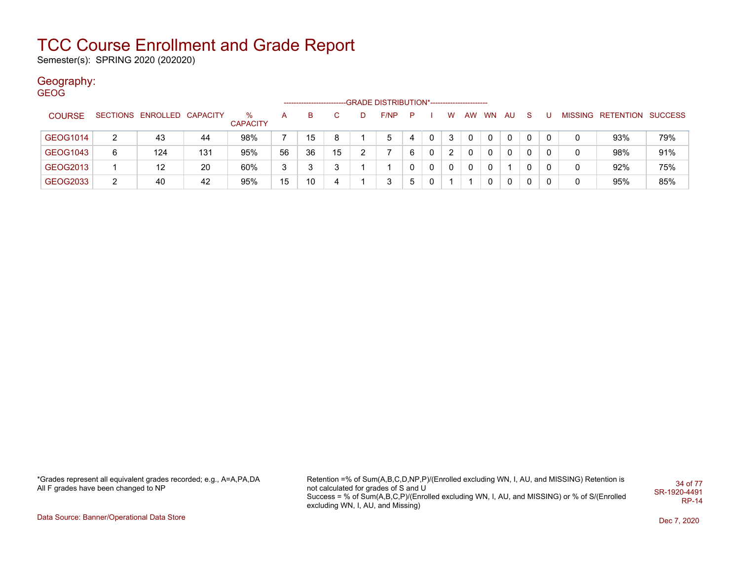# TCC Course Enrollment and Grade Report

Semester(s): SPRING 2020 (202020)

## Geography:

### GEOG

| COURSE | SECTIONS | ENROLLED | CAPACITY | % CAPACITY | A | B | C | D | F/NP | P | I | W | AW | WN | AU | S | U | MISSING | RETENTION | SUCCESS |
|---|---|---|---|---|---|---|---|---|---|---|---|---|---|---|---|---|---|---|---|---|
| | | | | | -------------------------GRADE DISTRIBUTION*----------------------- | | | | | | | | | | | | | | | |
| GEOG1014 | 2 | 43 | 44 | 98% | 7 | 15 | 8 | 1 | 5 | 4 | 0 | 3 | 0 | 0 | 0 | 0 | 0 | 0 | 93% | 79% |
| GEOG1043 | 6 | 124 | 131 | 95% | 56 | 36 | 15 | 2 | 7 | 6 | 0 | 2 | 0 | 0 | 0 | 0 | 0 | 0 | 98% | 91% |
| GEOG2013 | 1 | 12 | 20 | 60% | 3 | 3 | 3 | 1 | 1 | 0 | 0 | 0 | 0 | 0 | 1 | 0 | 0 | 0 | 92% | 75% |
| GEOG2033 | 2 | 40 | 42 | 95% | 15 | 10 | 4 | 1 | 3 | 5 | 0 | 1 | 1 | 0 | 0 | 0 | 0 | 0 | 95% | 85% |

*Grades represent all equivalent grades recorded; e.g., A=A,PA,DA
All F grades have been changed to NP

Retention =% of Sum(A,B,C,D,NP,P)/(Enrolled excluding WN, I, AU, and MISSING) Retention is not calculated for grades of S and U
Success = % of Sum(A,B,C,P)/(Enrolled excluding WN, I, AU, and MISSING) or % of S/(Enrolled excluding WN, I, AU, and Missing)

SR-1920-4491
RP-14

Data Source: Banner/Operational Data Store

Dec 7, 2020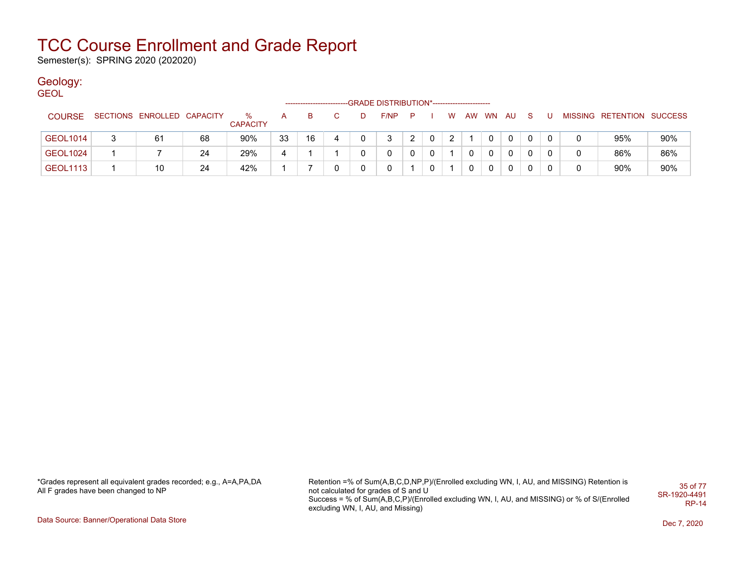# TCC Course Enrollment and Grade Report

Semester(s): SPRING 2020 (202020)

## Geology:

### GEOL

| COURSE | SECTIONS | ENROLLED | CAPACITY | % CAPACITY | A | B | C | D | F/NP | P | I | W | AW | WN | AU | S | U | MISSING | RETENTION | SUCCESS |
|---|---|---|---|---|---|---|---|---|---|---|---|---|---|---|---|---|---|---|---|---|
| | | | | | GRADE DISTRIBUTION* | | | | | | | | | | | | | | | |
| GEOL1014 | 3 | 61 | 68 | 90% | 33 | 16 | 4 | 0 | 3 | 2 | 0 | 2 | 1 | 0 | 0 | 0 | 0 | 0 | 95% | 90% |
| GEOL1024 | 1 | 7 | 24 | 29% | 4 | 1 | 1 | 0 | 0 | 0 | 0 | 1 | 0 | 0 | 0 | 0 | 0 | 0 | 86% | 86% |
| GEOL1113 | 1 | 10 | 24 | 42% | 1 | 7 | 0 | 0 | 0 | 1 | 0 | 1 | 0 | 0 | 0 | 0 | 0 | 0 | 90% | 90% |

*Grades represent all equivalent grades recorded; e.g., A=A,PA,DA
All F grades have been changed to NP

Retention =% of Sum(A,B,C,D,NP,P)/(Enrolled excluding WN, I, AU, and MISSING) Retention is not calculated for grades of S and U
Success = % of Sum(A,B,C,P)/(Enrolled excluding WN, I, AU, and MISSING) or % of S/(Enrolled excluding WN, I, AU, and Missing)

SR-1920-4491
RP-14

Data Source: Banner/Operational Data Store

Dec 7, 2020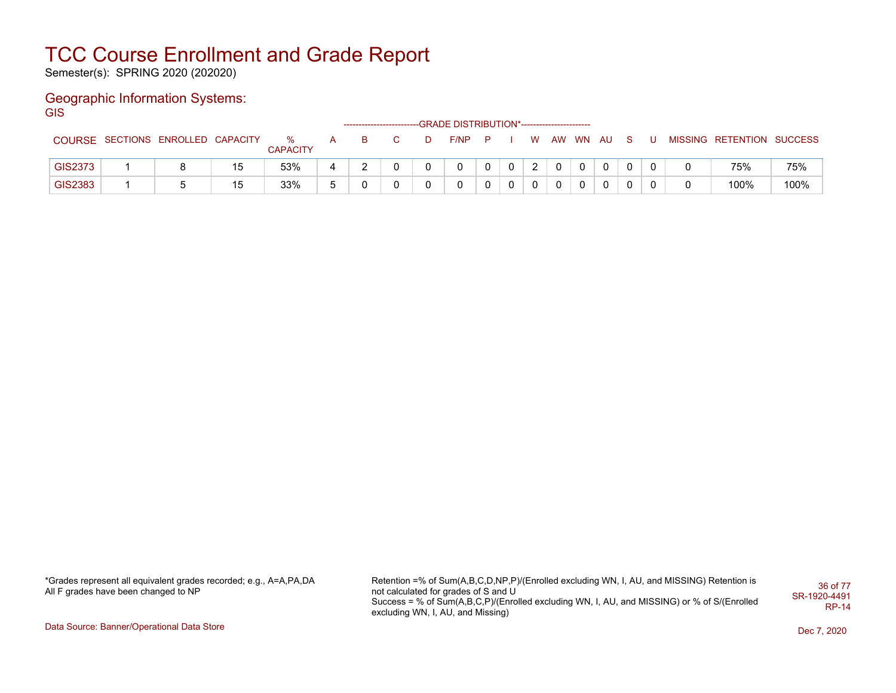# TCC Course Enrollment and Grade Report

Semester(s): SPRING 2020 (202020)

## Geographic Information Systems:

GIS

| COURSE | SECTIONS | ENROLLED | CAPACITY | % CAPACITY | -------------------------GRADE DISTRIBUTION*----------------------- | | | | | | | | | | | | | | MISSING | RETENTION | SUCCESS |
|---|---|---|---|---|---|---|---|---|---|---|---|---|---|---|---|---|---|---|---|---|
| | | | | | A | B | C | D | F/NP | P | I | W | AW | WN | AU | S | U | | | |
| GIS2373 | 1 | 8 | 15 | 53% | 4 | 2 | 0 | 0 | 0 | 0 | 0 | 2 | 0 | 0 | 0 | 0 | 0 | 0 | 75% | 75% |
| GIS2383 | 1 | 5 | 15 | 33% | 5 | 0 | 0 | 0 | 0 | 0 | 0 | 0 | 0 | 0 | 0 | 0 | 0 | 0 | 100% | 100% |

*Grades represent all equivalent grades recorded; e.g., A=A,PA,DA
All F grades have been changed to NP

Retention =% of Sum(A,B,C,D,NP,P)/(Enrolled excluding WN, I, AU, and MISSING) Retention is not calculated for grades of S and U
Success = % of Sum(A,B,C,P)/(Enrolled excluding WN, I, AU, and MISSING) or % of S/(Enrolled excluding WN, I, AU, and Missing)

SR-1920-4491
RP-14

Data Source: Banner/Operational Data Store

Dec 7, 2020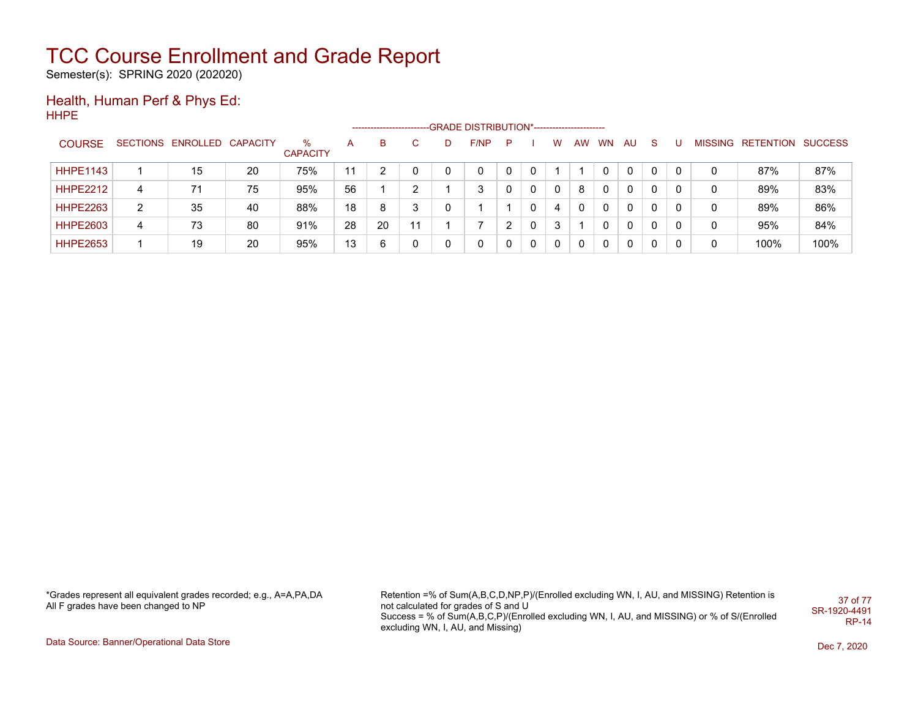# TCC Course Enrollment and Grade Report

Semester(s): SPRING 2020 (202020)

## Health, Human Perf & Phys Ed:

### HHPE

| COURSE | SECTIONS | ENROLLED | CAPACITY | % CAPACITY | A | B | C | D | F/NP | P | I | W | AW | WN | AU | S | U | MISSING | RETENTION | SUCCESS |
|---|---|---|---|---|---|---|---|---|---|---|---|---|---|---|---|---|---|---|---|---|
| | | | | | GRADE DISTRIBUTION* | | | | | | | | | | | | | | | |
| HHPE1143 | 1 | 15 | 20 | 75% | 11 | 2 | 0 | 0 | 0 | 0 | 0 | 1 | 1 | 0 | 0 | 0 | 0 | 0 | 87% | 87% |
| HHPE2212 | 4 | 71 | 75 | 95% | 56 | 1 | 2 | 1 | 3 | 0 | 0 | 0 | 8 | 0 | 0 | 0 | 0 | 0 | 89% | 83% |
| HHPE2263 | 2 | 35 | 40 | 88% | 18 | 8 | 3 | 0 | 1 | 1 | 0 | 4 | 0 | 0 | 0 | 0 | 0 | 0 | 89% | 86% |
| HHPE2603 | 4 | 73 | 80 | 91% | 28 | 20 | 11 | 1 | 7 | 2 | 0 | 3 | 1 | 0 | 0 | 0 | 0 | 0 | 95% | 84% |
| HHPE2653 | 1 | 19 | 20 | 95% | 13 | 6 | 0 | 0 | 0 | 0 | 0 | 0 | 0 | 0 | 0 | 0 | 0 | 0 | 100% | 100% |

*Grades represent all equivalent grades recorded; e.g., A=A,PA,DA
All F grades have been changed to NP

Retention =% of Sum(A,B,C,D,NP,P)/(Enrolled excluding WN, I, AU, and MISSING) Retention is not calculated for grades of S and U
Success = % of Sum(A,B,C,P)/(Enrolled excluding WN, I, AU, and MISSING) or % of S/(Enrolled excluding WN, I, AU, and Missing)

SR-1920-4491
RP-14

Data Source: Banner/Operational Data Store

Dec 7, 2020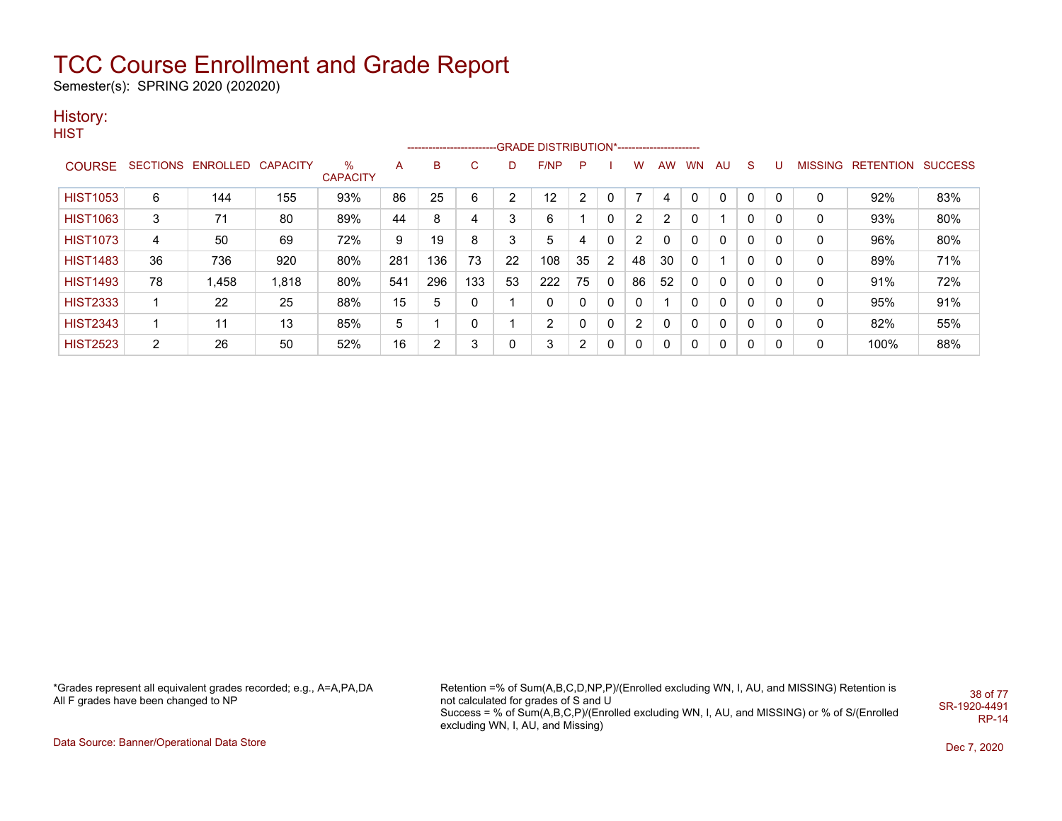# TCC Course Enrollment and Grade Report

Semester(s): SPRING 2020 (202020)

## History:

### HIST

| COURSE | SECTIONS | ENROLLED | CAPACITY | % CAPACITY | A | B | C | D | F/NP | P | I | W | AW | WN | AU | S | U | MISSING | RETENTION | SUCCESS |
|---|---|---|---|---|---|---|---|---|---|---|---|---|---|---|---|---|---|---|---|---|
| | | | | | GRADE DISTRIBUTION* | | | | | | | | | | | | | | | |
| HIST1053 | 6 | 144 | 155 | 93% | 86 | 25 | 6 | 2 | 12 | 2 | 0 | 7 | 4 | 0 | 0 | 0 | 0 | 0 | 92% | 83% |
| HIST1063 | 3 | 71 | 80 | 89% | 44 | 8 | 4 | 3 | 6 | 1 | 0 | 2 | 2 | 0 | 1 | 0 | 0 | 0 | 93% | 80% |
| HIST1073 | 4 | 50 | 69 | 72% | 9 | 19 | 8 | 3 | 5 | 4 | 0 | 2 | 0 | 0 | 0 | 0 | 0 | 0 | 96% | 80% |
| HIST1483 | 36 | 736 | 920 | 80% | 281 | 136 | 73 | 22 | 108 | 35 | 2 | 48 | 30 | 0 | 1 | 0 | 0 | 0 | 89% | 71% |
| HIST1493 | 78 | 1,458 | 1,818 | 80% | 541 | 296 | 133 | 53 | 222 | 75 | 0 | 86 | 52 | 0 | 0 | 0 | 0 | 0 | 91% | 72% |
| HIST2333 | 1 | 22 | 25 | 88% | 15 | 5 | 0 | 1 | 0 | 0 | 0 | 0 | 1 | 0 | 0 | 0 | 0 | 0 | 95% | 91% |
| HIST2343 | 1 | 11 | 13 | 85% | 5 | 1 | 0 | 1 | 2 | 0 | 0 | 2 | 0 | 0 | 0 | 0 | 0 | 0 | 82% | 55% |
| HIST2523 | 2 | 26 | 50 | 52% | 16 | 2 | 3 | 0 | 3 | 2 | 0 | 0 | 0 | 0 | 0 | 0 | 0 | 0 | 100% | 88% |

*Grades represent all equivalent grades recorded; e.g., A=A,PA,DA
All F grades have been changed to NP

Retention =% of Sum(A,B,C,D,NP,P)/(Enrolled excluding WN, I, AU, and MISSING) Retention is not calculated for grades of S and U
Success = % of Sum(A,B,C,P)/(Enrolled excluding WN, I, AU, and MISSING) or % of S/(Enrolled excluding WN, I, AU, and Missing)

SR-1920-4491
RP-14

Data Source: Banner/Operational Data Store

Dec 7, 2020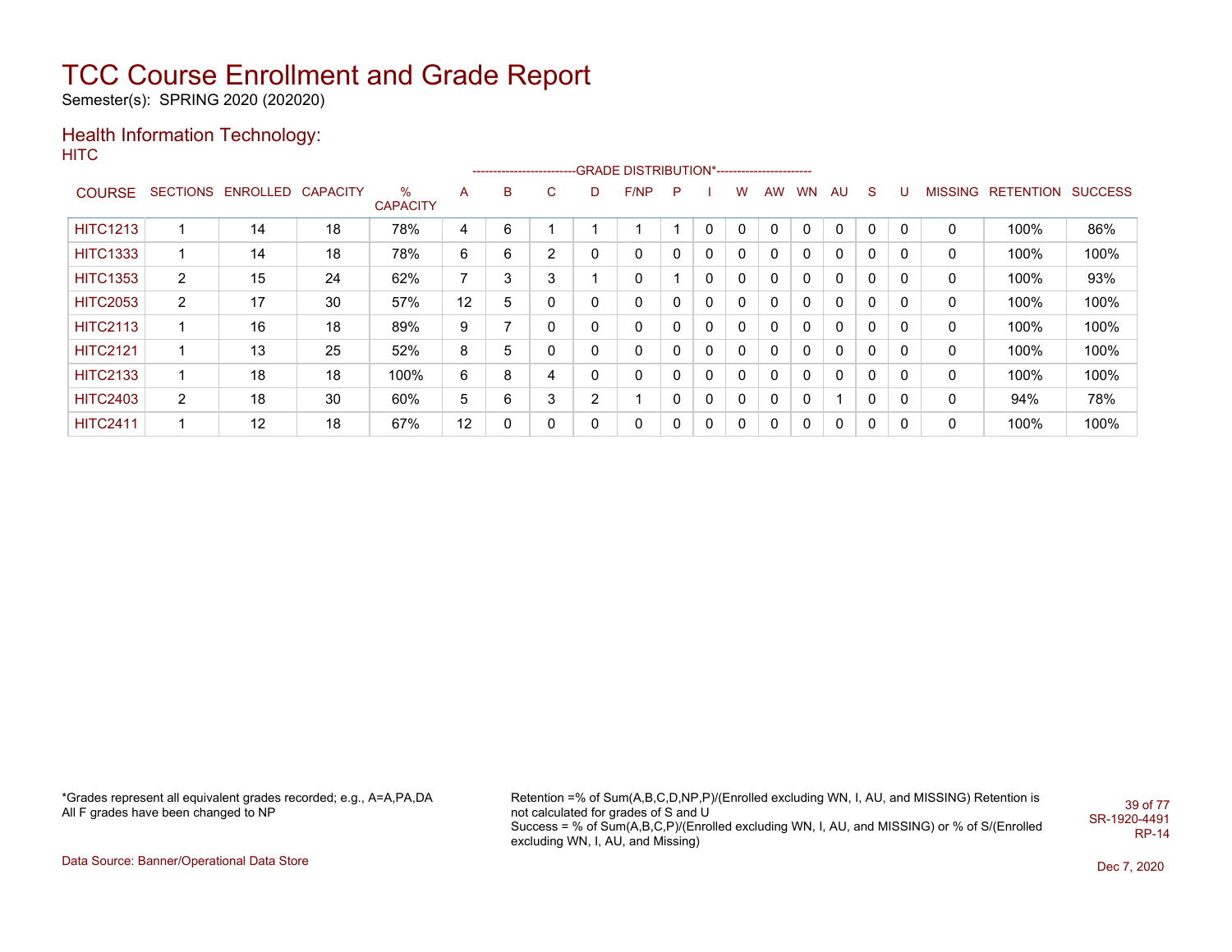# TCC Course Enrollment and Grade Report

Semester(s): SPRING 2020 (202020)

## Health Information Technology:

HITC

| COURSE | SECTIONS | ENROLLED | CAPACITY | % CAPACITY | A | B | C | D | F/NP | P | I | W | AW | WN | AU | S | U | MISSING | RETENTION | SUCCESS |
|---|---|---|---|---|---|---|---|---|---|---|---|---|---|---|---|---|---|---|---|---|
| HITC1213 | 1 | 14 | 18 | 78% | 4 | 6 | 1 | 1 | 1 | 1 | 0 | 0 | 0 | 0 | 0 | 0 | 0 | 0 | 100% | 86% |
| HITC1333 | 1 | 14 | 18 | 78% | 6 | 6 | 2 | 0 | 0 | 0 | 0 | 0 | 0 | 0 | 0 | 0 | 0 | 0 | 100% | 100% |
| HITC1353 | 2 | 15 | 24 | 62% | 7 | 3 | 3 | 1 | 0 | 1 | 0 | 0 | 0 | 0 | 0 | 0 | 0 | 0 | 100% | 93% |
| HITC2053 | 2 | 17 | 30 | 57% | 12 | 5 | 0 | 0 | 0 | 0 | 0 | 0 | 0 | 0 | 0 | 0 | 0 | 0 | 100% | 100% |
| HITC2113 | 1 | 16 | 18 | 89% | 9 | 7 | 0 | 0 | 0 | 0 | 0 | 0 | 0 | 0 | 0 | 0 | 0 | 0 | 100% | 100% |
| HITC2121 | 1 | 13 | 25 | 52% | 8 | 5 | 0 | 0 | 0 | 0 | 0 | 0 | 0 | 0 | 0 | 0 | 0 | 0 | 100% | 100% |
| HITC2133 | 1 | 18 | 18 | 100% | 6 | 8 | 4 | 0 | 0 | 0 | 0 | 0 | 0 | 0 | 0 | 0 | 0 | 0 | 100% | 100% |
| HITC2403 | 2 | 18 | 30 | 60% | 5 | 6 | 3 | 2 | 1 | 0 | 0 | 0 | 0 | 0 | 1 | 0 | 0 | 0 | 94% | 78% |
| HITC2411 | 1 | 12 | 18 | 67% | 12 | 0 | 0 | 0 | 0 | 0 | 0 | 0 | 0 | 0 | 0 | 0 | 0 | 0 | 100% | 100% |

*Grades represent all equivalent grades recorded; e.g., A=A,PA,DA
All F grades have been changed to NP

Retention =% of Sum(A,B,C,D,NP,P)/(Enrolled excluding WN, I, AU, and MISSING) Retention is not calculated for grades of S and U
Success = % of Sum(A,B,C,P)/(Enrolled excluding WN, I, AU, and MISSING) or % of S/(Enrolled excluding WN, I, AU, and Missing)

SR-1920-4491
RP-14

Data Source: Banner/Operational Data Store

Dec 7, 2020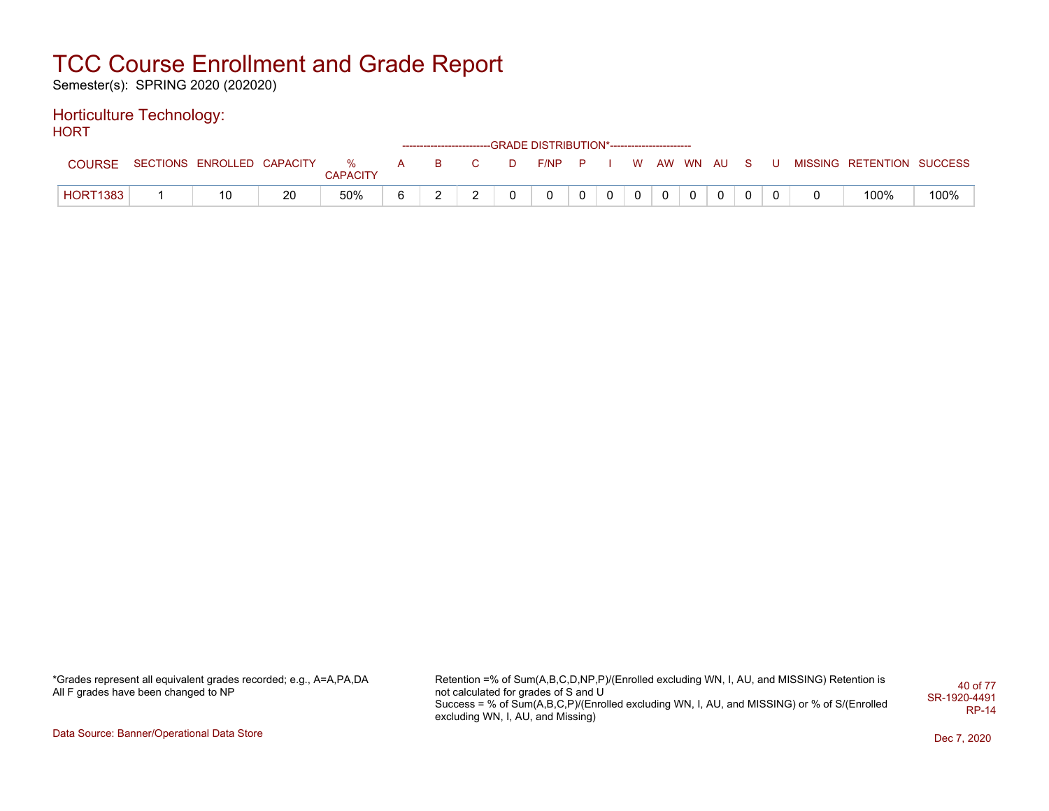# TCC Course Enrollment and Grade Report

Semester(s): SPRING 2020 (202020)

## Horticulture Technology:

HORT

| COURSE | SECTIONS | ENROLLED | CAPACITY | % CAPACITY | A | B | C | D | F/NP | P | I | W | AW | WN | AU | S | U | MISSING | RETENTION | SUCCESS |
|---|---|---|---|---|---|---|---|---|---|---|---|---|---|---|---|---|---|---|---|---|
| | | | | | GRADE DISTRIBUTION* | | | | | | | | | | | | | | | |
| HORT1383 | 1 | 10 | 20 | 50% | 6 | 2 | 2 | 0 | 0 | 0 | 0 | 0 | 0 | 0 | 0 | 0 | 0 | 0 | 100% | 100% |

*Grades represent all equivalent grades recorded; e.g., A=A,PA,DA
All F grades have been changed to NP

Retention =% of Sum(A,B,C,D,NP,P)/(Enrolled excluding WN, I, AU, and MISSING) Retention is not calculated for grades of S and U
Success = % of Sum(A,B,C,P)/(Enrolled excluding WN, I, AU, and MISSING) or % of S/(Enrolled excluding WN, I, AU, and Missing)

SR-1920-4491
RP-14

Data Source: Banner/Operational Data Store

Dec 7, 2020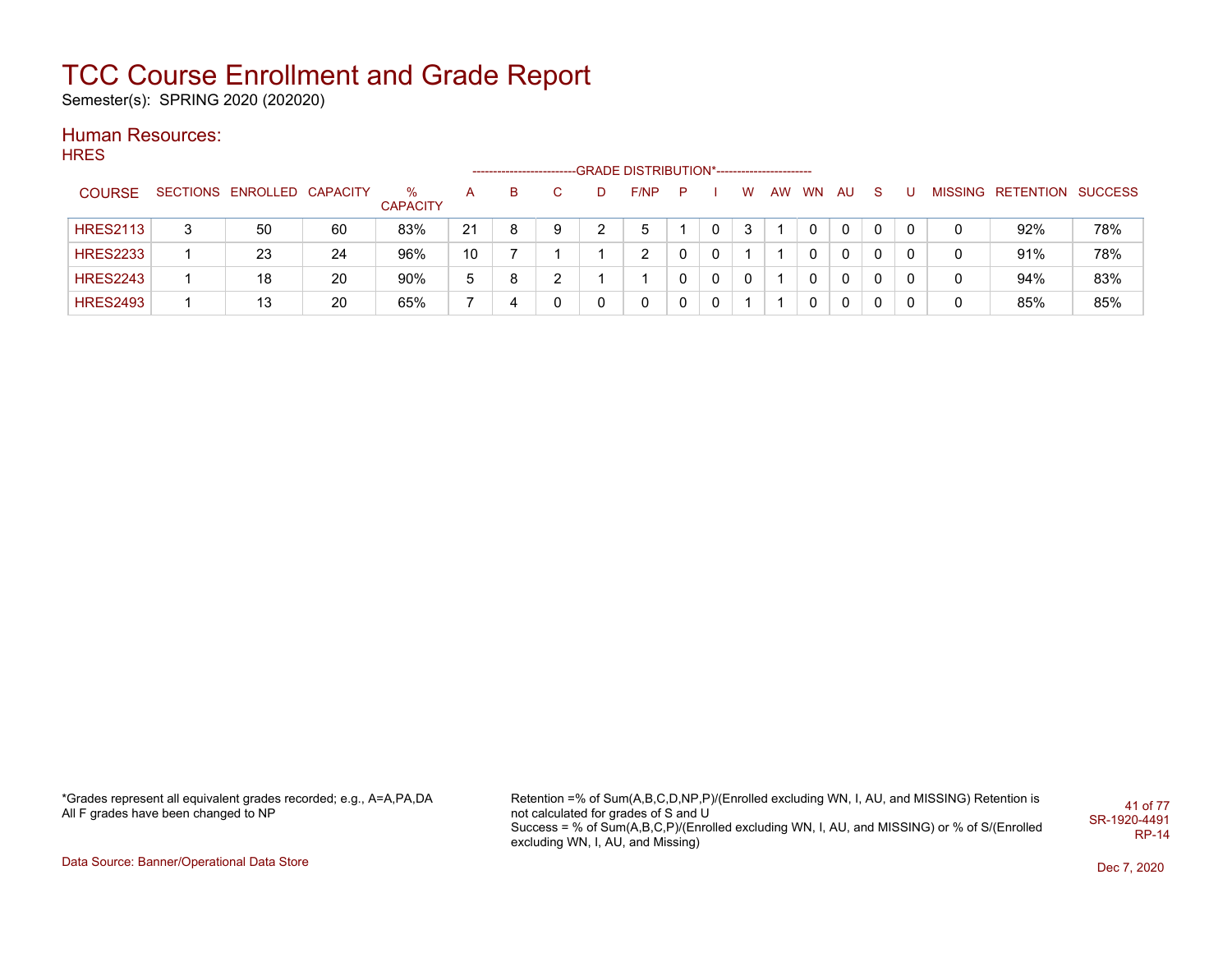# TCC Course Enrollment and Grade Report

Semester(s): SPRING 2020 (202020)

## Human Resources:

### HRES

| COURSE | SECTIONS | ENROLLED | CAPACITY | % CAPACITY | A | B | C | D | F/NP | P | I | W | AW | WN | AU | S | U | MISSING | RETENTION | SUCCESS |
|---|---|---|---|---|---|---|---|---|---|---|---|---|---|---|---|---|---|---|---|---|
| | | | | | -------------------------GRADE DISTRIBUTION*----------------------- | | | | | | | | | | | | | | | |
| HRES2113 | 3 | 50 | 60 | 83% | 21 | 8 | 9 | 2 | 5 | 1 | 0 | 3 | 1 | 0 | 0 | 0 | 0 | 0 | 92% | 78% |
| HRES2233 | 1 | 23 | 24 | 96% | 10 | 7 | 1 | 1 | 2 | 0 | 0 | 1 | 1 | 0 | 0 | 0 | 0 | 0 | 91% | 78% |
| HRES2243 | 1 | 18 | 20 | 90% | 5 | 8 | 2 | 1 | 1 | 0 | 0 | 0 | 1 | 0 | 0 | 0 | 0 | 0 | 94% | 83% |
| HRES2493 | 1 | 13 | 20 | 65% | 7 | 4 | 0 | 0 | 0 | 0 | 0 | 1 | 1 | 0 | 0 | 0 | 0 | 0 | 85% | 85% |

*Grades represent all equivalent grades recorded; e.g., A=A,PA,DA
All F grades have been changed to NP

Retention =% of Sum(A,B,C,D,NP,P)/(Enrolled excluding WN, I, AU, and MISSING) Retention is not calculated for grades of S and U
Success = % of Sum(A,B,C,P)/(Enrolled excluding WN, I, AU, and MISSING) or % of S/(Enrolled excluding WN, I, AU, and Missing)

SR-1920-4491
RP-14

Data Source: Banner/Operational Data Store

Dec 7, 2020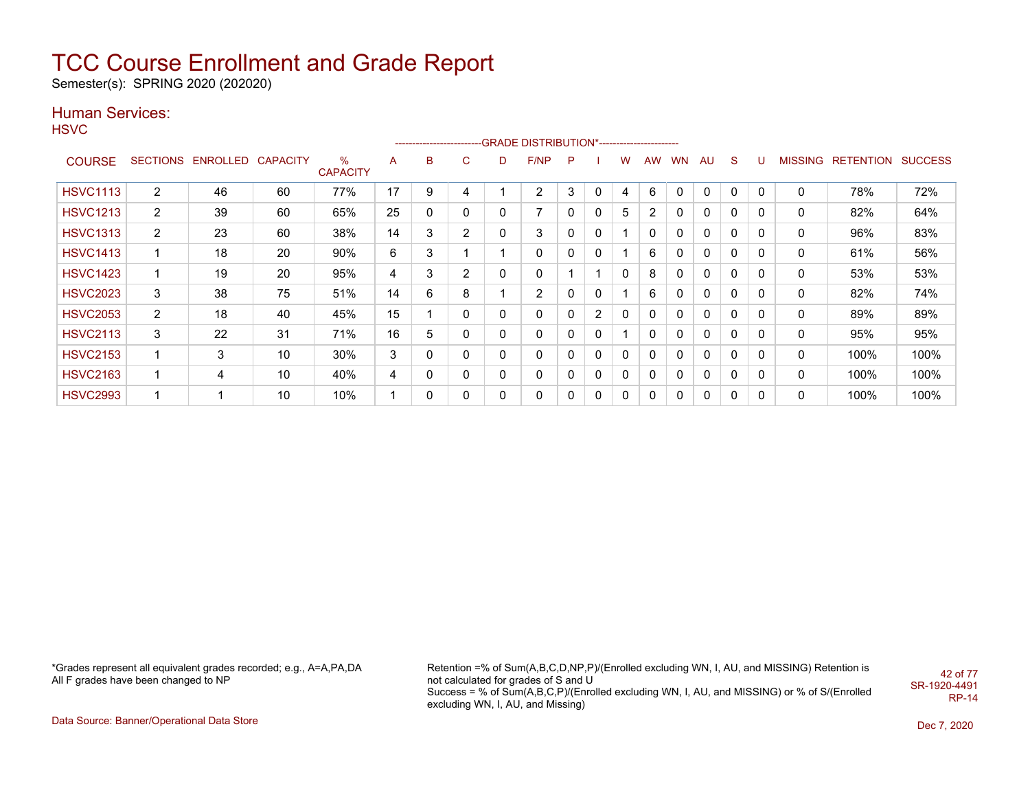# TCC Course Enrollment and Grade Report

Semester(s): SPRING 2020 (202020)

## Human Services:

HSVC

| COURSE | SECTIONS | ENROLLED | CAPACITY | % CAPACITY | A | B | C | D | F/NP | P | I | W | AW | WN | AU | S | U | MISSING | RETENTION | SUCCESS |
|---|---|---|---|---|---|---|---|---|---|---|---|---|---|---|---|---|---|---|---|---|
| | | | | | -------------------------GRADE DISTRIBUTION*----------------------- | | | | | | | | | | | | | | | |
| HSVC1113 | 2 | 46 | 60 | 77% | 17 | 9 | 4 | 1 | 2 | 3 | 0 | 4 | 6 | 0 | 0 | 0 | 0 | 0 | 78% | 72% |
| HSVC1213 | 2 | 39 | 60 | 65% | 25 | 0 | 0 | 0 | 7 | 0 | 0 | 5 | 2 | 0 | 0 | 0 | 0 | 0 | 82% | 64% |
| HSVC1313 | 2 | 23 | 60 | 38% | 14 | 3 | 2 | 0 | 3 | 0 | 0 | 1 | 0 | 0 | 0 | 0 | 0 | 0 | 96% | 83% |
| HSVC1413 | 1 | 18 | 20 | 90% | 6 | 3 | 1 | 1 | 0 | 0 | 0 | 1 | 6 | 0 | 0 | 0 | 0 | 0 | 61% | 56% |
| HSVC1423 | 1 | 19 | 20 | 95% | 4 | 3 | 2 | 0 | 0 | 1 | 1 | 0 | 8 | 0 | 0 | 0 | 0 | 0 | 53% | 53% |
| HSVC2023 | 3 | 38 | 75 | 51% | 14 | 6 | 8 | 1 | 2 | 0 | 0 | 1 | 6 | 0 | 0 | 0 | 0 | 0 | 82% | 74% |
| HSVC2053 | 2 | 18 | 40 | 45% | 15 | 1 | 0 | 0 | 0 | 0 | 2 | 0 | 0 | 0 | 0 | 0 | 0 | 0 | 89% | 89% |
| HSVC2113 | 3 | 22 | 31 | 71% | 16 | 5 | 0 | 0 | 0 | 0 | 0 | 1 | 0 | 0 | 0 | 0 | 0 | 0 | 95% | 95% |
| HSVC2153 | 1 | 3 | 10 | 30% | 3 | 0 | 0 | 0 | 0 | 0 | 0 | 0 | 0 | 0 | 0 | 0 | 0 | 0 | 100% | 100% |
| HSVC2163 | 1 | 4 | 10 | 40% | 4 | 0 | 0 | 0 | 0 | 0 | 0 | 0 | 0 | 0 | 0 | 0 | 0 | 0 | 100% | 100% |
| HSVC2993 | 1 | 1 | 10 | 10% | 1 | 0 | 0 | 0 | 0 | 0 | 0 | 0 | 0 | 0 | 0 | 0 | 0 | 0 | 100% | 100% |

*Grades represent all equivalent grades recorded; e.g., A=A,PA,DA
All F grades have been changed to NP

Retention =% of Sum(A,B,C,D,NP,P)/(Enrolled excluding WN, I, AU, and MISSING) Retention is not calculated for grades of S and U
Success = % of Sum(A,B,C,P)/(Enrolled excluding WN, I, AU, and MISSING) or % of S/(Enrolled excluding WN, I, AU, and Missing)

SR-1920-4491
RP-14

Data Source: Banner/Operational Data Store

Dec 7, 2020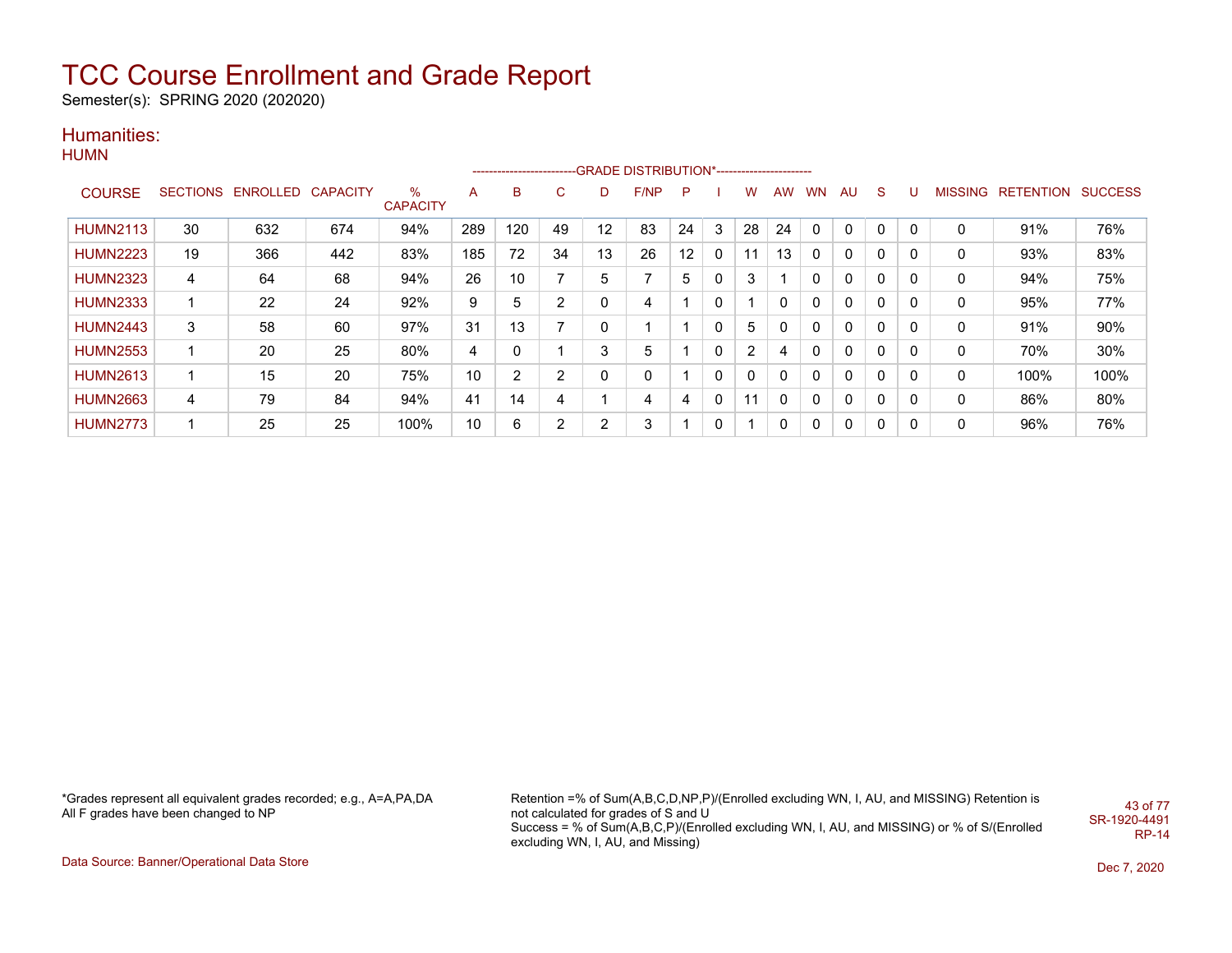# TCC Course Enrollment and Grade Report

Semester(s): SPRING 2020 (202020)

## Humanities:

### HUMN

| COURSE | SECTIONS | ENROLLED | CAPACITY | % CAPACITY | A | B | C | D | F/NP | P | I | W | AW | WN | AU | S | U | MISSING | RETENTION | SUCCESS |
|---|---|---|---|---|---|---|---|---|---|---|---|---|---|---|---|---|---|---|---|---|
| | | | | | GRADE DISTRIBUTION* | | | | | | | | | | | | | | | |
| HUMN2113 | 30 | 632 | 674 | 94% | 289 | 120 | 49 | 12 | 83 | 24 | 3 | 28 | 24 | 0 | 0 | 0 | 0 | 0 | 91% | 76% |
| HUMN2223 | 19 | 366 | 442 | 83% | 185 | 72 | 34 | 13 | 26 | 12 | 0 | 11 | 13 | 0 | 0 | 0 | 0 | 0 | 93% | 83% |
| HUMN2323 | 4 | 64 | 68 | 94% | 26 | 10 | 7 | 5 | 7 | 5 | 0 | 3 | 1 | 0 | 0 | 0 | 0 | 0 | 94% | 75% |
| HUMN2333 | 1 | 22 | 24 | 92% | 9 | 5 | 2 | 0 | 4 | 1 | 0 | 1 | 0 | 0 | 0 | 0 | 0 | 0 | 95% | 77% |
| HUMN2443 | 3 | 58 | 60 | 97% | 31 | 13 | 7 | 0 | 1 | 1 | 0 | 5 | 0 | 0 | 0 | 0 | 0 | 0 | 91% | 90% |
| HUMN2553 | 1 | 20 | 25 | 80% | 4 | 0 | 1 | 3 | 5 | 1 | 0 | 2 | 4 | 0 | 0 | 0 | 0 | 0 | 70% | 30% |
| HUMN2613 | 1 | 15 | 20 | 75% | 10 | 2 | 2 | 0 | 0 | 1 | 0 | 0 | 0 | 0 | 0 | 0 | 0 | 0 | 100% | 100% |
| HUMN2663 | 4 | 79 | 84 | 94% | 41 | 14 | 4 | 1 | 4 | 4 | 0 | 11 | 0 | 0 | 0 | 0 | 0 | 0 | 86% | 80% |
| HUMN2773 | 1 | 25 | 25 | 100% | 10 | 6 | 2 | 2 | 3 | 1 | 0 | 1 | 0 | 0 | 0 | 0 | 0 | 0 | 96% | 76% |

*Grades represent all equivalent grades recorded; e.g., A=A,PA,DA
All F grades have been changed to NP

Retention =% of Sum(A,B,C,D,NP,P)/(Enrolled excluding WN, I, AU, and MISSING) Retention is not calculated for grades of S and U
Success = % of Sum(A,B,C,P)/(Enrolled excluding WN, I, AU, and MISSING) or % of S/(Enrolled excluding WN, I, AU, and Missing)

SR-1920-4491
RP-14

Data Source: Banner/Operational Data Store

Dec 7, 2020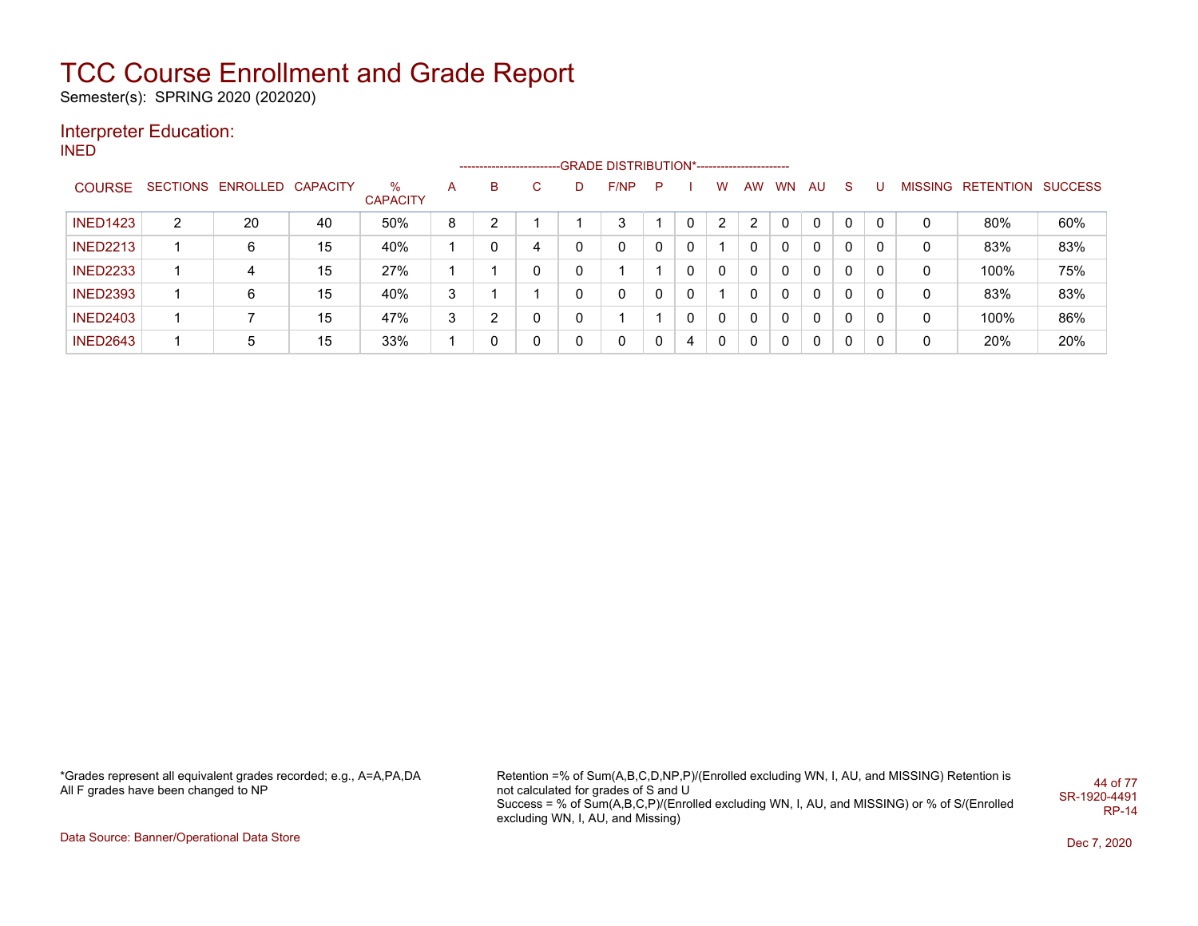# TCC Course Enrollment and Grade Report

Semester(s): SPRING 2020 (202020)

## Interpreter Education:

### INED

| COURSE | SECTIONS | ENROLLED | CAPACITY | % CAPACITY | A | B | C | D | F/NP | P | I | W | AW | WN | AU | S | U | MISSING | RETENTION | SUCCESS |
|---|---|---|---|---|---|---|---|---|---|---|---|---|---|---|---|---|---|---|---|---|
| | | | | | GRADE DISTRIBUTION* | | | | | | | | | | | | | | | |
| INED1423 | 2 | 20 | 40 | 50% | 8 | 2 | 1 | 1 | 3 | 1 | 0 | 2 | 2 | 0 | 0 | 0 | 0 | 0 | 80% | 60% |
| INED2213 | 1 | 6 | 15 | 40% | 1 | 0 | 4 | 0 | 0 | 0 | 0 | 1 | 0 | 0 | 0 | 0 | 0 | 0 | 83% | 83% |
| INED2233 | 1 | 4 | 15 | 27% | 1 | 1 | 0 | 0 | 1 | 1 | 0 | 0 | 0 | 0 | 0 | 0 | 0 | 0 | 100% | 75% |
| INED2393 | 1 | 6 | 15 | 40% | 3 | 1 | 1 | 0 | 0 | 0 | 0 | 1 | 0 | 0 | 0 | 0 | 0 | 0 | 83% | 83% |
| INED2403 | 1 | 7 | 15 | 47% | 3 | 2 | 0 | 0 | 1 | 1 | 0 | 0 | 0 | 0 | 0 | 0 | 0 | 0 | 100% | 86% |
| INED2643 | 1 | 5 | 15 | 33% | 1 | 0 | 0 | 0 | 0 | 0 | 4 | 0 | 0 | 0 | 0 | 0 | 0 | 0 | 20% | 20% |

*Grades represent all equivalent grades recorded; e.g., A=A,PA,DA
All F grades have been changed to NP

Retention =% of Sum(A,B,C,D,NP,P)/(Enrolled excluding WN, I, AU, and MISSING) Retention is not calculated for grades of S and U
Success = % of Sum(A,B,C,P)/(Enrolled excluding WN, I, AU, and MISSING) or % of S/(Enrolled excluding WN, I, AU, and Missing)

SR-1920-4491
RP-14

Data Source: Banner/Operational Data Store

Dec 7, 2020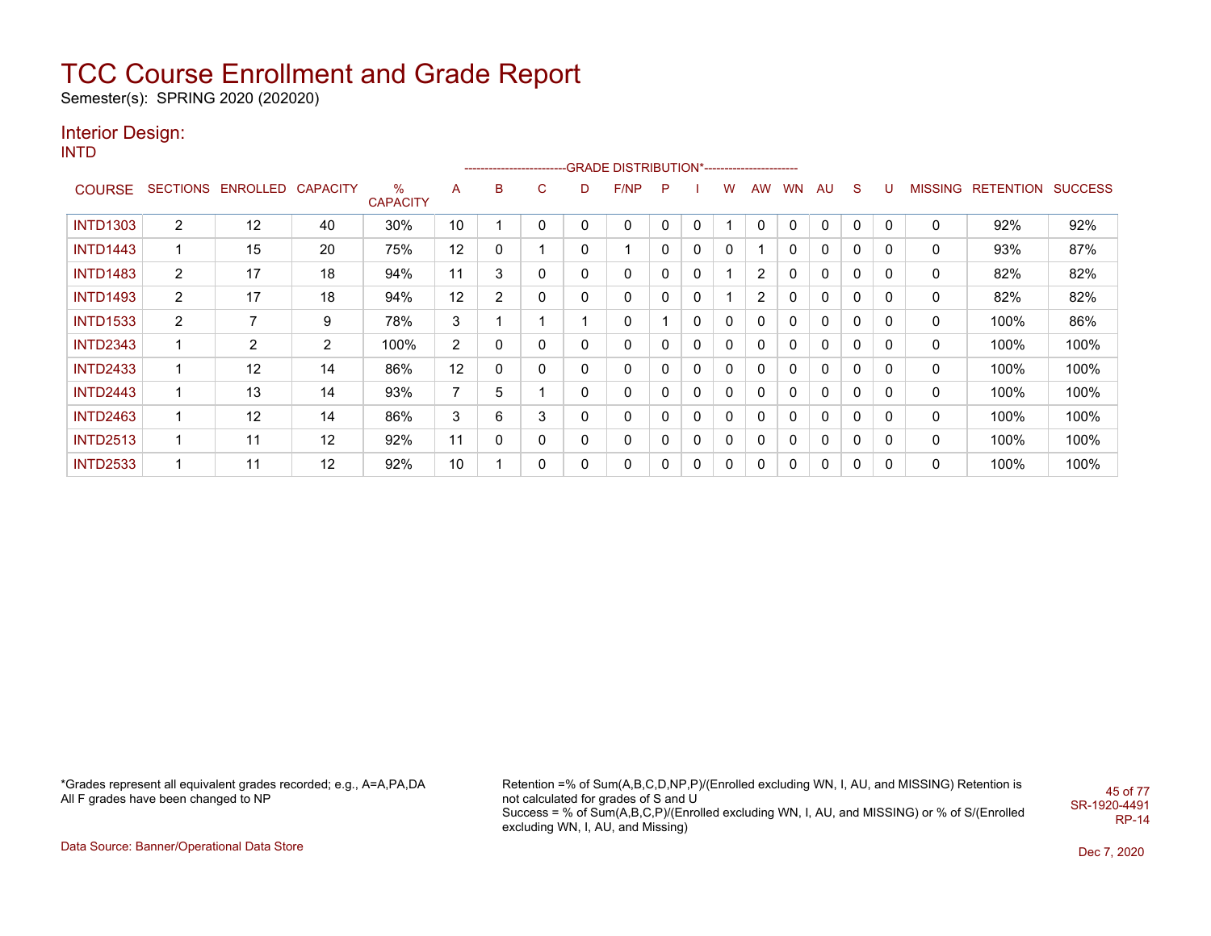# TCC Course Enrollment and Grade Report

Semester(s): SPRING 2020 (202020)

## Interior Design:

INTD

| COURSE | SECTIONS | ENROLLED | CAPACITY | % CAPACITY | A | B | C | D | F/NP | P | I | W | AW | WN | AU | S | U | MISSING | RETENTION | SUCCESS |
|---|---|---|---|---|---|---|---|---|---|---|---|---|---|---|---|---|---|---|---|---|
| | | | | | GRADE DISTRIBUTION* | | | | | | | | | | | | | | | |
| INTD1303 | 2 | 12 | 40 | 30% | 10 | 1 | 0 | 0 | 0 | 0 | 0 | 1 | 0 | 0 | 0 | 0 | 0 | 0 | 92% | 92% |
| INTD1443 | 1 | 15 | 20 | 75% | 12 | 0 | 1 | 0 | 1 | 0 | 0 | 0 | 1 | 0 | 0 | 0 | 0 | 0 | 93% | 87% |
| INTD1483 | 2 | 17 | 18 | 94% | 11 | 3 | 0 | 0 | 0 | 0 | 0 | 1 | 2 | 0 | 0 | 0 | 0 | 0 | 82% | 82% |
| INTD1493 | 2 | 17 | 18 | 94% | 12 | 2 | 0 | 0 | 0 | 0 | 0 | 1 | 2 | 0 | 0 | 0 | 0 | 0 | 82% | 82% |
| INTD1533 | 2 | 7 | 9 | 78% | 3 | 1 | 1 | 1 | 0 | 1 | 0 | 0 | 0 | 0 | 0 | 0 | 0 | 0 | 100% | 86% |
| INTD2343 | 1 | 2 | 2 | 100% | 2 | 0 | 0 | 0 | 0 | 0 | 0 | 0 | 0 | 0 | 0 | 0 | 0 | 0 | 100% | 100% |
| INTD2433 | 1 | 12 | 14 | 86% | 12 | 0 | 0 | 0 | 0 | 0 | 0 | 0 | 0 | 0 | 0 | 0 | 0 | 0 | 100% | 100% |
| INTD2443 | 1 | 13 | 14 | 93% | 7 | 5 | 1 | 0 | 0 | 0 | 0 | 0 | 0 | 0 | 0 | 0 | 0 | 0 | 100% | 100% |
| INTD2463 | 1 | 12 | 14 | 86% | 3 | 6 | 3 | 0 | 0 | 0 | 0 | 0 | 0 | 0 | 0 | 0 | 0 | 0 | 100% | 100% |
| INTD2513 | 1 | 11 | 12 | 92% | 11 | 0 | 0 | 0 | 0 | 0 | 0 | 0 | 0 | 0 | 0 | 0 | 0 | 0 | 100% | 100% |
| INTD2533 | 1 | 11 | 12 | 92% | 10 | 1 | 0 | 0 | 0 | 0 | 0 | 0 | 0 | 0 | 0 | 0 | 0 | 0 | 100% | 100% |

*Grades represent all equivalent grades recorded; e.g., A=A,PA,DA
All F grades have been changed to NP

Retention =% of Sum(A,B,C,D,NP,P)/(Enrolled excluding WN, I, AU, and MISSING) Retention is not calculated for grades of S and U
Success = % of Sum(A,B,C,P)/(Enrolled excluding WN, I, AU, and MISSING) or % of S/(Enrolled excluding WN, I, AU, and Missing)

SR-1920-4491
RP-14

Data Source: Banner/Operational Data Store

Dec 7, 2020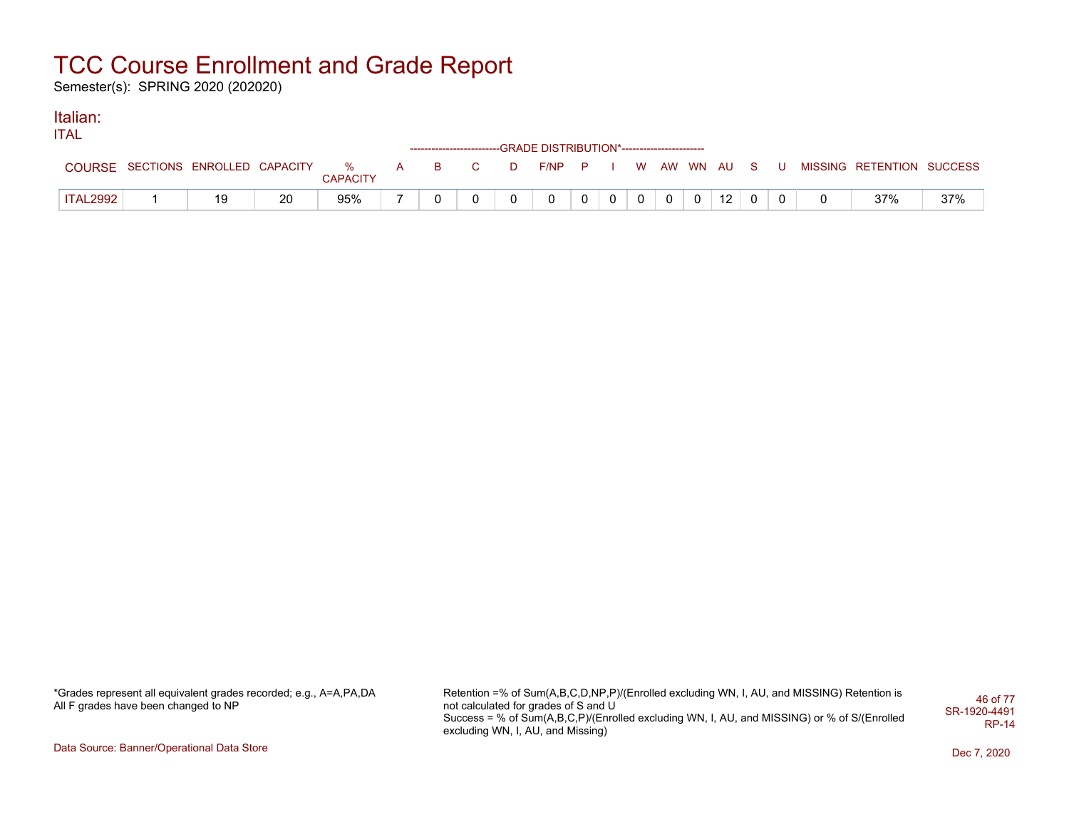# TCC Course Enrollment and Grade Report

Semester(s): SPRING 2020 (202020)

## Italian:

ITAL

| COURSE | SECTIONS | ENROLLED | CAPACITY | % CAPACITY | A | B | C | D | F/NP | P | I | W | AW | WN | AU | S | U | MISSING | RETENTION | SUCCESS |
|---|---|---|---|---|---|---|---|---|---|---|---|---|---|---|---|---|---|---|---|---|
| | | | | | GRADE DISTRIBUTION* | | | | | | | | | | | | | | | |
| ITAL2992 | 1 | 19 | 20 | 95% | 7 | 0 | 0 | 0 | 0 | 0 | 0 | 0 | 0 | 0 | 12 | 0 | 0 | 0 | 37% | 37% |

*Grades represent all equivalent grades recorded; e.g., A=A,PA,DA
All F grades have been changed to NP

Retention =% of Sum(A,B,C,D,NP,P)/(Enrolled excluding WN, I, AU, and MISSING) Retention is not calculated for grades of S and U
Success = % of Sum(A,B,C,P)/(Enrolled excluding WN, I, AU, and MISSING) or % of S/(Enrolled excluding WN, I, AU, and Missing)

SR-1920-4491
RP-14

Data Source: Banner/Operational Data Store

Dec 7, 2020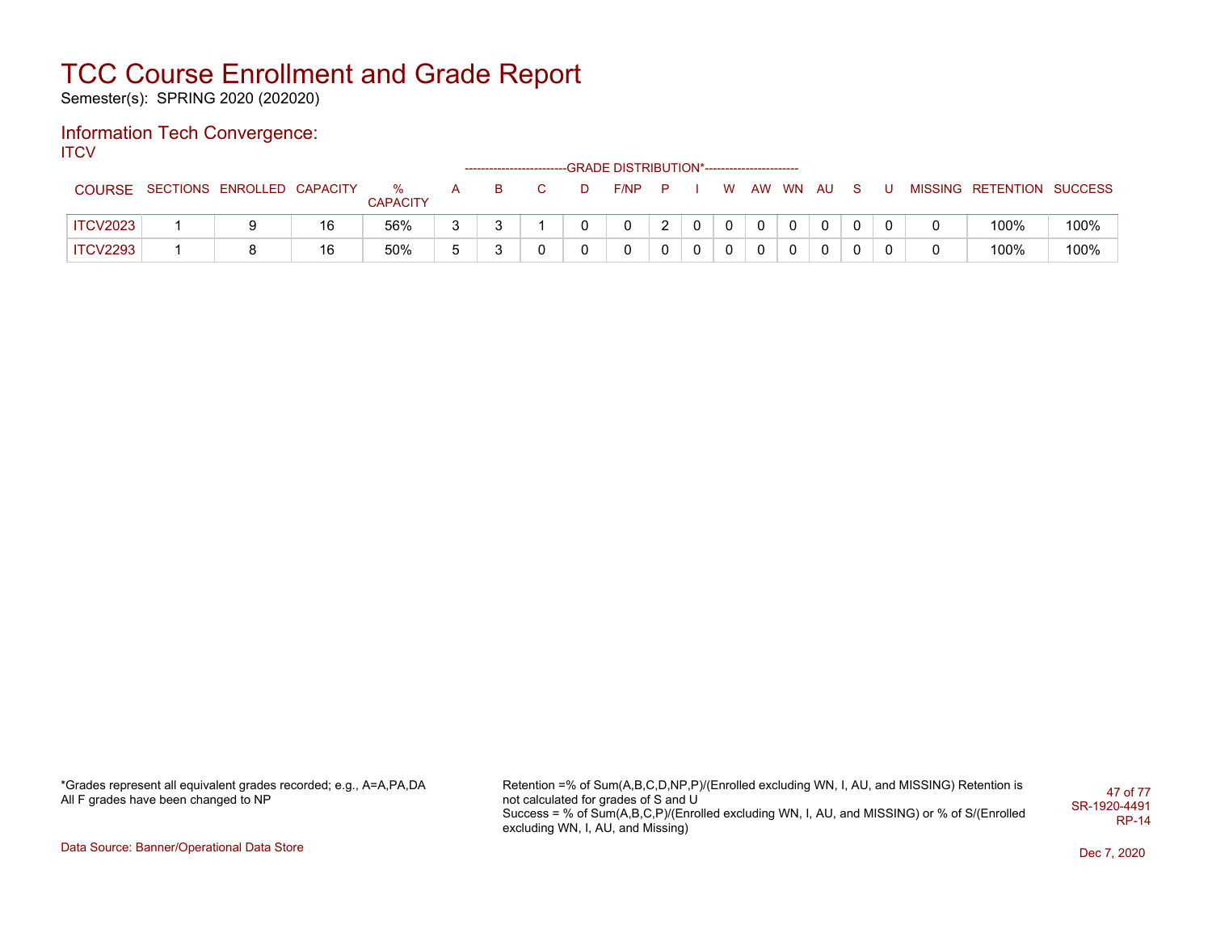# TCC Course Enrollment and Grade Report

Semester(s): SPRING 2020 (202020)

## Information Tech Convergence:

ITCV

| COURSE | SECTIONS | ENROLLED | CAPACITY | % CAPACITY | A | B | C | D | F/NP | P | I | W | AW | WN | AU | S | U | MISSING | RETENTION | SUCCESS |
|---|---|---|---|---|---|---|---|---|---|---|---|---|---|---|---|---|---|---|---|---|
| ITCV2023 | 1 | 9 | 16 | 56% | 3 | 3 | 1 | 0 | 0 | 2 | 0 | 0 | 0 | 0 | 0 | 0 | 0 | 0 | 100% | 100% |
| ITCV2293 | 1 | 8 | 16 | 50% | 5 | 3 | 0 | 0 | 0 | 0 | 0 | 0 | 0 | 0 | 0 | 0 | 0 | 0 | 100% | 100% |

*Grades represent all equivalent grades recorded; e.g., A=A,PA,DA
All F grades have been changed to NP

Retention =% of Sum(A,B,C,D,NP,P)/(Enrolled excluding WN, I, AU, and MISSING) Retention is not calculated for grades of S and U
Success = % of Sum(A,B,C,P)/(Enrolled excluding WN, I, AU, and MISSING) or % of S/(Enrolled excluding WN, I, AU, and Missing)

SR-1920-4491
RP-14

Data Source: Banner/Operational Data Store

Dec 7, 2020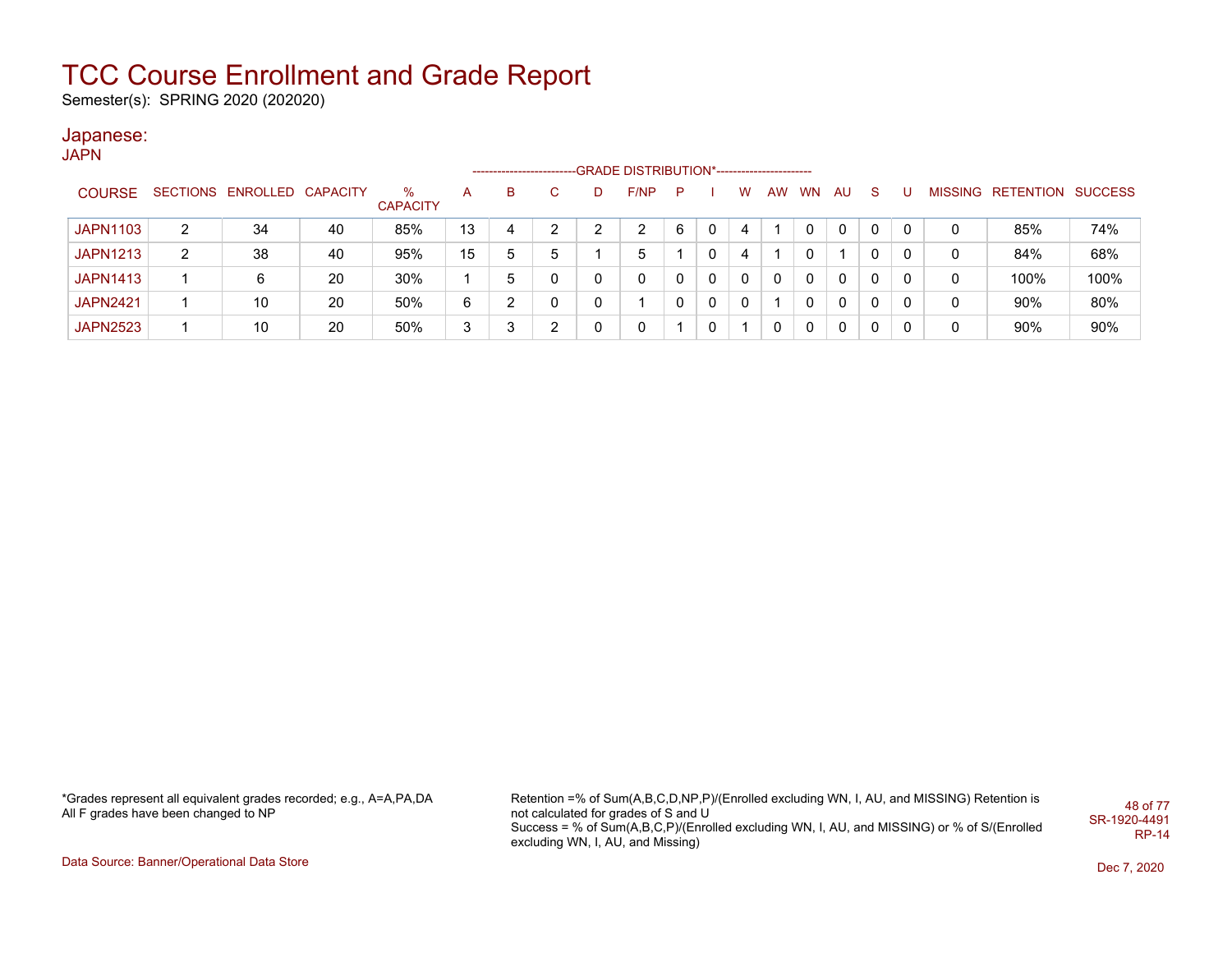# TCC Course Enrollment and Grade Report

Semester(s): SPRING 2020 (202020)

## Japanese:

JAPN

| COURSE | SECTIONS | ENROLLED | CAPACITY | % CAPACITY | A | B | C | D | F/NP | P | I | W | AW | WN | AU | S | U | MISSING | RETENTION | SUCCESS |
|---|---|---|---|---|---|---|---|---|---|---|---|---|---|---|---|---|---|---|---|---|
| | | | | | GRADE DISTRIBUTION* | | | | | | | | | | | | | | | |
| JAPN1103 | 2 | 34 | 40 | 85% | 13 | 4 | 2 | 2 | 2 | 6 | 0 | 4 | 1 | 0 | 0 | 0 | 0 | 0 | 85% | 74% |
| JAPN1213 | 2 | 38 | 40 | 95% | 15 | 5 | 5 | 1 | 5 | 1 | 0 | 4 | 1 | 0 | 1 | 0 | 0 | 0 | 84% | 68% |
| JAPN1413 | 1 | 6 | 20 | 30% | 1 | 5 | 0 | 0 | 0 | 0 | 0 | 0 | 0 | 0 | 0 | 0 | 0 | 0 | 100% | 100% |
| JAPN2421 | 1 | 10 | 20 | 50% | 6 | 2 | 0 | 0 | 1 | 0 | 0 | 0 | 1 | 0 | 0 | 0 | 0 | 0 | 90% | 80% |
| JAPN2523 | 1 | 10 | 20 | 50% | 3 | 3 | 2 | 0 | 0 | 1 | 0 | 1 | 0 | 0 | 0 | 0 | 0 | 0 | 90% | 90% |

*Grades represent all equivalent grades recorded; e.g., A=A,PA,DA
All F grades have been changed to NP

Retention =% of Sum(A,B,C,D,NP,P)/(Enrolled excluding WN, I, AU, and MISSING) Retention is not calculated for grades of S and U
Success = % of Sum(A,B,C,P)/(Enrolled excluding WN, I, AU, and MISSING) or % of S/(Enrolled excluding WN, I, AU, and Missing)

SR-1920-4491
RP-14

Data Source: Banner/Operational Data Store

Dec 7, 2020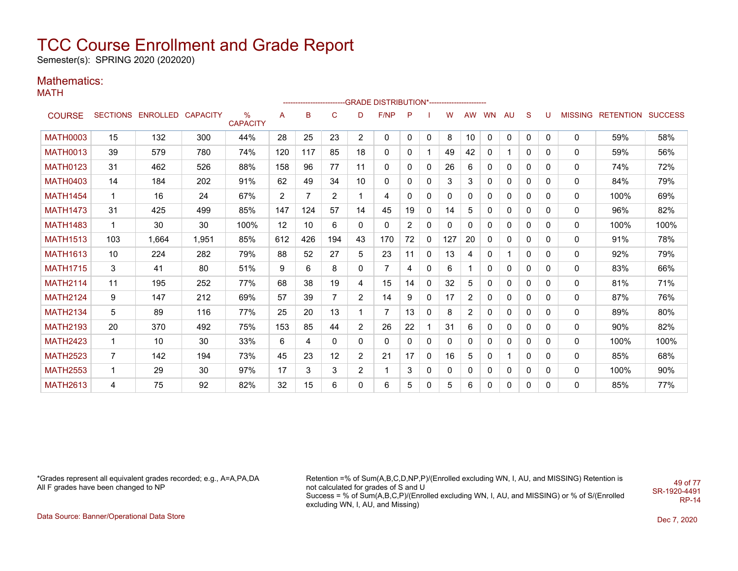# TCC Course Enrollment and Grade Report

Semester(s): SPRING 2020 (202020)

## Mathematics:

### MATH

| COURSE | SECTIONS | ENROLLED | CAPACITY | % CAPACITY | A | B | C | D | F/NP | P | I | W | AW | WN | AU | S | U | MISSING | RETENTION | SUCCESS |
|---|---|---|---|---|---|---|---|---|---|---|---|---|---|---|---|---|---|---|---|---|
| | | | | | GRADE DISTRIBUTION* | | | | | | | | | | | | | | | |
| MATH0003 | 15 | 132 | 300 | 44% | 28 | 25 | 23 | 2 | 0 | 0 | 0 | 8 | 10 | 0 | 0 | 0 | 0 | 0 | 59% | 58% |
| MATH0013 | 39 | 579 | 780 | 74% | 120 | 117 | 85 | 18 | 0 | 0 | 1 | 49 | 42 | 0 | 1 | 0 | 0 | 0 | 59% | 56% |
| MATH0123 | 31 | 462 | 526 | 88% | 158 | 96 | 77 | 11 | 0 | 0 | 0 | 26 | 6 | 0 | 0 | 0 | 0 | 0 | 74% | 72% |
| MATH0403 | 14 | 184 | 202 | 91% | 62 | 49 | 34 | 10 | 0 | 0 | 0 | 3 | 3 | 0 | 0 | 0 | 0 | 0 | 84% | 79% |
| MATH1454 | 1 | 16 | 24 | 67% | 2 | 7 | 2 | 1 | 4 | 0 | 0 | 0 | 0 | 0 | 0 | 0 | 0 | 0 | 100% | 69% |
| MATH1473 | 31 | 425 | 499 | 85% | 147 | 124 | 57 | 14 | 45 | 19 | 0 | 14 | 5 | 0 | 0 | 0 | 0 | 0 | 96% | 82% |
| MATH1483 | 1 | 30 | 30 | 100% | 12 | 10 | 6 | 0 | 0 | 2 | 0 | 0 | 0 | 0 | 0 | 0 | 0 | 0 | 100% | 100% |
| MATH1513 | 103 | 1,664 | 1,951 | 85% | 612 | 426 | 194 | 43 | 170 | 72 | 0 | 127 | 20 | 0 | 0 | 0 | 0 | 0 | 91% | 78% |
| MATH1613 | 10 | 224 | 282 | 79% | 88 | 52 | 27 | 5 | 23 | 11 | 0 | 13 | 4 | 0 | 1 | 0 | 0 | 0 | 92% | 79% |
| MATH1715 | 3 | 41 | 80 | 51% | 9 | 6 | 8 | 0 | 7 | 4 | 0 | 6 | 1 | 0 | 0 | 0 | 0 | 0 | 83% | 66% |
| MATH2114 | 11 | 195 | 252 | 77% | 68 | 38 | 19 | 4 | 15 | 14 | 0 | 32 | 5 | 0 | 0 | 0 | 0 | 0 | 81% | 71% |
| MATH2124 | 9 | 147 | 212 | 69% | 57 | 39 | 7 | 2 | 14 | 9 | 0 | 17 | 2 | 0 | 0 | 0 | 0 | 0 | 87% | 76% |
| MATH2134 | 5 | 89 | 116 | 77% | 25 | 20 | 13 | 1 | 7 | 13 | 0 | 8 | 2 | 0 | 0 | 0 | 0 | 0 | 89% | 80% |
| MATH2193 | 20 | 370 | 492 | 75% | 153 | 85 | 44 | 2 | 26 | 22 | 1 | 31 | 6 | 0 | 0 | 0 | 0 | 0 | 90% | 82% |
| MATH2423 | 1 | 10 | 30 | 33% | 6 | 4 | 0 | 0 | 0 | 0 | 0 | 0 | 0 | 0 | 0 | 0 | 0 | 0 | 100% | 100% |
| MATH2523 | 7 | 142 | 194 | 73% | 45 | 23 | 12 | 2 | 21 | 17 | 0 | 16 | 5 | 0 | 1 | 0 | 0 | 0 | 85% | 68% |
| MATH2553 | 1 | 29 | 30 | 97% | 17 | 3 | 3 | 2 | 1 | 3 | 0 | 0 | 0 | 0 | 0 | 0 | 0 | 0 | 100% | 90% |
| MATH2613 | 4 | 75 | 92 | 82% | 32 | 15 | 6 | 0 | 6 | 5 | 0 | 5 | 6 | 0 | 0 | 0 | 0 | 0 | 85% | 77% |

*Grades represent all equivalent grades recorded; e.g., A=A,PA,DA
All F grades have been changed to NP

Retention =% of Sum(A,B,C,D,NP,P)/(Enrolled excluding WN, I, AU, and MISSING) Retention is not calculated for grades of S and U
Success = % of Sum(A,B,C,P)/(Enrolled excluding WN, I, AU, and MISSING) or % of S/(Enrolled excluding WN, I, AU, and Missing)

SR-1920-4491
RP-14

Data Source: Banner/Operational Data Store

Dec 7, 2020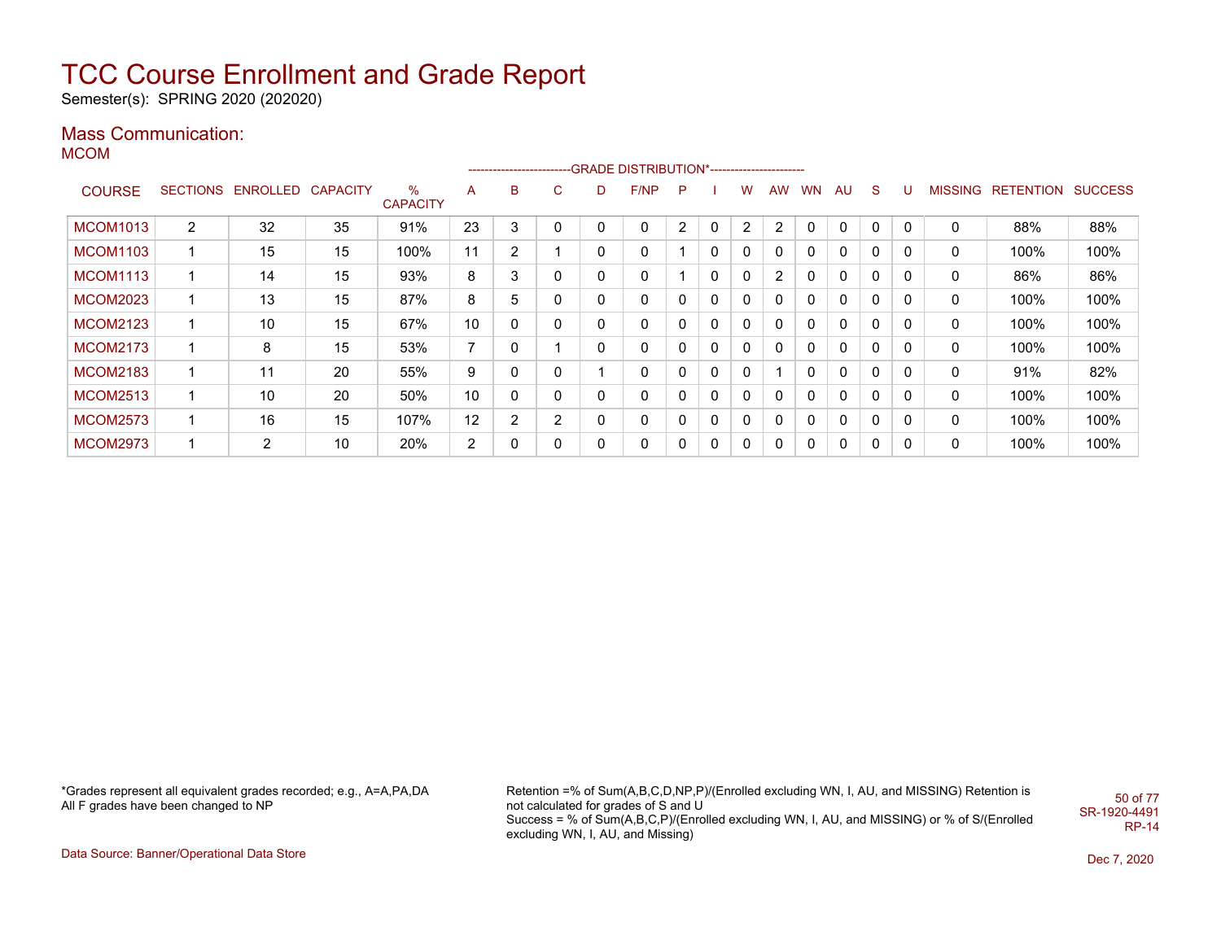# TCC Course Enrollment and Grade Report

Semester(s): SPRING 2020 (202020)

## Mass Communication:

### MCOM

| COURSE | SECTIONS | ENROLLED | CAPACITY | % CAPACITY | A | B | C | D | F/NP | P | I | W | AW | WN | AU | S | U | MISSING | RETENTION | SUCCESS |
|---|---|---|---|---|---|---|---|---|---|---|---|---|---|---|---|---|---|---|---|---|
| | | | | | GRADE DISTRIBUTION* | | | | | | | | | | | | | | | |
| MCOM1013 | 2 | 32 | 35 | 91% | 23 | 3 | 0 | 0 | 0 | 2 | 0 | 2 | 2 | 0 | 0 | 0 | 0 | 0 | 88% | 88% |
| MCOM1103 | 1 | 15 | 15 | 100% | 11 | 2 | 1 | 0 | 0 | 1 | 0 | 0 | 0 | 0 | 0 | 0 | 0 | 0 | 100% | 100% |
| MCOM1113 | 1 | 14 | 15 | 93% | 8 | 3 | 0 | 0 | 0 | 1 | 0 | 0 | 2 | 0 | 0 | 0 | 0 | 0 | 86% | 86% |
| MCOM2023 | 1 | 13 | 15 | 87% | 8 | 5 | 0 | 0 | 0 | 0 | 0 | 0 | 0 | 0 | 0 | 0 | 0 | 0 | 100% | 100% |
| MCOM2123 | 1 | 10 | 15 | 67% | 10 | 0 | 0 | 0 | 0 | 0 | 0 | 0 | 0 | 0 | 0 | 0 | 0 | 0 | 100% | 100% |
| MCOM2173 | 1 | 8 | 15 | 53% | 7 | 0 | 1 | 0 | 0 | 0 | 0 | 0 | 0 | 0 | 0 | 0 | 0 | 0 | 100% | 100% |
| MCOM2183 | 1 | 11 | 20 | 55% | 9 | 0 | 0 | 1 | 0 | 0 | 0 | 0 | 1 | 0 | 0 | 0 | 0 | 0 | 91% | 82% |
| MCOM2513 | 1 | 10 | 20 | 50% | 10 | 0 | 0 | 0 | 0 | 0 | 0 | 0 | 0 | 0 | 0 | 0 | 0 | 0 | 100% | 100% |
| MCOM2573 | 1 | 16 | 15 | 107% | 12 | 2 | 2 | 0 | 0 | 0 | 0 | 0 | 0 | 0 | 0 | 0 | 0 | 0 | 100% | 100% |
| MCOM2973 | 1 | 2 | 10 | 20% | 2 | 0 | 0 | 0 | 0 | 0 | 0 | 0 | 0 | 0 | 0 | 0 | 0 | 0 | 100% | 100% |

*Grades represent all equivalent grades recorded; e.g., A=A,PA,DA
All F grades have been changed to NP

Retention =% of Sum(A,B,C,D,NP,P)/(Enrolled excluding WN, I, AU, and MISSING) Retention is not calculated for grades of S and U
Success = % of Sum(A,B,C,P)/(Enrolled excluding WN, I, AU, and MISSING) or % of S/(Enrolled excluding WN, I, AU, and Missing)

SR-1920-4491
RP-14

Data Source: Banner/Operational Data Store

Dec 7, 2020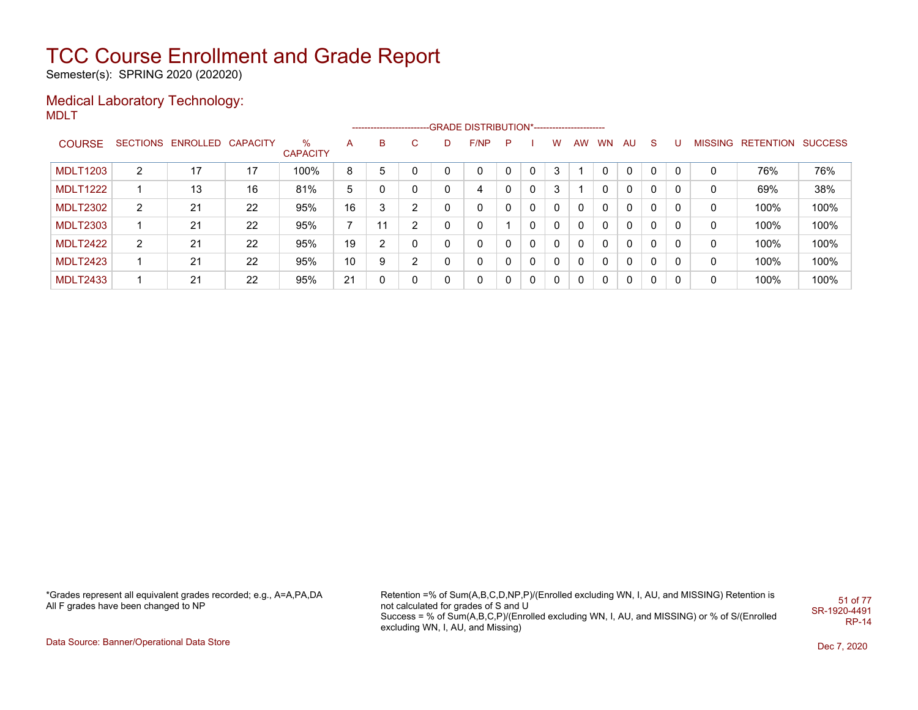# TCC Course Enrollment and Grade Report

Semester(s): SPRING 2020 (202020)

## Medical Laboratory Technology:

MDLT

| COURSE | SECTIONS | ENROLLED | CAPACITY | % CAPACITY | A | B | C | D | F/NP | P | I | W | AW | WN | AU | S | U | MISSING | RETENTION | SUCCESS |
|---|---|---|---|---|---|---|---|---|---|---|---|---|---|---|---|---|---|---|---|---|
| MDLT1203 | 2 | 17 | 17 | 100% | 8 | 5 | 0 | 0 | 0 | 0 | 0 | 3 | 1 | 0 | 0 | 0 | 0 | 0 | 76% | 76% |
| MDLT1222 | 1 | 13 | 16 | 81% | 5 | 0 | 0 | 0 | 4 | 0 | 0 | 3 | 1 | 0 | 0 | 0 | 0 | 0 | 69% | 38% |
| MDLT2302 | 2 | 21 | 22 | 95% | 16 | 3 | 2 | 0 | 0 | 0 | 0 | 0 | 0 | 0 | 0 | 0 | 0 | 0 | 100% | 100% |
| MDLT2303 | 1 | 21 | 22 | 95% | 7 | 11 | 2 | 0 | 0 | 1 | 0 | 0 | 0 | 0 | 0 | 0 | 0 | 0 | 100% | 100% |
| MDLT2422 | 2 | 21 | 22 | 95% | 19 | 2 | 0 | 0 | 0 | 0 | 0 | 0 | 0 | 0 | 0 | 0 | 0 | 0 | 100% | 100% |
| MDLT2423 | 1 | 21 | 22 | 95% | 10 | 9 | 2 | 0 | 0 | 0 | 0 | 0 | 0 | 0 | 0 | 0 | 0 | 0 | 100% | 100% |
| MDLT2433 | 1 | 21 | 22 | 95% | 21 | 0 | 0 | 0 | 0 | 0 | 0 | 0 | 0 | 0 | 0 | 0 | 0 | 0 | 100% | 100% |

*Grades represent all equivalent grades recorded; e.g., A=A,PA,DA
All F grades have been changed to NP

Retention =% of Sum(A,B,C,D,NP,P)/(Enrolled excluding WN, I, AU, and MISSING) Retention is not calculated for grades of S and U
Success = % of Sum(A,B,C,P)/(Enrolled excluding WN, I, AU, and MISSING) or % of S/(Enrolled excluding WN, I, AU, and Missing)

SR-1920-4491
RP-14

Data Source: Banner/Operational Data Store

Dec 7, 2020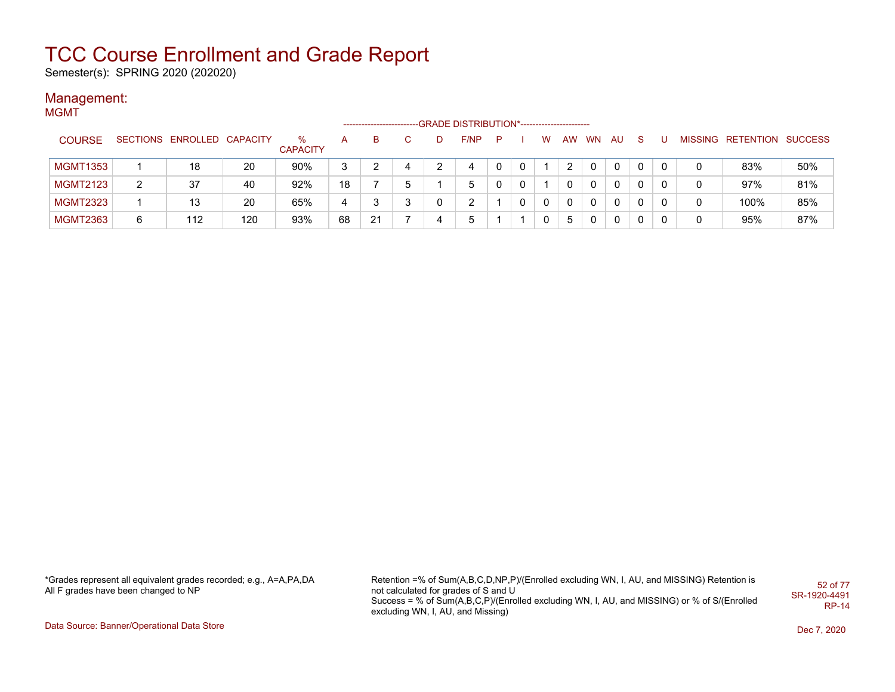# TCC Course Enrollment and Grade Report

Semester(s): SPRING 2020 (202020)

## Management:

### MGMT

| COURSE | SECTIONS | ENROLLED | CAPACITY | % CAPACITY | A | B | C | D | F/NP | P | I | W | AW | WN | AU | S | U | MISSING | RETENTION | SUCCESS |
|---|---|---|---|---|---|---|---|---|---|---|---|---|---|---|---|---|---|---|---|---|
| | | | | | GRADE DISTRIBUTION* | | | | | | | | | | | | | | | |
| MGMT1353 | 1 | 18 | 20 | 90% | 3 | 2 | 4 | 2 | 4 | 0 | 0 | 1 | 2 | 0 | 0 | 0 | 0 | 0 | 83% | 50% |
| MGMT2123 | 2 | 37 | 40 | 92% | 18 | 7 | 5 | 1 | 5 | 0 | 0 | 1 | 0 | 0 | 0 | 0 | 0 | 0 | 97% | 81% |
| MGMT2323 | 1 | 13 | 20 | 65% | 4 | 3 | 3 | 0 | 2 | 1 | 0 | 0 | 0 | 0 | 0 | 0 | 0 | 0 | 100% | 85% |
| MGMT2363 | 6 | 112 | 120 | 93% | 68 | 21 | 7 | 4 | 5 | 1 | 1 | 0 | 5 | 0 | 0 | 0 | 0 | 0 | 95% | 87% |

*Grades represent all equivalent grades recorded; e.g., A=A,PA,DA
All F grades have been changed to NP

Retention =% of Sum(A,B,C,D,NP,P)/(Enrolled excluding WN, I, AU, and MISSING) Retention is not calculated for grades of S and U
Success = % of Sum(A,B,C,P)/(Enrolled excluding WN, I, AU, and MISSING) or % of S/(Enrolled excluding WN, I, AU, and Missing)

SR-1920-4491
RP-14

Data Source: Banner/Operational Data Store

Dec 7, 2020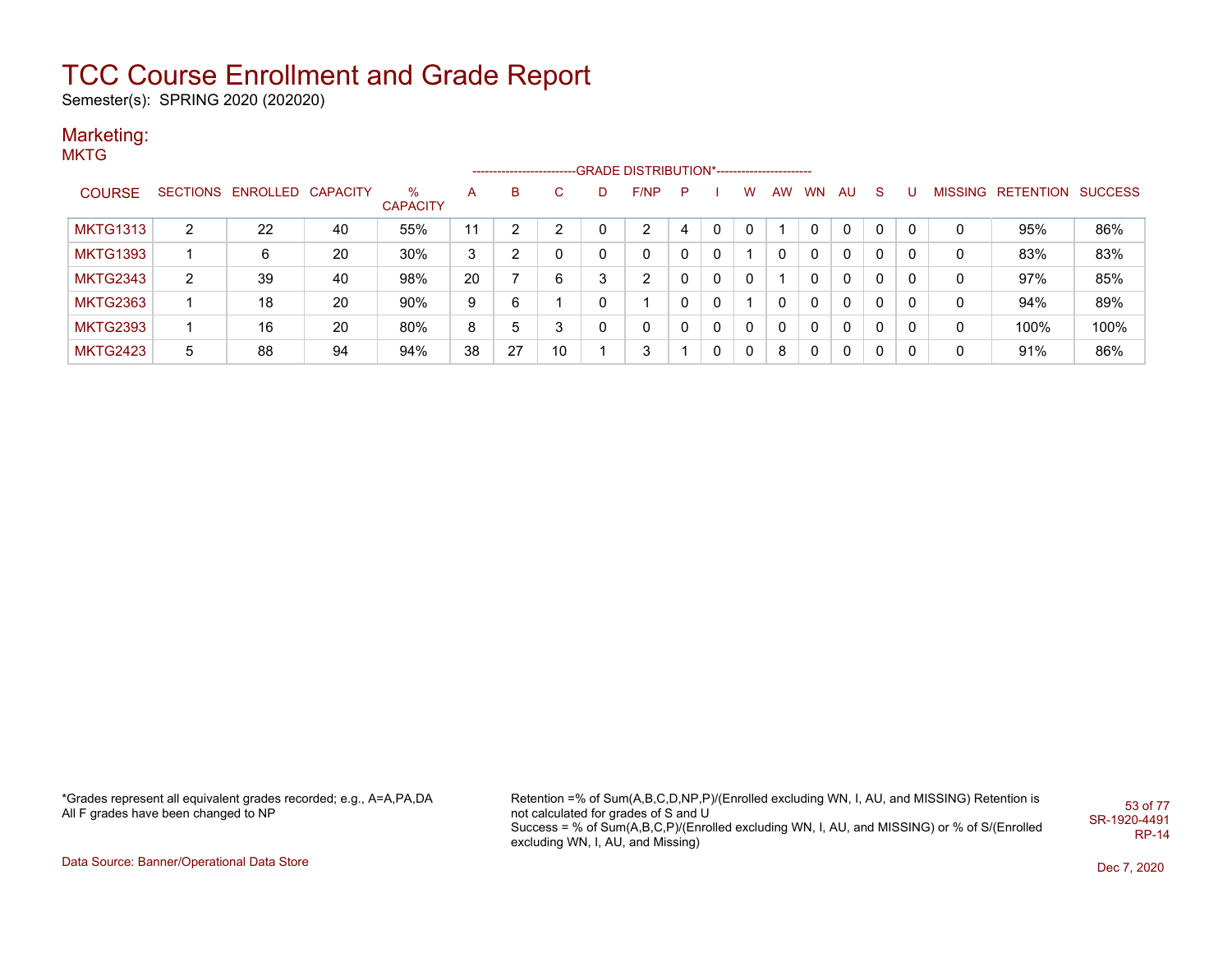# TCC Course Enrollment and Grade Report

Semester(s): SPRING 2020 (202020)

## Marketing:

### MKTG

| COURSE | SECTIONS | ENROLLED | CAPACITY | % CAPACITY | A | B | C | D | F/NP | P | I | W | AW | WN | AU | S | U | MISSING | RETENTION | SUCCESS |
|---|---|---|---|---|---|---|---|---|---|---|---|---|---|---|---|---|---|---|---|---|
| | | | | | GRADE DISTRIBUTION* | | | | | | | | | | | | | | | |
| MKTG1313 | 2 | 22 | 40 | 55% | 11 | 2 | 2 | 0 | 2 | 4 | 0 | 0 | 1 | 0 | 0 | 0 | 0 | 0 | 95% | 86% |
| MKTG1393 | 1 | 6 | 20 | 30% | 3 | 2 | 0 | 0 | 0 | 0 | 0 | 1 | 0 | 0 | 0 | 0 | 0 | 0 | 83% | 83% |
| MKTG2343 | 2 | 39 | 40 | 98% | 20 | 7 | 6 | 3 | 2 | 0 | 0 | 0 | 1 | 0 | 0 | 0 | 0 | 0 | 97% | 85% |
| MKTG2363 | 1 | 18 | 20 | 90% | 9 | 6 | 1 | 0 | 1 | 0 | 0 | 1 | 0 | 0 | 0 | 0 | 0 | 0 | 94% | 89% |
| MKTG2393 | 1 | 16 | 20 | 80% | 8 | 5 | 3 | 0 | 0 | 0 | 0 | 0 | 0 | 0 | 0 | 0 | 0 | 0 | 100% | 100% |
| MKTG2423 | 5 | 88 | 94 | 94% | 38 | 27 | 10 | 1 | 3 | 1 | 0 | 0 | 8 | 0 | 0 | 0 | 0 | 0 | 91% | 86% |

*Grades represent all equivalent grades recorded; e.g., A=A,PA,DA
All F grades have been changed to NP

Retention =% of Sum(A,B,C,D,NP,P)/(Enrolled excluding WN, I, AU, and MISSING) Retention is not calculated for grades of S and U
Success = % of Sum(A,B,C,P)/(Enrolled excluding WN, I, AU, and MISSING) or % of S/(Enrolled excluding WN, I, AU, and Missing)

SR-1920-4491
RP-14

Data Source: Banner/Operational Data Store

Dec 7, 2020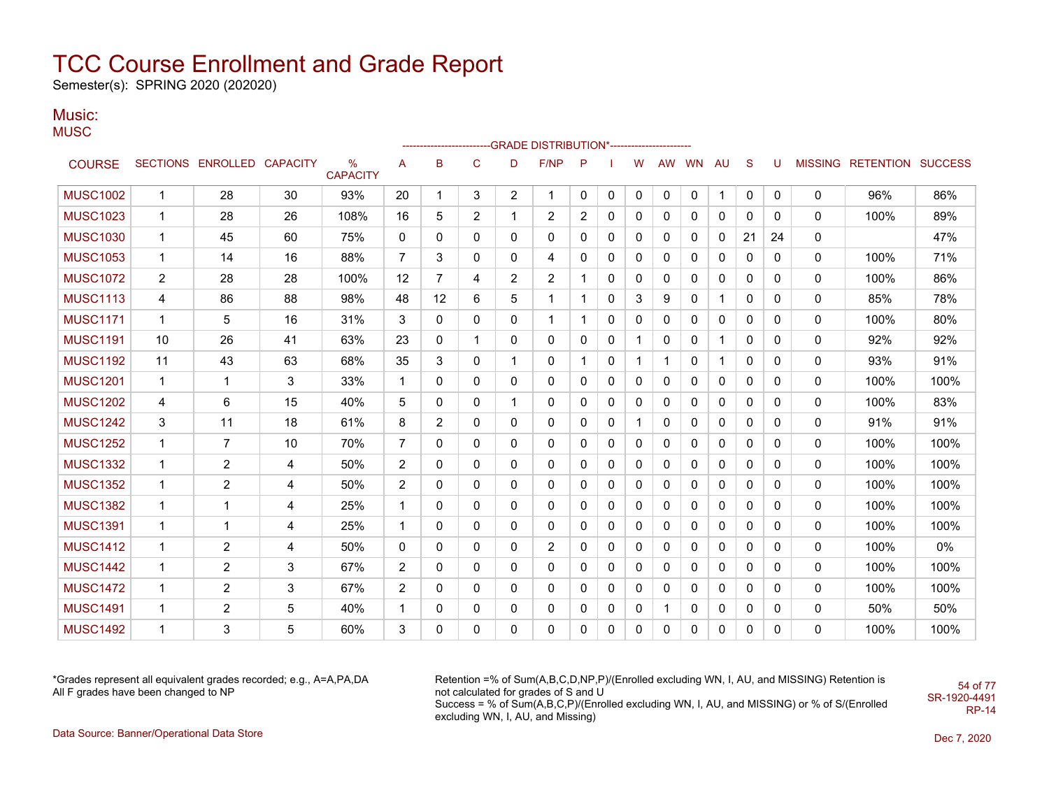# TCC Course Enrollment and Grade Report

Semester(s): SPRING 2020 (202020)

## Music:

MUSC

| COURSE | SECTIONS | ENROLLED | CAPACITY | % CAPACITY | A | B | C | D | F/NP | P | I | W | AW | WN | AU | S | U | MISSING | RETENTION | SUCCESS |
|---|---|---|---|---|---|---|---|---|---|---|---|---|---|---|---|---|---|---|---|---|
| | | | | | GRADE DISTRIBUTION* | | | | | | | | | | | | | | | |
| MUSC1002 | 1 | 28 | 30 | 93% | 20 | 1 | 3 | 2 | 1 | 0 | 0 | 0 | 0 | 0 | 1 | 0 | 0 | 0 | 96% | 86% |
| MUSC1023 | 1 | 28 | 26 | 108% | 16 | 5 | 2 | 1 | 2 | 2 | 0 | 0 | 0 | 0 | 0 | 0 | 0 | 0 | 100% | 89% |
| MUSC1030 | 1 | 45 | 60 | 75% | 0 | 0 | 0 | 0 | 0 | 0 | 0 | 0 | 0 | 0 | 0 | 21 | 24 | 0 | | 47% |
| MUSC1053 | 1 | 14 | 16 | 88% | 7 | 3 | 0 | 0 | 4 | 0 | 0 | 0 | 0 | 0 | 0 | 0 | 0 | 0 | 100% | 71% |
| MUSC1072 | 2 | 28 | 28 | 100% | 12 | 7 | 4 | 2 | 2 | 1 | 0 | 0 | 0 | 0 | 0 | 0 | 0 | 0 | 100% | 86% |
| MUSC1113 | 4 | 86 | 88 | 98% | 48 | 12 | 6 | 5 | 1 | 1 | 0 | 3 | 9 | 0 | 1 | 0 | 0 | 0 | 85% | 78% |
| MUSC1171 | 1 | 5 | 16 | 31% | 3 | 0 | 0 | 0 | 1 | 1 | 0 | 0 | 0 | 0 | 0 | 0 | 0 | 0 | 100% | 80% |
| MUSC1191 | 10 | 26 | 41 | 63% | 23 | 0 | 1 | 0 | 0 | 0 | 0 | 1 | 0 | 0 | 1 | 0 | 0 | 0 | 92% | 92% |
| MUSC1192 | 11 | 43 | 63 | 68% | 35 | 3 | 0 | 1 | 0 | 1 | 0 | 1 | 1 | 0 | 1 | 0 | 0 | 0 | 93% | 91% |
| MUSC1201 | 1 | 1 | 3 | 33% | 1 | 0 | 0 | 0 | 0 | 0 | 0 | 0 | 0 | 0 | 0 | 0 | 0 | 0 | 100% | 100% |
| MUSC1202 | 4 | 6 | 15 | 40% | 5 | 0 | 0 | 1 | 0 | 0 | 0 | 0 | 0 | 0 | 0 | 0 | 0 | 0 | 100% | 83% |
| MUSC1242 | 3 | 11 | 18 | 61% | 8 | 2 | 0 | 0 | 0 | 0 | 0 | 1 | 0 | 0 | 0 | 0 | 0 | 0 | 91% | 91% |
| MUSC1252 | 1 | 7 | 10 | 70% | 7 | 0 | 0 | 0 | 0 | 0 | 0 | 0 | 0 | 0 | 0 | 0 | 0 | 0 | 100% | 100% |
| MUSC1332 | 1 | 2 | 4 | 50% | 2 | 0 | 0 | 0 | 0 | 0 | 0 | 0 | 0 | 0 | 0 | 0 | 0 | 0 | 100% | 100% |
| MUSC1352 | 1 | 2 | 4 | 50% | 2 | 0 | 0 | 0 | 0 | 0 | 0 | 0 | 0 | 0 | 0 | 0 | 0 | 0 | 100% | 100% |
| MUSC1382 | 1 | 1 | 4 | 25% | 1 | 0 | 0 | 0 | 0 | 0 | 0 | 0 | 0 | 0 | 0 | 0 | 0 | 0 | 100% | 100% |
| MUSC1391 | 1 | 1 | 4 | 25% | 1 | 0 | 0 | 0 | 0 | 0 | 0 | 0 | 0 | 0 | 0 | 0 | 0 | 0 | 100% | 100% |
| MUSC1412 | 1 | 2 | 4 | 50% | 0 | 0 | 0 | 0 | 2 | 0 | 0 | 0 | 0 | 0 | 0 | 0 | 0 | 0 | 100% | 0% |
| MUSC1442 | 1 | 2 | 3 | 67% | 2 | 0 | 0 | 0 | 0 | 0 | 0 | 0 | 0 | 0 | 0 | 0 | 0 | 0 | 100% | 100% |
| MUSC1472 | 1 | 2 | 3 | 67% | 2 | 0 | 0 | 0 | 0 | 0 | 0 | 0 | 0 | 0 | 0 | 0 | 0 | 0 | 100% | 100% |
| MUSC1491 | 1 | 2 | 5 | 40% | 1 | 0 | 0 | 0 | 0 | 0 | 0 | 0 | 1 | 0 | 0 | 0 | 0 | 0 | 50% | 50% |
| MUSC1492 | 1 | 3 | 5 | 60% | 3 | 0 | 0 | 0 | 0 | 0 | 0 | 0 | 0 | 0 | 0 | 0 | 0 | 0 | 100% | 100% |

*Grades represent all equivalent grades recorded; e.g., A=A,PA,DA
All F grades have been changed to NP

Retention =% of Sum(A,B,C,D,NP,P)/(Enrolled excluding WN, I, AU, and MISSING) Retention is not calculated for grades of S and U
Success = % of Sum(A,B,C,P)/(Enrolled excluding WN, I, AU, and MISSING) or % of S/(Enrolled excluding WN, I, AU, and Missing)

SR-1920-4491
RP-14

Data Source: Banner/Operational Data Store

Dec 7, 2020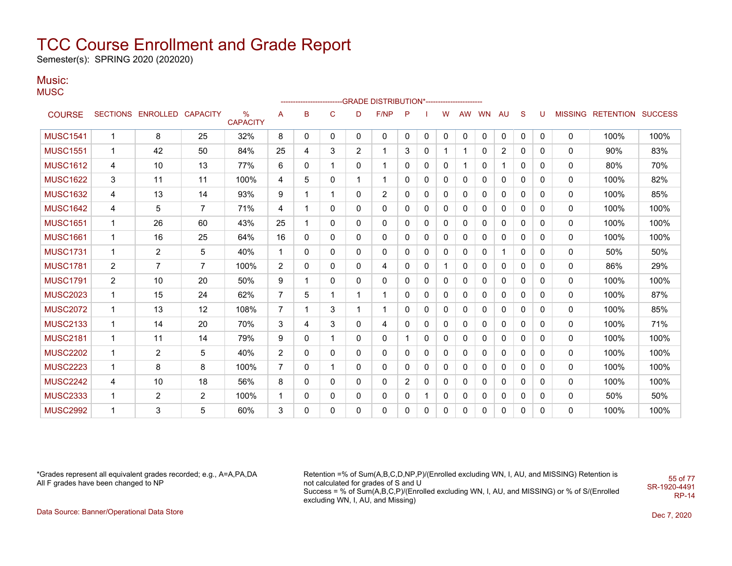# TCC Course Enrollment and Grade Report

Semester(s): SPRING 2020 (202020)

## Music:

MUSC

| COURSE | SECTIONS | ENROLLED | CAPACITY | % CAPACITY | A | B | C | D | F/NP | P | I | W | AW | WN | AU | S | U | MISSING | RETENTION | SUCCESS |
|---|---|---|---|---|---|---|---|---|---|---|---|---|---|---|---|---|---|---|---|---|
| | | | | | GRADE DISTRIBUTION* | | | | | | | | | | | | | | | |
| MUSC1541 | 1 | 8 | 25 | 32% | 8 | 0 | 0 | 0 | 0 | 0 | 0 | 0 | 0 | 0 | 0 | 0 | 0 | 0 | 100% | 100% |
| MUSC1551 | 1 | 42 | 50 | 84% | 25 | 4 | 3 | 2 | 1 | 3 | 0 | 1 | 1 | 0 | 2 | 0 | 0 | 0 | 90% | 83% |
| MUSC1612 | 4 | 10 | 13 | 77% | 6 | 0 | 1 | 0 | 1 | 0 | 0 | 0 | 1 | 0 | 1 | 0 | 0 | 0 | 80% | 70% |
| MUSC1622 | 3 | 11 | 11 | 100% | 4 | 5 | 0 | 1 | 1 | 0 | 0 | 0 | 0 | 0 | 0 | 0 | 0 | 0 | 100% | 82% |
| MUSC1632 | 4 | 13 | 14 | 93% | 9 | 1 | 1 | 0 | 2 | 0 | 0 | 0 | 0 | 0 | 0 | 0 | 0 | 0 | 100% | 85% |
| MUSC1642 | 4 | 5 | 7 | 71% | 4 | 1 | 0 | 0 | 0 | 0 | 0 | 0 | 0 | 0 | 0 | 0 | 0 | 0 | 100% | 100% |
| MUSC1651 | 1 | 26 | 60 | 43% | 25 | 1 | 0 | 0 | 0 | 0 | 0 | 0 | 0 | 0 | 0 | 0 | 0 | 0 | 100% | 100% |
| MUSC1661 | 1 | 16 | 25 | 64% | 16 | 0 | 0 | 0 | 0 | 0 | 0 | 0 | 0 | 0 | 0 | 0 | 0 | 0 | 100% | 100% |
| MUSC1731 | 1 | 2 | 5 | 40% | 1 | 0 | 0 | 0 | 0 | 0 | 0 | 0 | 0 | 0 | 1 | 0 | 0 | 0 | 50% | 50% |
| MUSC1781 | 2 | 7 | 7 | 100% | 2 | 0 | 0 | 0 | 4 | 0 | 0 | 1 | 0 | 0 | 0 | 0 | 0 | 0 | 86% | 29% |
| MUSC1791 | 2 | 10 | 20 | 50% | 9 | 1 | 0 | 0 | 0 | 0 | 0 | 0 | 0 | 0 | 0 | 0 | 0 | 0 | 100% | 100% |
| MUSC2023 | 1 | 15 | 24 | 62% | 7 | 5 | 1 | 1 | 1 | 0 | 0 | 0 | 0 | 0 | 0 | 0 | 0 | 0 | 100% | 87% |
| MUSC2072 | 1 | 13 | 12 | 108% | 7 | 1 | 3 | 1 | 1 | 0 | 0 | 0 | 0 | 0 | 0 | 0 | 0 | 0 | 100% | 85% |
| MUSC2133 | 1 | 14 | 20 | 70% | 3 | 4 | 3 | 0 | 4 | 0 | 0 | 0 | 0 | 0 | 0 | 0 | 0 | 0 | 100% | 71% |
| MUSC2181 | 1 | 11 | 14 | 79% | 9 | 0 | 1 | 0 | 0 | 1 | 0 | 0 | 0 | 0 | 0 | 0 | 0 | 0 | 100% | 100% |
| MUSC2202 | 1 | 2 | 5 | 40% | 2 | 0 | 0 | 0 | 0 | 0 | 0 | 0 | 0 | 0 | 0 | 0 | 0 | 0 | 100% | 100% |
| MUSC2223 | 1 | 8 | 8 | 100% | 7 | 0 | 1 | 0 | 0 | 0 | 0 | 0 | 0 | 0 | 0 | 0 | 0 | 0 | 100% | 100% |
| MUSC2242 | 4 | 10 | 18 | 56% | 8 | 0 | 0 | 0 | 0 | 2 | 0 | 0 | 0 | 0 | 0 | 0 | 0 | 0 | 100% | 100% |
| MUSC2333 | 1 | 2 | 2 | 100% | 1 | 0 | 0 | 0 | 0 | 0 | 1 | 0 | 0 | 0 | 0 | 0 | 0 | 0 | 50% | 50% |
| MUSC2992 | 1 | 3 | 5 | 60% | 3 | 0 | 0 | 0 | 0 | 0 | 0 | 0 | 0 | 0 | 0 | 0 | 0 | 0 | 100% | 100% |

*Grades represent all equivalent grades recorded; e.g., A=A,PA,DA
All F grades have been changed to NP

Retention =% of Sum(A,B,C,D,NP,P)/(Enrolled excluding WN, I, AU, and MISSING) Retention is not calculated for grades of S and U
Success = % of Sum(A,B,C,P)/(Enrolled excluding WN, I, AU, and MISSING) or % of S/(Enrolled excluding WN, I, AU, and Missing)

SR-1920-4491
RP-14

Data Source: Banner/Operational Data Store

Dec 7, 2020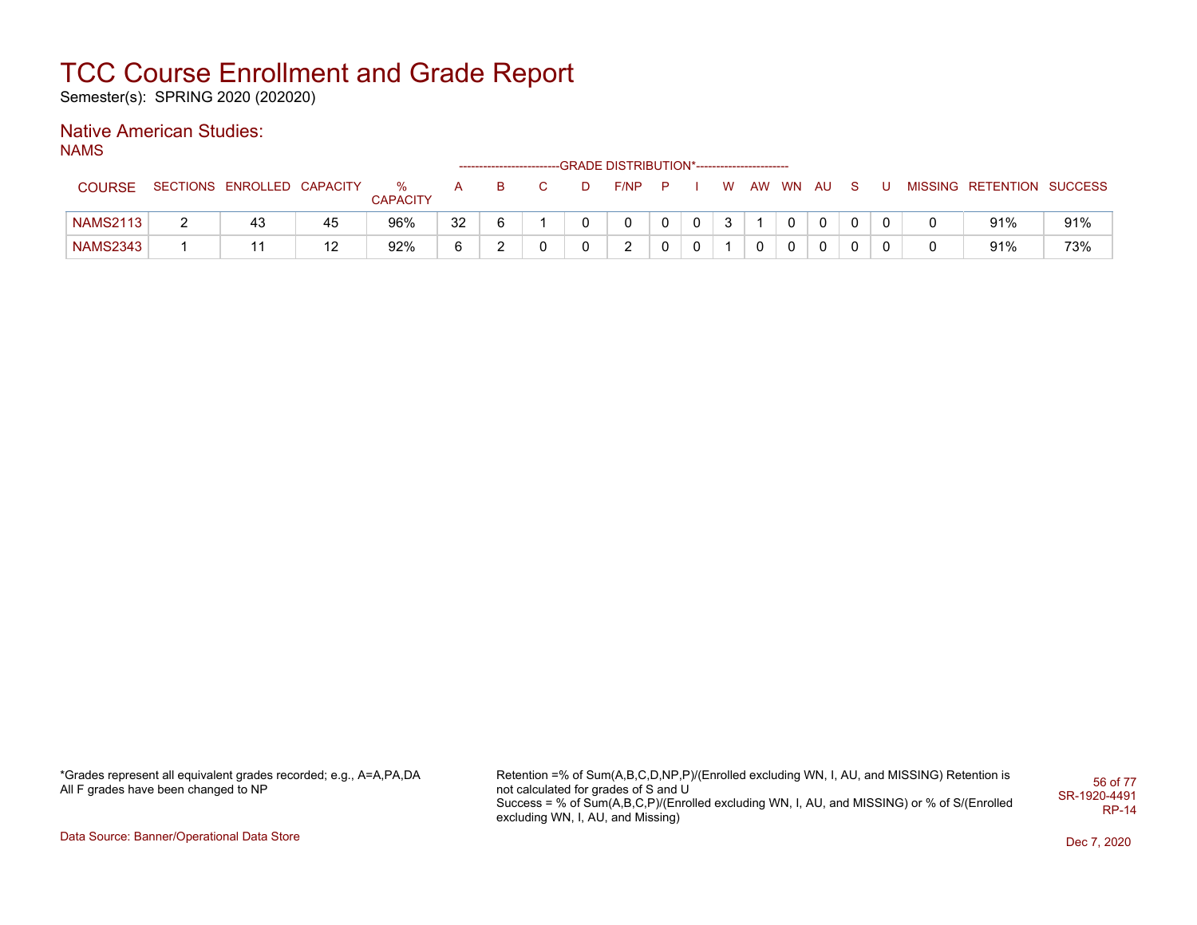# TCC Course Enrollment and Grade Report

Semester(s): SPRING 2020 (202020)

## Native American Studies:

### NAMS

| COURSE | SECTIONS | ENROLLED | CAPACITY | % CAPACITY | A | B | C | D | F/NP | P | I | W | AW | WN | AU | S | U | MISSING | RETENTION | SUCCESS |
|---|---|---|---|---|---|---|---|---|---|---|---|---|---|---|---|---|---|---|---|---|
| | | | | | -------------------------GRADE DISTRIBUTION*----------------------- | | | | | | | | | | | | | | | |
| NAMS2113 | 2 | 43 | 45 | 96% | 32 | 6 | 1 | 0 | 0 | 0 | 0 | 3 | 1 | 0 | 0 | 0 | 0 | 0 | 91% | 91% |
| NAMS2343 | 1 | 11 | 12 | 92% | 6 | 2 | 0 | 0 | 2 | 0 | 0 | 1 | 0 | 0 | 0 | 0 | 0 | 0 | 91% | 73% |

*Grades represent all equivalent grades recorded; e.g., A=A,PA,DA
All F grades have been changed to NP

Retention =% of Sum(A,B,C,D,NP,P)/(Enrolled excluding WN, I, AU, and MISSING) Retention is not calculated for grades of S and U
Success = % of Sum(A,B,C,P)/(Enrolled excluding WN, I, AU, and MISSING) or % of S/(Enrolled excluding WN, I, AU, and Missing)

SR-1920-4491
RP-14

Data Source: Banner/Operational Data Store

Dec 7, 2020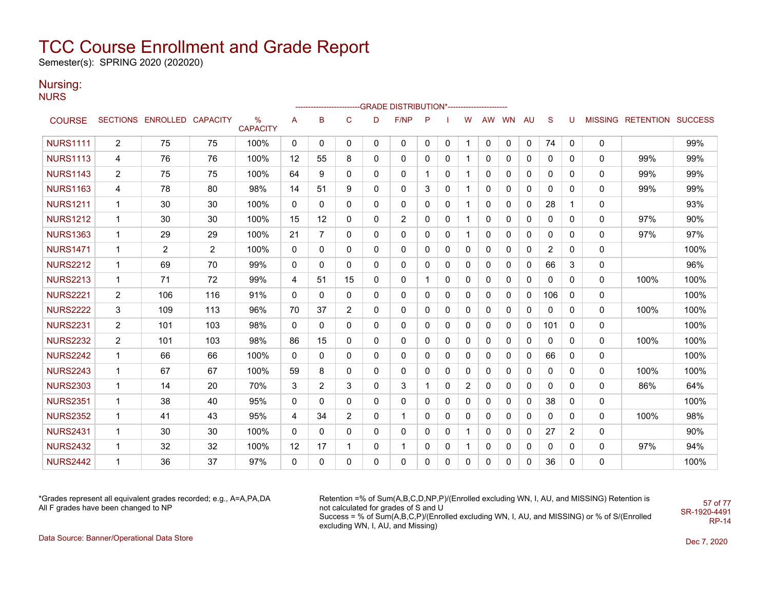# TCC Course Enrollment and Grade Report

Semester(s): SPRING 2020 (202020)

## Nursing:

NURS

| COURSE | SECTIONS | ENROLLED | CAPACITY | % CAPACITY | A | B | C | D | F/NP | P | I | W | AW | WN | AU | S | U | MISSING | RETENTION | SUCCESS |
|---|---|---|---|---|---|---|---|---|---|---|---|---|---|---|---|---|---|---|---|---|
| | | | | | GRADE DISTRIBUTION* | | | | | | | | | | | | | | | |
| NURS1111 | 2 | 75 | 75 | 100% | 0 | 0 | 0 | 0 | 0 | 0 | 0 | 1 | 0 | 0 | 0 | 74 | 0 | 0 | | 99% |
| NURS1113 | 4 | 76 | 76 | 100% | 12 | 55 | 8 | 0 | 0 | 0 | 0 | 1 | 0 | 0 | 0 | 0 | 0 | 0 | 99% | 99% |
| NURS1143 | 2 | 75 | 75 | 100% | 64 | 9 | 0 | 0 | 0 | 1 | 0 | 1 | 0 | 0 | 0 | 0 | 0 | 0 | 99% | 99% |
| NURS1163 | 4 | 78 | 80 | 98% | 14 | 51 | 9 | 0 | 0 | 3 | 0 | 1 | 0 | 0 | 0 | 0 | 0 | 0 | 99% | 99% |
| NURS1211 | 1 | 30 | 30 | 100% | 0 | 0 | 0 | 0 | 0 | 0 | 0 | 1 | 0 | 0 | 0 | 28 | 1 | 0 | | 93% |
| NURS1212 | 1 | 30 | 30 | 100% | 15 | 12 | 0 | 0 | 2 | 0 | 0 | 1 | 0 | 0 | 0 | 0 | 0 | 0 | 97% | 90% |
| NURS1363 | 1 | 29 | 29 | 100% | 21 | 7 | 0 | 0 | 0 | 0 | 0 | 1 | 0 | 0 | 0 | 0 | 0 | 0 | 97% | 97% |
| NURS1471 | 1 | 2 | 2 | 100% | 0 | 0 | 0 | 0 | 0 | 0 | 0 | 0 | 0 | 0 | 0 | 2 | 0 | 0 | | 100% |
| NURS2212 | 1 | 69 | 70 | 99% | 0 | 0 | 0 | 0 | 0 | 0 | 0 | 0 | 0 | 0 | 0 | 66 | 3 | 0 | | 96% |
| NURS2213 | 1 | 71 | 72 | 99% | 4 | 51 | 15 | 0 | 0 | 1 | 0 | 0 | 0 | 0 | 0 | 0 | 0 | 0 | 100% | 100% |
| NURS2221 | 2 | 106 | 116 | 91% | 0 | 0 | 0 | 0 | 0 | 0 | 0 | 0 | 0 | 0 | 0 | 106 | 0 | 0 | | 100% |
| NURS2222 | 3 | 109 | 113 | 96% | 70 | 37 | 2 | 0 | 0 | 0 | 0 | 0 | 0 | 0 | 0 | 0 | 0 | 0 | 100% | 100% |
| NURS2231 | 2 | 101 | 103 | 98% | 0 | 0 | 0 | 0 | 0 | 0 | 0 | 0 | 0 | 0 | 0 | 101 | 0 | 0 | | 100% |
| NURS2232 | 2 | 101 | 103 | 98% | 86 | 15 | 0 | 0 | 0 | 0 | 0 | 0 | 0 | 0 | 0 | 0 | 0 | 0 | 100% | 100% |
| NURS2242 | 1 | 66 | 66 | 100% | 0 | 0 | 0 | 0 | 0 | 0 | 0 | 0 | 0 | 0 | 0 | 66 | 0 | 0 | | 100% |
| NURS2243 | 1 | 67 | 67 | 100% | 59 | 8 | 0 | 0 | 0 | 0 | 0 | 0 | 0 | 0 | 0 | 0 | 0 | 0 | 100% | 100% |
| NURS2303 | 1 | 14 | 20 | 70% | 3 | 2 | 3 | 0 | 3 | 1 | 0 | 2 | 0 | 0 | 0 | 0 | 0 | 0 | 86% | 64% |
| NURS2351 | 1 | 38 | 40 | 95% | 0 | 0 | 0 | 0 | 0 | 0 | 0 | 0 | 0 | 0 | 0 | 38 | 0 | 0 | | 100% |
| NURS2352 | 1 | 41 | 43 | 95% | 4 | 34 | 2 | 0 | 1 | 0 | 0 | 0 | 0 | 0 | 0 | 0 | 0 | 0 | 100% | 98% |
| NURS2431 | 1 | 30 | 30 | 100% | 0 | 0 | 0 | 0 | 0 | 0 | 0 | 1 | 0 | 0 | 0 | 27 | 2 | 0 | | 90% |
| NURS2432 | 1 | 32 | 32 | 100% | 12 | 17 | 1 | 0 | 1 | 0 | 0 | 1 | 0 | 0 | 0 | 0 | 0 | 0 | 97% | 94% |
| NURS2442 | 1 | 36 | 37 | 97% | 0 | 0 | 0 | 0 | 0 | 0 | 0 | 0 | 0 | 0 | 0 | 36 | 0 | 0 | | 100% |

*Grades represent all equivalent grades recorded; e.g., A=A,PA,DA
All F grades have been changed to NP

Retention =% of Sum(A,B,C,D,NP,P)/(Enrolled excluding WN, I, AU, and MISSING) Retention is not calculated for grades of S and U
Success = % of Sum(A,B,C,P)/(Enrolled excluding WN, I, AU, and MISSING) or % of S/(Enrolled excluding WN, I, AU, and Missing)

SR-1920-4491
RP-14

Data Source: Banner/Operational Data Store

Dec 7, 2020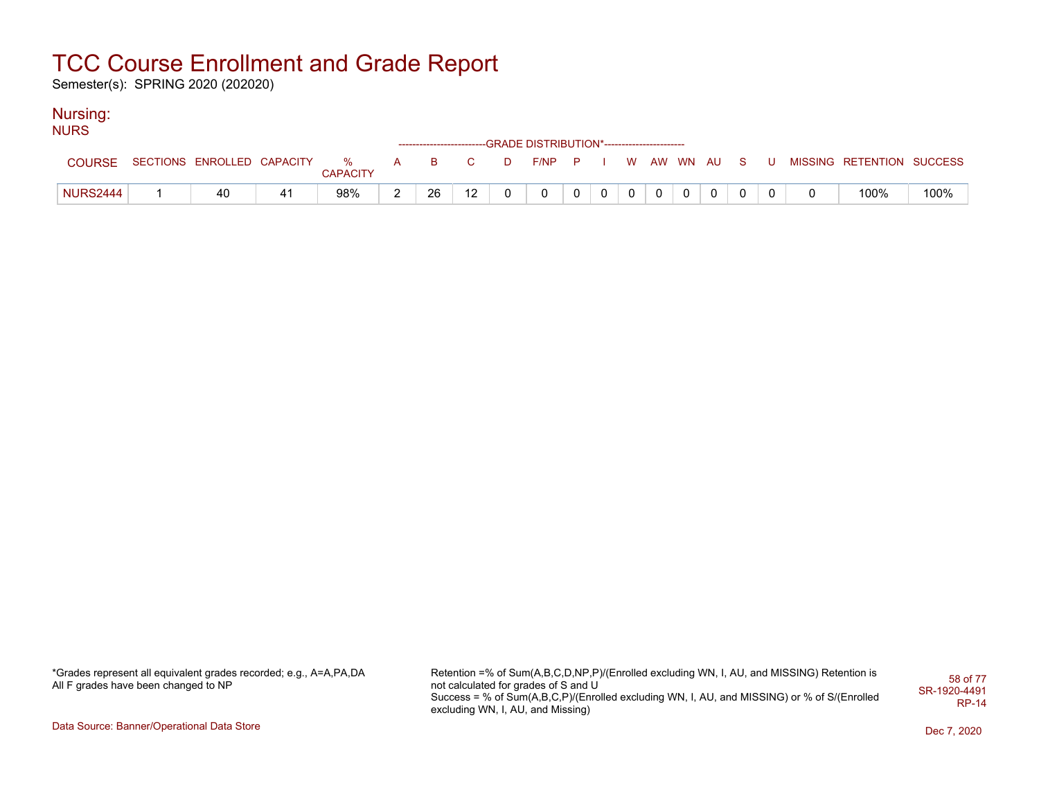# TCC Course Enrollment and Grade Report

Semester(s): SPRING 2020 (202020)

## Nursing:

NURS

| COURSE | SECTIONS | ENROLLED | CAPACITY | % CAPACITY | A | B | C | D | F/NP | P | I | W | AW | WN | AU | S | U | MISSING | RETENTION | SUCCESS |
|---|---|---|---|---|---|---|---|---|---|---|---|---|---|---|---|---|---|---|---|---|
| | | | | | GRADE DISTRIBUTION* | | | | | | | | | | | | | | | |
| NURS2444 | 1 | 40 | 41 | 98% | 2 | 26 | 12 | 0 | 0 | 0 | 0 | 0 | 0 | 0 | 0 | 0 | 0 | 0 | 100% | 100% |

*Grades represent all equivalent grades recorded; e.g., A=A,PA,DA
All F grades have been changed to NP

Retention =% of Sum(A,B,C,D,NP,P)/(Enrolled excluding WN, I, AU, and MISSING) Retention is not calculated for grades of S and U
Success = % of Sum(A,B,C,P)/(Enrolled excluding WN, I, AU, and MISSING) or % of S/(Enrolled excluding WN, I, AU, and Missing)

SR-1920-4491
RP-14

Data Source: Banner/Operational Data Store

Dec 7, 2020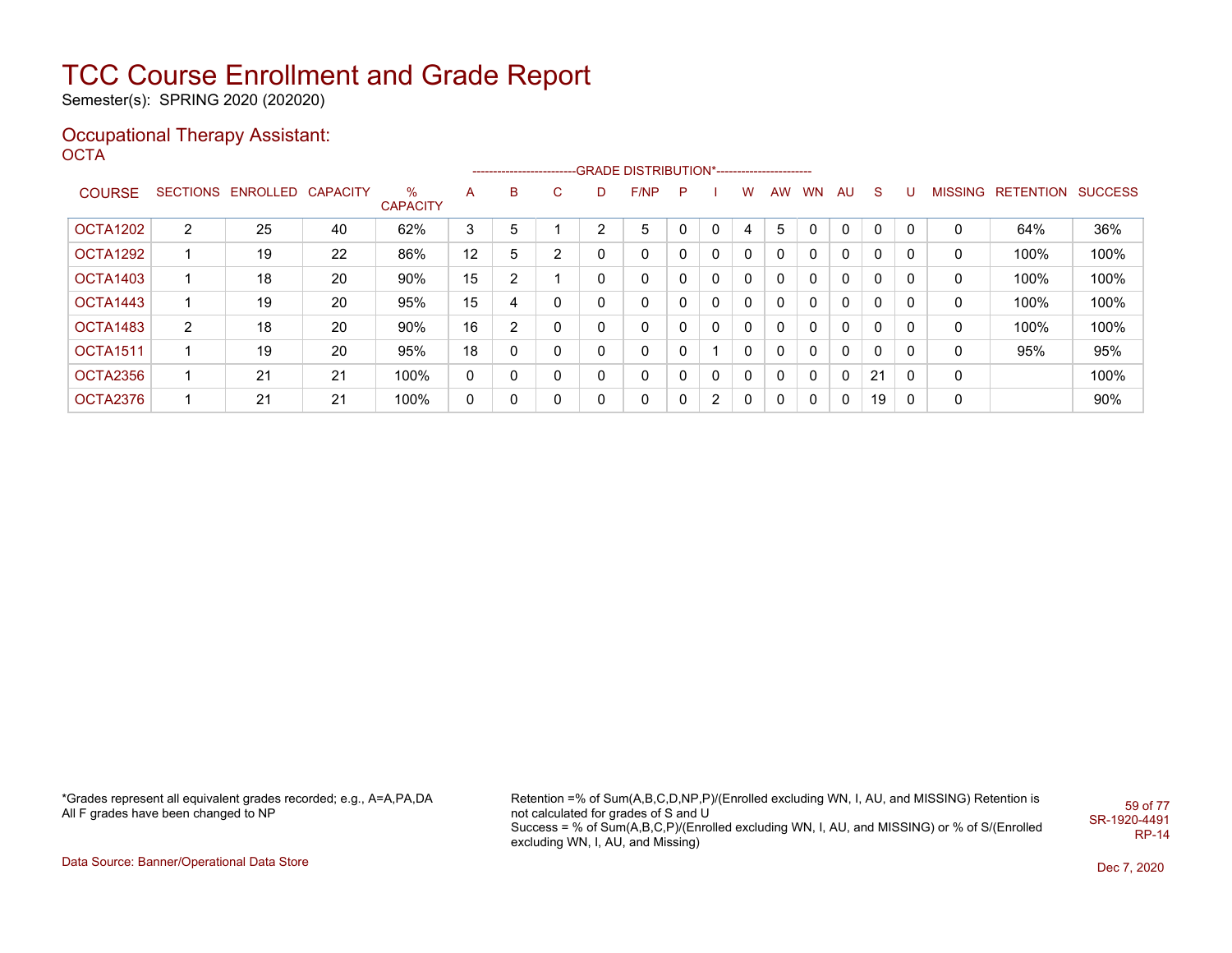# TCC Course Enrollment and Grade Report

Semester(s): SPRING 2020 (202020)

## Occupational Therapy Assistant:

### OCTA

| COURSE | SECTIONS | ENROLLED | CAPACITY | % CAPACITY | A | B | C | D | F/NP | P | I | W | AW | WN | AU | S | U | MISSING | RETENTION | SUCCESS |
|---|---|---|---|---|---|---|---|---|---|---|---|---|---|---|---|---|---|---|---|---|
| | | | | | -------------------------GRADE DISTRIBUTION*----------------------- | | | | | | | | | | | | | | | |
| OCTA1202 | 2 | 25 | 40 | 62% | 3 | 5 | 1 | 2 | 5 | 0 | 0 | 4 | 5 | 0 | 0 | 0 | 0 | 0 | 64% | 36% |
| OCTA1292 | 1 | 19 | 22 | 86% | 12 | 5 | 2 | 0 | 0 | 0 | 0 | 0 | 0 | 0 | 0 | 0 | 0 | 0 | 100% | 100% |
| OCTA1403 | 1 | 18 | 20 | 90% | 15 | 2 | 1 | 0 | 0 | 0 | 0 | 0 | 0 | 0 | 0 | 0 | 0 | 0 | 100% | 100% |
| OCTA1443 | 1 | 19 | 20 | 95% | 15 | 4 | 0 | 0 | 0 | 0 | 0 | 0 | 0 | 0 | 0 | 0 | 0 | 0 | 100% | 100% |
| OCTA1483 | 2 | 18 | 20 | 90% | 16 | 2 | 0 | 0 | 0 | 0 | 0 | 0 | 0 | 0 | 0 | 0 | 0 | 0 | 100% | 100% |
| OCTA1511 | 1 | 19 | 20 | 95% | 18 | 0 | 0 | 0 | 0 | 0 | 1 | 0 | 0 | 0 | 0 | 0 | 0 | 0 | 95% | 95% |
| OCTA2356 | 1 | 21 | 21 | 100% | 0 | 0 | 0 | 0 | 0 | 0 | 0 | 0 | 0 | 0 | 0 | 21 | 0 | 0 | | 100% |
| OCTA2376 | 1 | 21 | 21 | 100% | 0 | 0 | 0 | 0 | 0 | 0 | 2 | 0 | 0 | 0 | 0 | 19 | 0 | 0 | | 90% |

*Grades represent all equivalent grades recorded; e.g., A=A,PA,DA
All F grades have been changed to NP

Retention =% of Sum(A,B,C,D,NP,P)/(Enrolled excluding WN, I, AU, and MISSING) Retention is not calculated for grades of S and U
Success = % of Sum(A,B,C,P)/(Enrolled excluding WN, I, AU, and MISSING) or % of S/(Enrolled excluding WN, I, AU, and Missing)

SR-1920-4491
RP-14

Data Source: Banner/Operational Data Store

Dec 7, 2020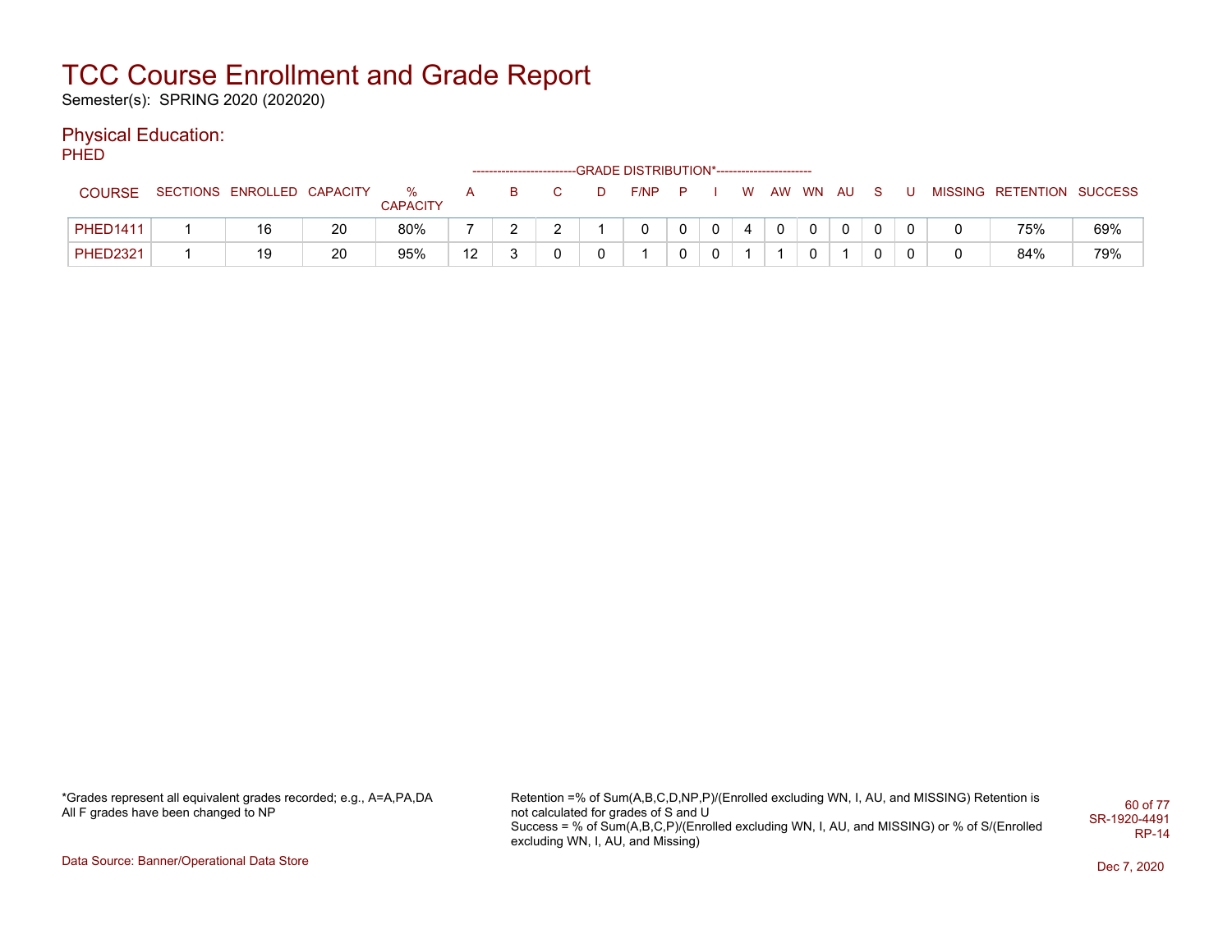# TCC Course Enrollment and Grade Report

Semester(s): SPRING 2020 (202020)

## Physical Education:

PHED

| COURSE | SECTIONS | ENROLLED | CAPACITY | % CAPACITY | A | B | C | D | F/NP | P | I | W | AW | WN | AU | S | U | MISSING | RETENTION | SUCCESS |
|---|---|---|---|---|---|---|---|---|---|---|---|---|---|---|---|---|---|---|---|---|
| | | | | | GRADE DISTRIBUTION* | | | | | | | | | | | | | | | |
| PHED1411 | 1 | 16 | 20 | 80% | 7 | 2 | 2 | 1 | 0 | 0 | 0 | 4 | 0 | 0 | 0 | 0 | 0 | 0 | 75% | 69% |
| PHED2321 | 1 | 19 | 20 | 95% | 12 | 3 | 0 | 0 | 1 | 0 | 0 | 1 | 1 | 0 | 1 | 0 | 0 | 0 | 84% | 79% |

*Grades represent all equivalent grades recorded; e.g., A=A,PA,DA
All F grades have been changed to NP

Retention =% of Sum(A,B,C,D,NP,P)/(Enrolled excluding WN, I, AU, and MISSING) Retention is not calculated for grades of S and U
Success = % of Sum(A,B,C,P)/(Enrolled excluding WN, I, AU, and MISSING) or % of S/(Enrolled excluding WN, I, AU, and Missing)

SR-1920-4491
RP-14

Data Source: Banner/Operational Data Store

Dec 7, 2020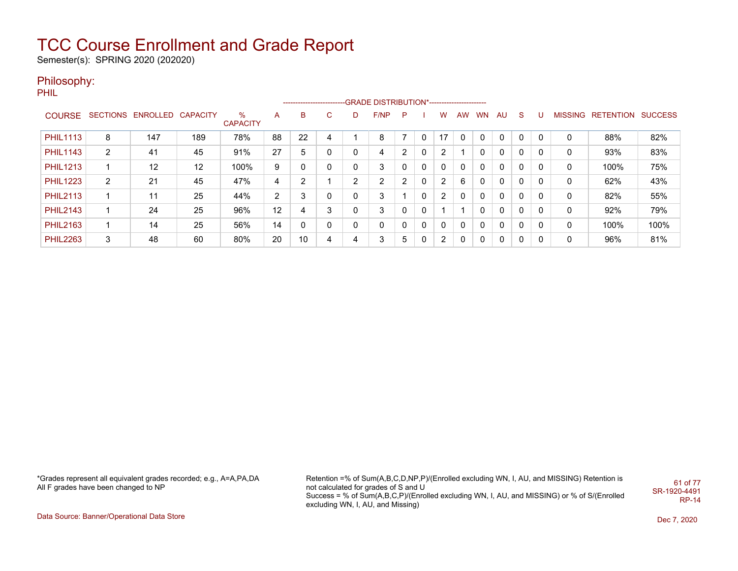# TCC Course Enrollment and Grade Report

Semester(s): SPRING 2020 (202020)

## Philosophy:

PHIL

| COURSE | SECTIONS | ENROLLED | CAPACITY | % CAPACITY | A | B | C | D | F/NP | P | I | W | AW | WN | AU | S | U | MISSING | RETENTION | SUCCESS |
|---|---|---|---|---|---|---|---|---|---|---|---|---|---|---|---|---|---|---|---|---|
| | | | | | GRADE DISTRIBUTION* | | | | | | | | | | | | | | | |
| PHIL1113 | 8 | 147 | 189 | 78% | 88 | 22 | 4 | 1 | 8 | 7 | 0 | 17 | 0 | 0 | 0 | 0 | 0 | 0 | 88% | 82% |
| PHIL1143 | 2 | 41 | 45 | 91% | 27 | 5 | 0 | 0 | 4 | 2 | 0 | 2 | 1 | 0 | 0 | 0 | 0 | 0 | 93% | 83% |
| PHIL1213 | 1 | 12 | 12 | 100% | 9 | 0 | 0 | 0 | 3 | 0 | 0 | 0 | 0 | 0 | 0 | 0 | 0 | 0 | 100% | 75% |
| PHIL1223 | 2 | 21 | 45 | 47% | 4 | 2 | 1 | 2 | 2 | 2 | 0 | 2 | 6 | 0 | 0 | 0 | 0 | 0 | 62% | 43% |
| PHIL2113 | 1 | 11 | 25 | 44% | 2 | 3 | 0 | 0 | 3 | 1 | 0 | 2 | 0 | 0 | 0 | 0 | 0 | 0 | 82% | 55% |
| PHIL2143 | 1 | 24 | 25 | 96% | 12 | 4 | 3 | 0 | 3 | 0 | 0 | 1 | 1 | 0 | 0 | 0 | 0 | 0 | 92% | 79% |
| PHIL2163 | 1 | 14 | 25 | 56% | 14 | 0 | 0 | 0 | 0 | 0 | 0 | 0 | 0 | 0 | 0 | 0 | 0 | 0 | 100% | 100% |
| PHIL2263 | 3 | 48 | 60 | 80% | 20 | 10 | 4 | 4 | 3 | 5 | 0 | 2 | 0 | 0 | 0 | 0 | 0 | 0 | 96% | 81% |

*Grades represent all equivalent grades recorded; e.g., A=A,PA,DA
All F grades have been changed to NP

Retention =% of Sum(A,B,C,D,NP,P)/(Enrolled excluding WN, I, AU, and MISSING) Retention is not calculated for grades of S and U
Success = % of Sum(A,B,C,P)/(Enrolled excluding WN, I, AU, and MISSING) or % of S/(Enrolled excluding WN, I, AU, and Missing)

SR-1920-4491
RP-14

Data Source: Banner/Operational Data Store

Dec 7, 2020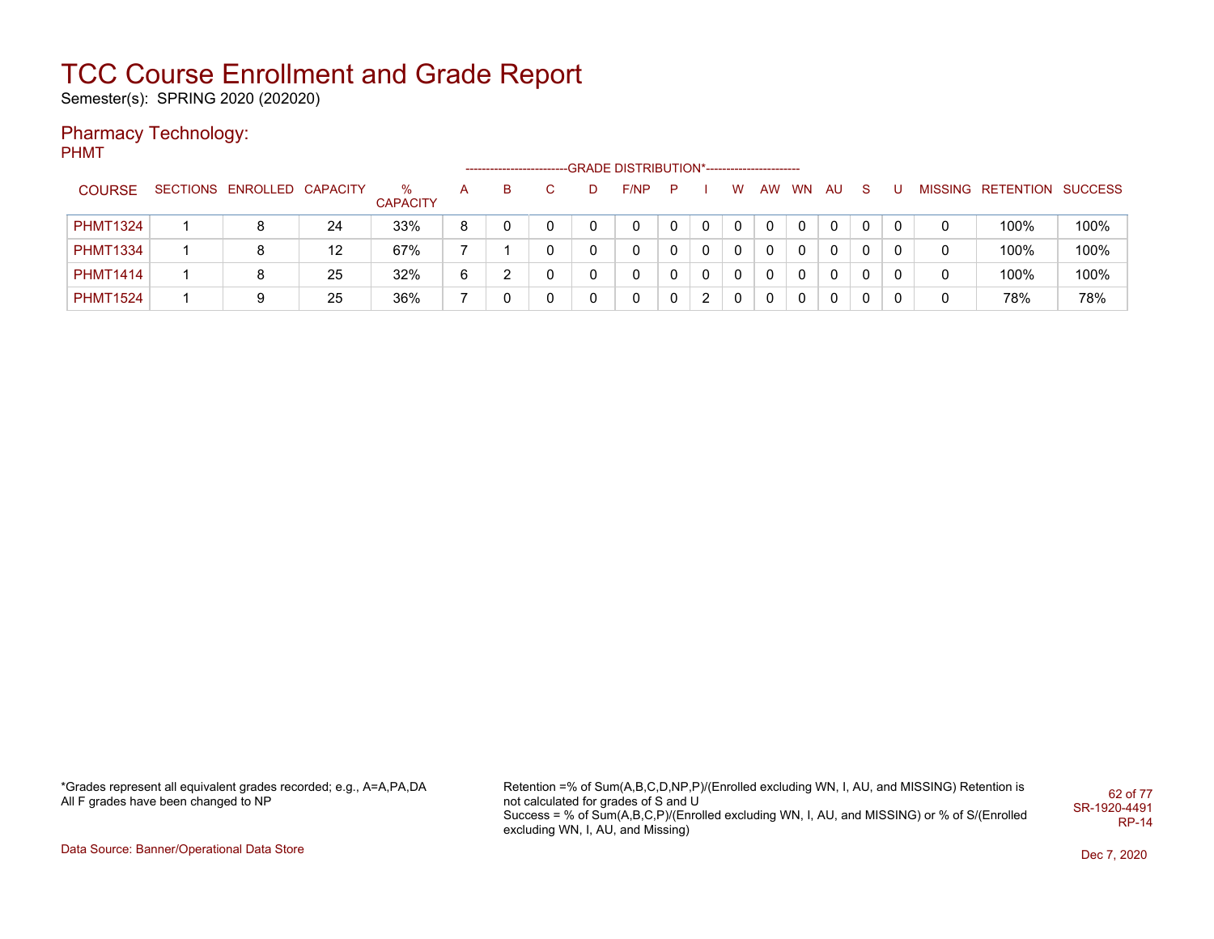# TCC Course Enrollment and Grade Report

Semester(s): SPRING 2020 (202020)

## Pharmacy Technology:

PHMT

| COURSE | SECTIONS | ENROLLED | CAPACITY | % CAPACITY | A | B | C | D | F/NP | P | I | W | AW | WN | AU | S | U | MISSING | RETENTION | SUCCESS |
|---|---|---|---|---|---|---|---|---|---|---|---|---|---|---|---|---|---|---|---|---|
| | | | | | GRADE DISTRIBUTION* | | | | | | | | | | | | | | | |
| PHMT1324 | 1 | 8 | 24 | 33% | 8 | 0 | 0 | 0 | 0 | 0 | 0 | 0 | 0 | 0 | 0 | 0 | 0 | 0 | 100% | 100% |
| PHMT1334 | 1 | 8 | 12 | 67% | 7 | 1 | 0 | 0 | 0 | 0 | 0 | 0 | 0 | 0 | 0 | 0 | 0 | 0 | 100% | 100% |
| PHMT1414 | 1 | 8 | 25 | 32% | 6 | 2 | 0 | 0 | 0 | 0 | 0 | 0 | 0 | 0 | 0 | 0 | 0 | 0 | 100% | 100% |
| PHMT1524 | 1 | 9 | 25 | 36% | 7 | 0 | 0 | 0 | 0 | 0 | 2 | 0 | 0 | 0 | 0 | 0 | 0 | 0 | 78% | 78% |

*Grades represent all equivalent grades recorded; e.g., A=A,PA,DA
All F grades have been changed to NP

Retention =% of Sum(A,B,C,D,NP,P)/(Enrolled excluding WN, I, AU, and MISSING) Retention is not calculated for grades of S and U
Success = % of Sum(A,B,C,P)/(Enrolled excluding WN, I, AU, and MISSING) or % of S/(Enrolled excluding WN, I, AU, and Missing)

SR-1920-4491
RP-14

Data Source: Banner/Operational Data Store

Dec 7, 2020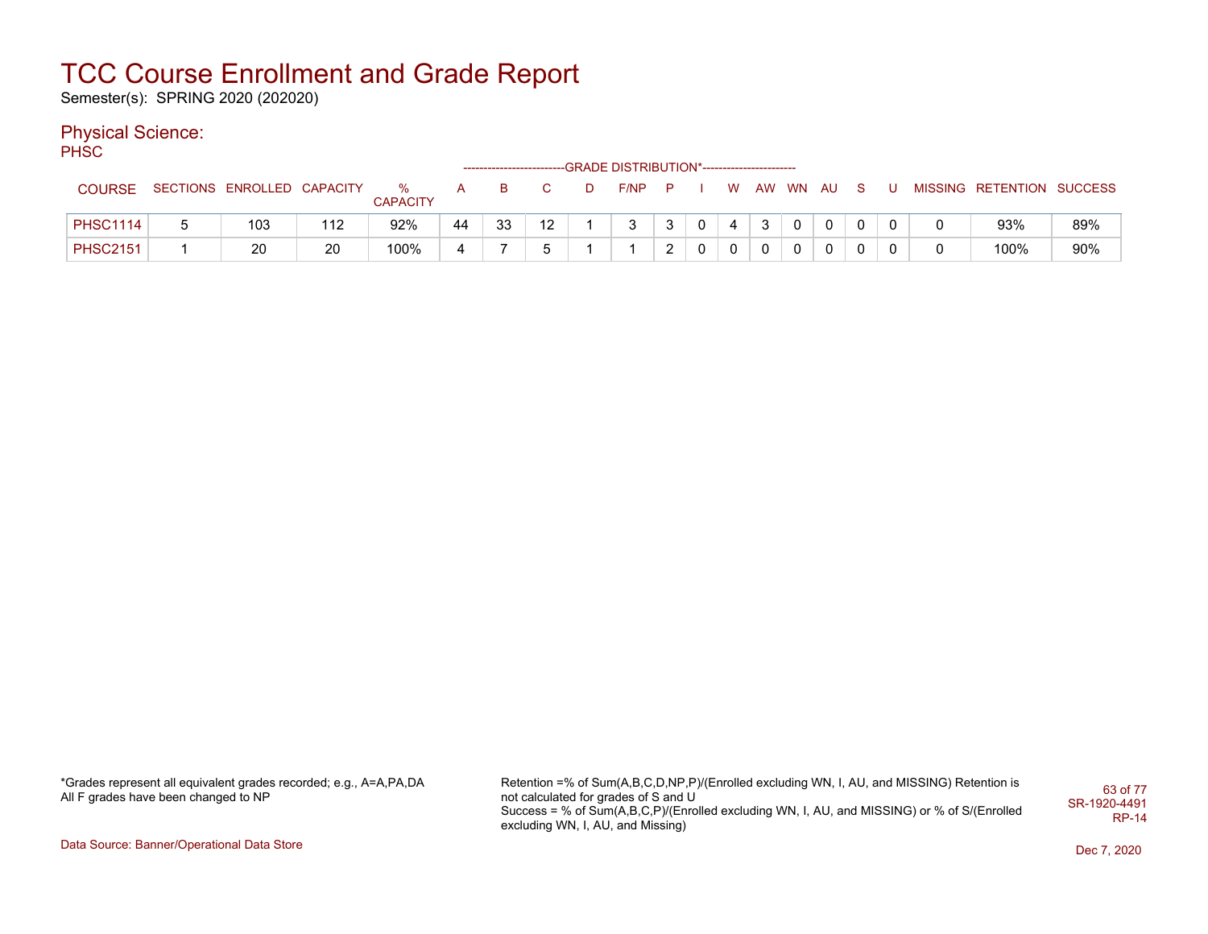# TCC Course Enrollment and Grade Report

Semester(s): SPRING 2020 (202020)

## Physical Science:

PHSC

| COURSE | SECTIONS | ENROLLED | CAPACITY | % CAPACITY | A | B | C | D | F/NP | P | I | W | AW | WN | AU | S | U | MISSING | RETENTION | SUCCESS |
|---|---|---|---|---|---|---|---|---|---|---|---|---|---|---|---|---|---|---|---|---|
| | | | | | GRADE DISTRIBUTION* | | | | | | | | | | | | | | | |
| PHSC1114 | 5 | 103 | 112 | 92% | 44 | 33 | 12 | 1 | 3 | 3 | 0 | 4 | 3 | 0 | 0 | 0 | 0 | 0 | 93% | 89% |
| PHSC2151 | 1 | 20 | 20 | 100% | 4 | 7 | 5 | 1 | 1 | 2 | 0 | 0 | 0 | 0 | 0 | 0 | 0 | 0 | 100% | 90% |

*Grades represent all equivalent grades recorded; e.g., A=A,PA,DA
All F grades have been changed to NP

Retention =% of Sum(A,B,C,D,NP,P)/(Enrolled excluding WN, I, AU, and MISSING) Retention is not calculated for grades of S and U
Success = % of Sum(A,B,C,P)/(Enrolled excluding WN, I, AU, and MISSING) or % of S/(Enrolled excluding WN, I, AU, and Missing)

SR-1920-4491
RP-14

Data Source: Banner/Operational Data Store

Dec 7, 2020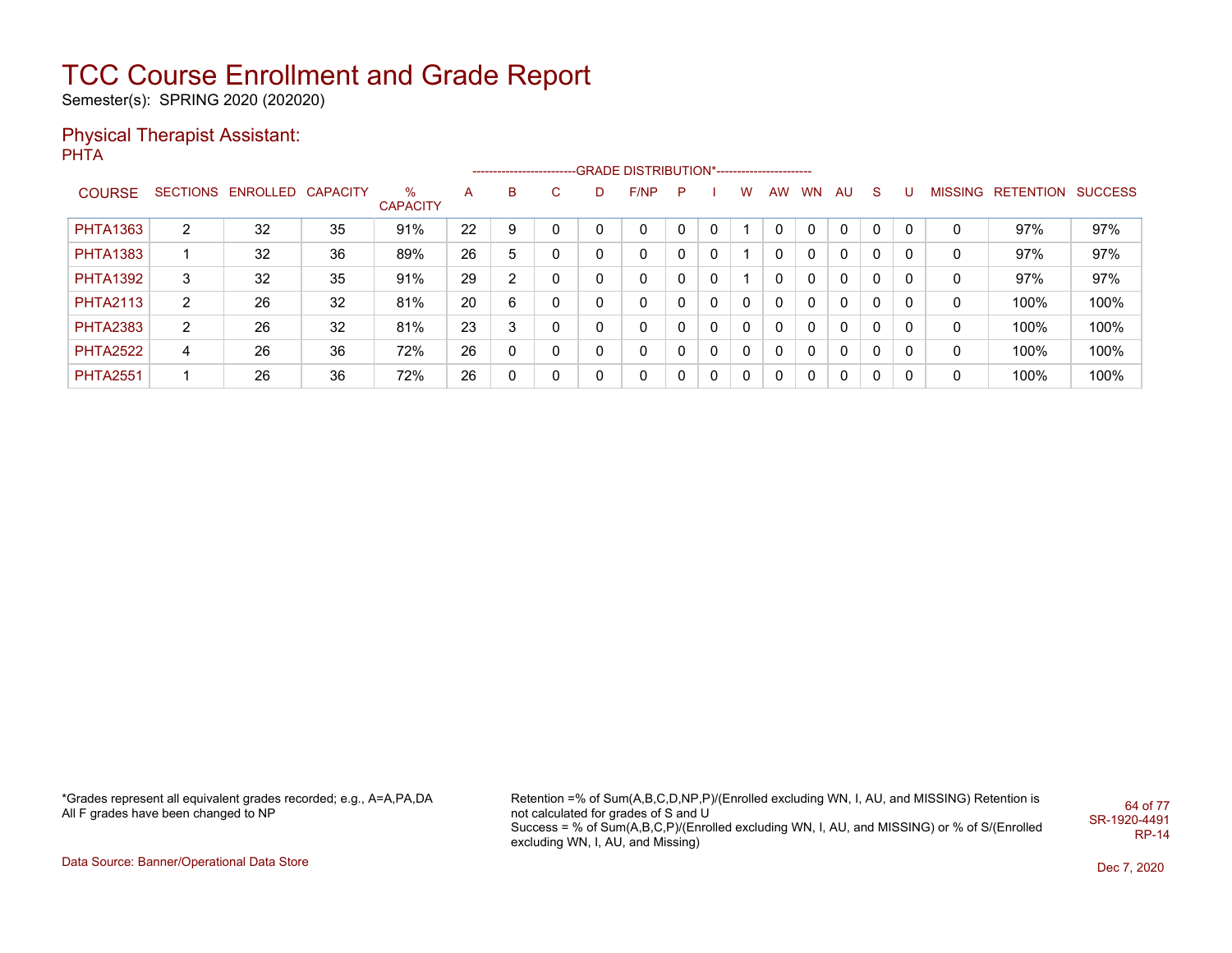# TCC Course Enrollment and Grade Report

Semester(s): SPRING 2020 (202020)

## Physical Therapist Assistant:

PHTA

| COURSE | SECTIONS | ENROLLED | CAPACITY | % CAPACITY | A | B | C | D | F/NP | P | I | W | AW | WN | AU | S | U | MISSING | RETENTION | SUCCESS |
|---|---|---|---|---|---|---|---|---|---|---|---|---|---|---|---|---|---|---|---|---|
| | | | | | GRADE DISTRIBUTION* | | | | | | | | | | | | | | | |
| PHTA1363 | 2 | 32 | 35 | 91% | 22 | 9 | 0 | 0 | 0 | 0 | 0 | 1 | 0 | 0 | 0 | 0 | 0 | 0 | 97% | 97% |
| PHTA1383 | 1 | 32 | 36 | 89% | 26 | 5 | 0 | 0 | 0 | 0 | 0 | 1 | 0 | 0 | 0 | 0 | 0 | 0 | 97% | 97% |
| PHTA1392 | 3 | 32 | 35 | 91% | 29 | 2 | 0 | 0 | 0 | 0 | 0 | 1 | 0 | 0 | 0 | 0 | 0 | 0 | 97% | 97% |
| PHTA2113 | 2 | 26 | 32 | 81% | 20 | 6 | 0 | 0 | 0 | 0 | 0 | 0 | 0 | 0 | 0 | 0 | 0 | 0 | 100% | 100% |
| PHTA2383 | 2 | 26 | 32 | 81% | 23 | 3 | 0 | 0 | 0 | 0 | 0 | 0 | 0 | 0 | 0 | 0 | 0 | 0 | 100% | 100% |
| PHTA2522 | 4 | 26 | 36 | 72% | 26 | 0 | 0 | 0 | 0 | 0 | 0 | 0 | 0 | 0 | 0 | 0 | 0 | 0 | 100% | 100% |
| PHTA2551 | 1 | 26 | 36 | 72% | 26 | 0 | 0 | 0 | 0 | 0 | 0 | 0 | 0 | 0 | 0 | 0 | 0 | 0 | 100% | 100% |

*Grades represent all equivalent grades recorded; e.g., A=A,PA,DA
All F grades have been changed to NP

Retention =% of Sum(A,B,C,D,NP,P)/(Enrolled excluding WN, I, AU, and MISSING) Retention is not calculated for grades of S and U
Success = % of Sum(A,B,C,P)/(Enrolled excluding WN, I, AU, and MISSING) or % of S/(Enrolled excluding WN, I, AU, and Missing)

SR-1920-4491
RP-14

Data Source: Banner/Operational Data Store

Dec 7, 2020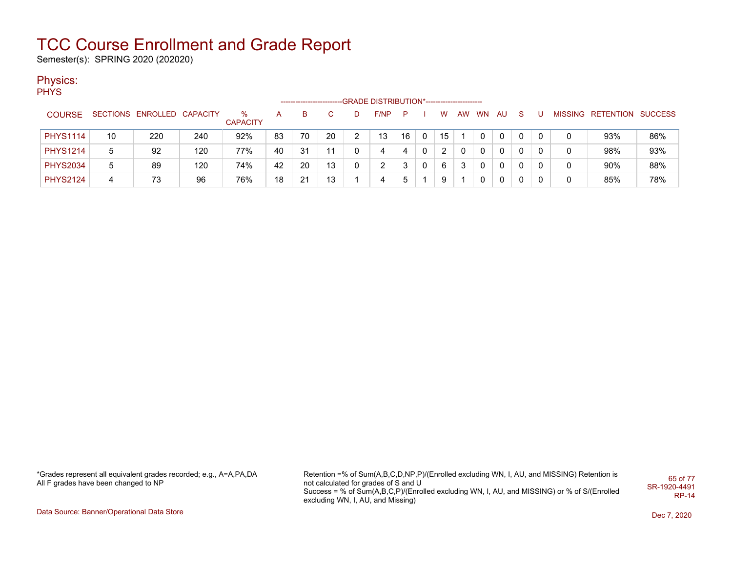# TCC Course Enrollment and Grade Report

Semester(s): SPRING 2020 (202020)

## Physics:

### PHYS

| COURSE | SECTIONS | ENROLLED | CAPACITY | % CAPACITY | A | B | C | D | F/NP | P | I | W | AW | WN | AU | S | U | MISSING | RETENTION | SUCCESS |
|---|---|---|---|---|---|---|---|---|---|---|---|---|---|---|---|---|---|---|---|---|
| PHYS1114 | 10 | 220 | 240 | 92% | 83 | 70 | 20 | 2 | 13 | 16 | 0 | 15 | 1 | 0 | 0 | 0 | 0 | 0 | 93% | 86% |
| PHYS1214 | 5 | 92 | 120 | 77% | 40 | 31 | 11 | 0 | 4 | 4 | 0 | 2 | 0 | 0 | 0 | 0 | 0 | 0 | 98% | 93% |
| PHYS2034 | 5 | 89 | 120 | 74% | 42 | 20 | 13 | 0 | 2 | 3 | 0 | 6 | 3 | 0 | 0 | 0 | 0 | 0 | 90% | 88% |
| PHYS2124 | 4 | 73 | 96 | 76% | 18 | 21 | 13 | 1 | 4 | 5 | 1 | 9 | 1 | 0 | 0 | 0 | 0 | 0 | 85% | 78% |

(Columns A through U: GRADE DISTRIBUTION*)

*Grades represent all equivalent grades recorded; e.g., A=A,PA,DA
All F grades have been changed to NP

Retention =% of Sum(A,B,C,D,NP,P)/(Enrolled excluding WN, I, AU, and MISSING) Retention is not calculated for grades of S and U
Success = % of Sum(A,B,C,P)/(Enrolled excluding WN, I, AU, and MISSING) or % of S/(Enrolled excluding WN, I, AU, and Missing)

SR-1920-4491
RP-14

Data Source: Banner/Operational Data Store

Dec 7, 2020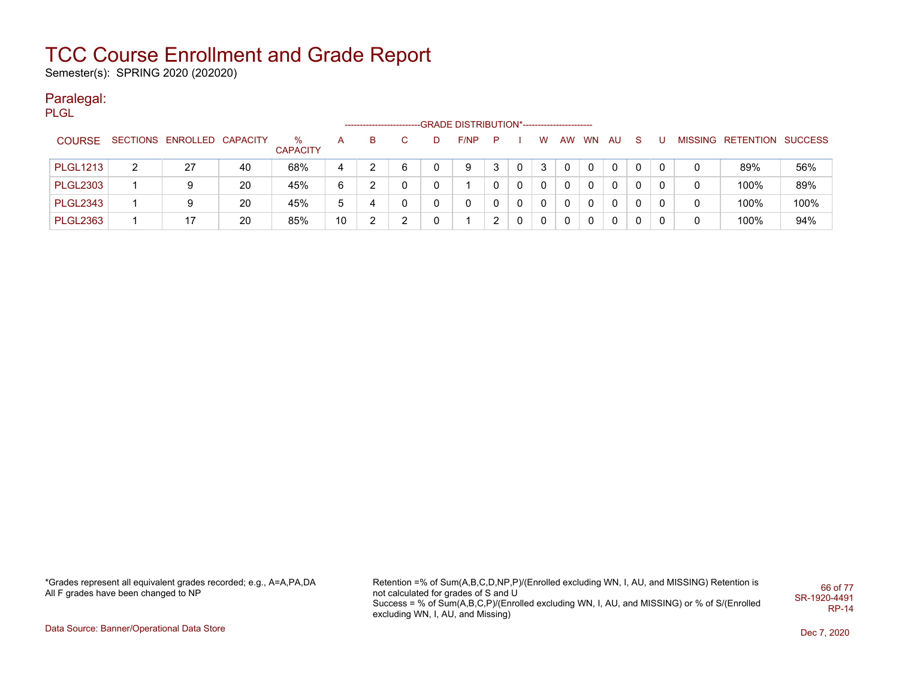# TCC Course Enrollment and Grade Report

Semester(s): SPRING 2020 (202020)

## Paralegal:

PLGL

| COURSE | SECTIONS | ENROLLED | CAPACITY | % CAPACITY | A | B | C | D | F/NP | P | I | W | AW | WN | AU | S | U | MISSING | RETENTION | SUCCESS |
|---|---|---|---|---|---|---|---|---|---|---|---|---|---|---|---|---|---|---|---|---|
| | | | | | GRADE DISTRIBUTION* | | | | | | | | | | | | | | | |
| PLGL1213 | 2 | 27 | 40 | 68% | 4 | 2 | 6 | 0 | 9 | 3 | 0 | 3 | 0 | 0 | 0 | 0 | 0 | 0 | 89% | 56% |
| PLGL2303 | 1 | 9 | 20 | 45% | 6 | 2 | 0 | 0 | 1 | 0 | 0 | 0 | 0 | 0 | 0 | 0 | 0 | 0 | 100% | 89% |
| PLGL2343 | 1 | 9 | 20 | 45% | 5 | 4 | 0 | 0 | 0 | 0 | 0 | 0 | 0 | 0 | 0 | 0 | 0 | 0 | 100% | 100% |
| PLGL2363 | 1 | 17 | 20 | 85% | 10 | 2 | 2 | 0 | 1 | 2 | 0 | 0 | 0 | 0 | 0 | 0 | 0 | 0 | 100% | 94% |

*Grades represent all equivalent grades recorded; e.g., A=A,PA,DA
All F grades have been changed to NP

Retention =% of Sum(A,B,C,D,NP,P)/(Enrolled excluding WN, I, AU, and MISSING) Retention is not calculated for grades of S and U
Success = % of Sum(A,B,C,P)/(Enrolled excluding WN, I, AU, and MISSING) or % of S/(Enrolled excluding WN, I, AU, and Missing)

SR-1920-4491
RP-14

Data Source: Banner/Operational Data Store

Dec 7, 2020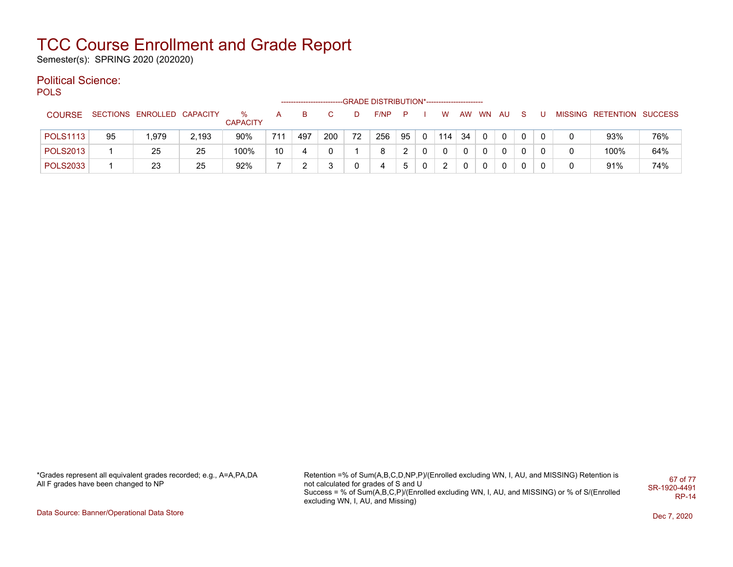# TCC Course Enrollment and Grade Report

Semester(s): SPRING 2020 (202020)

## Political Science:

POLS

| COURSE | SECTIONS | ENROLLED | CAPACITY | % CAPACITY | A | B | C | D | F/NP | P | I | W | AW | WN | AU | S | U | MISSING | RETENTION | SUCCESS |
|---|---|---|---|---|---|---|---|---|---|---|---|---|---|---|---|---|---|---|---|---|
| POLS1113 | 95 | 1,979 | 2,193 | 90% | 711 | 497 | 200 | 72 | 256 | 95 | 0 | 114 | 34 | 0 | 0 | 0 | 0 | 0 | 93% | 76% |
| POLS2013 | 1 | 25 | 25 | 100% | 10 | 4 | 0 | 1 | 8 | 2 | 0 | 0 | 0 | 0 | 0 | 0 | 0 | 0 | 100% | 64% |
| POLS2033 | 1 | 23 | 25 | 92% | 7 | 2 | 3 | 0 | 4 | 5 | 0 | 2 | 0 | 0 | 0 | 0 | 0 | 0 | 91% | 74% |

*Grades represent all equivalent grades recorded; e.g., A=A,PA,DA
All F grades have been changed to NP

Retention =% of Sum(A,B,C,D,NP,P)/(Enrolled excluding WN, I, AU, and MISSING) Retention is not calculated for grades of S and U
Success = % of Sum(A,B,C,P)/(Enrolled excluding WN, I, AU, and MISSING) or % of S/(Enrolled excluding WN, I, AU, and Missing)

SR-1920-4491
RP-14

Data Source: Banner/Operational Data Store

Dec 7, 2020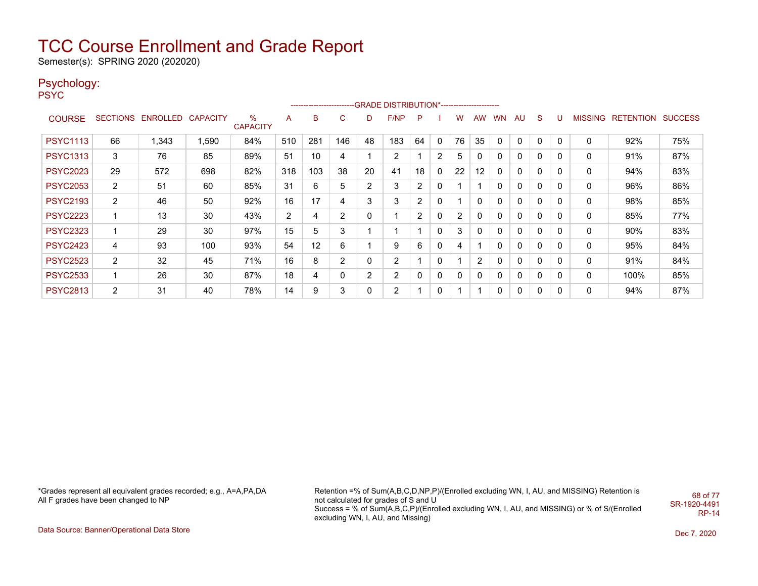# TCC Course Enrollment and Grade Report

Semester(s): SPRING 2020 (202020)

## Psychology:

PSYC

| COURSE | SECTIONS | ENROLLED | CAPACITY | % CAPACITY | A | B | C | D | F/NP | P | I | W | AW | WN | AU | S | U | MISSING | RETENTION | SUCCESS |
|---|---|---|---|---|---|---|---|---|---|---|---|---|---|---|---|---|---|---|---|---|
| | | | | | -------------------------GRADE DISTRIBUTION*----------------------- | | | | | | | | | | | | | | | |
| PSYC1113 | 66 | 1,343 | 1,590 | 84% | 510 | 281 | 146 | 48 | 183 | 64 | 0 | 76 | 35 | 0 | 0 | 0 | 0 | 0 | 92% | 75% |
| PSYC1313 | 3 | 76 | 85 | 89% | 51 | 10 | 4 | 1 | 2 | 1 | 2 | 5 | 0 | 0 | 0 | 0 | 0 | 0 | 91% | 87% |
| PSYC2023 | 29 | 572 | 698 | 82% | 318 | 103 | 38 | 20 | 41 | 18 | 0 | 22 | 12 | 0 | 0 | 0 | 0 | 0 | 94% | 83% |
| PSYC2053 | 2 | 51 | 60 | 85% | 31 | 6 | 5 | 2 | 3 | 2 | 0 | 1 | 1 | 0 | 0 | 0 | 0 | 0 | 96% | 86% |
| PSYC2193 | 2 | 46 | 50 | 92% | 16 | 17 | 4 | 3 | 3 | 2 | 0 | 1 | 0 | 0 | 0 | 0 | 0 | 0 | 98% | 85% |
| PSYC2223 | 1 | 13 | 30 | 43% | 2 | 4 | 2 | 0 | 1 | 2 | 0 | 2 | 0 | 0 | 0 | 0 | 0 | 0 | 85% | 77% |
| PSYC2323 | 1 | 29 | 30 | 97% | 15 | 5 | 3 | 1 | 1 | 1 | 0 | 3 | 0 | 0 | 0 | 0 | 0 | 0 | 90% | 83% |
| PSYC2423 | 4 | 93 | 100 | 93% | 54 | 12 | 6 | 1 | 9 | 6 | 0 | 4 | 1 | 0 | 0 | 0 | 0 | 0 | 95% | 84% |
| PSYC2523 | 2 | 32 | 45 | 71% | 16 | 8 | 2 | 0 | 2 | 1 | 0 | 1 | 2 | 0 | 0 | 0 | 0 | 0 | 91% | 84% |
| PSYC2533 | 1 | 26 | 30 | 87% | 18 | 4 | 0 | 2 | 2 | 0 | 0 | 0 | 0 | 0 | 0 | 0 | 0 | 0 | 100% | 85% |
| PSYC2813 | 2 | 31 | 40 | 78% | 14 | 9 | 3 | 0 | 2 | 1 | 0 | 1 | 1 | 0 | 0 | 0 | 0 | 0 | 94% | 87% |

*Grades represent all equivalent grades recorded; e.g., A=A,PA,DA
All F grades have been changed to NP

Retention =% of Sum(A,B,C,D,NP,P)/(Enrolled excluding WN, I, AU, and MISSING) Retention is not calculated for grades of S and U
Success = % of Sum(A,B,C,P)/(Enrolled excluding WN, I, AU, and MISSING) or % of S/(Enrolled excluding WN, I, AU, and Missing)

SR-1920-4491
RP-14

Data Source: Banner/Operational Data Store

Dec 7, 2020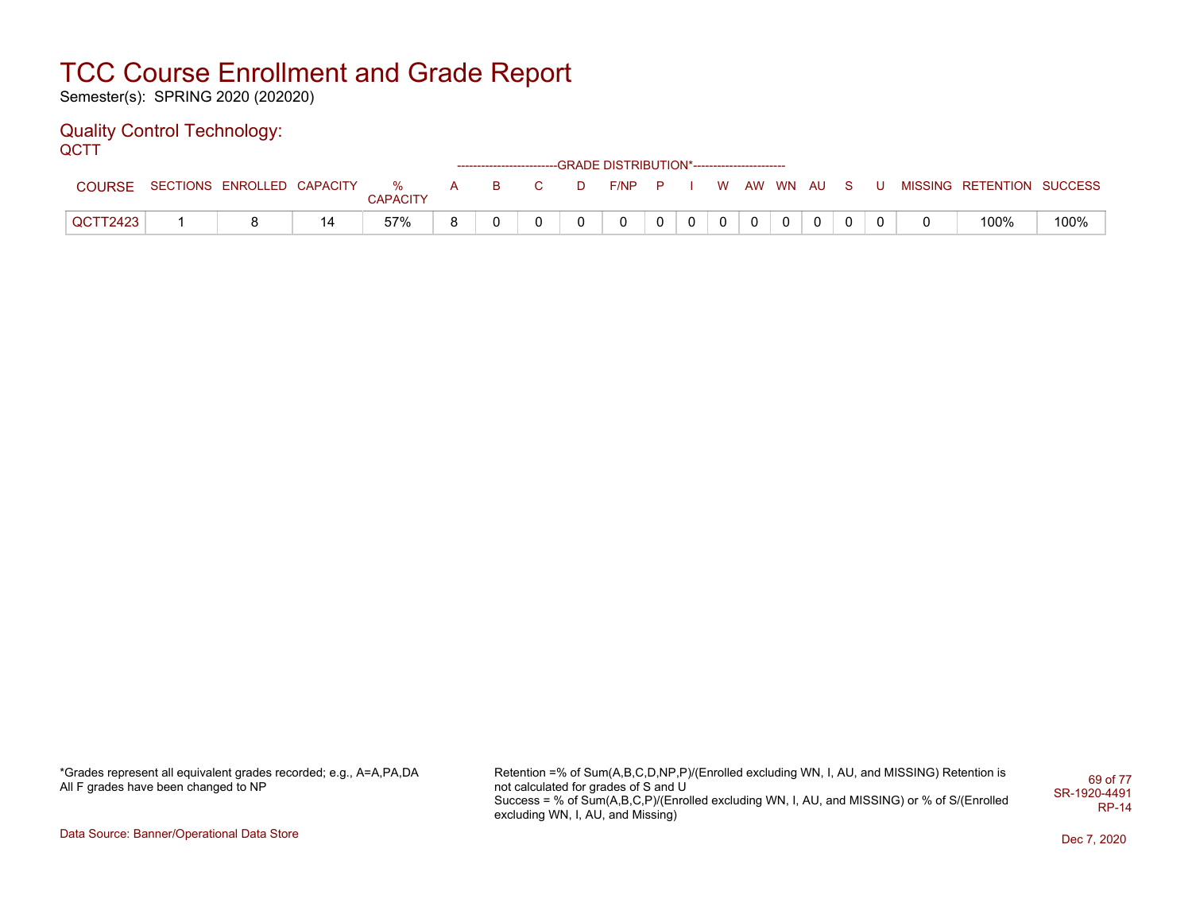# TCC Course Enrollment and Grade Report

Semester(s): SPRING 2020 (202020)

## Quality Control Technology:

QCTT

| COURSE | SECTIONS | ENROLLED | CAPACITY | % CAPACITY | -------------------------GRADE DISTRIBUTION*----------------------- | | | | | | | | | | | | | MISSING | RETENTION | SUCCESS |
|---|---|---|---|---|---|---|---|---|---|---|---|---|---|---|---|---|---|---|---|---|
| | | | | | A | B | C | D | F/NP | P | I | W | AW | WN | AU | S | U | | | |
| QCTT2423 | 1 | 8 | 14 | 57% | 8 | 0 | 0 | 0 | 0 | 0 | 0 | 0 | 0 | 0 | 0 | 0 | 0 | 0 | 100% | 100% |

*Grades represent all equivalent grades recorded; e.g., A=A,PA,DA
All F grades have been changed to NP

Retention =% of Sum(A,B,C,D,NP,P)/(Enrolled excluding WN, I, AU, and MISSING) Retention is not calculated for grades of S and U
Success = % of Sum(A,B,C,P)/(Enrolled excluding WN, I, AU, and MISSING) or % of S/(Enrolled excluding WN, I, AU, and Missing)

SR-1920-4491
RP-14

Data Source: Banner/Operational Data Store

Dec 7, 2020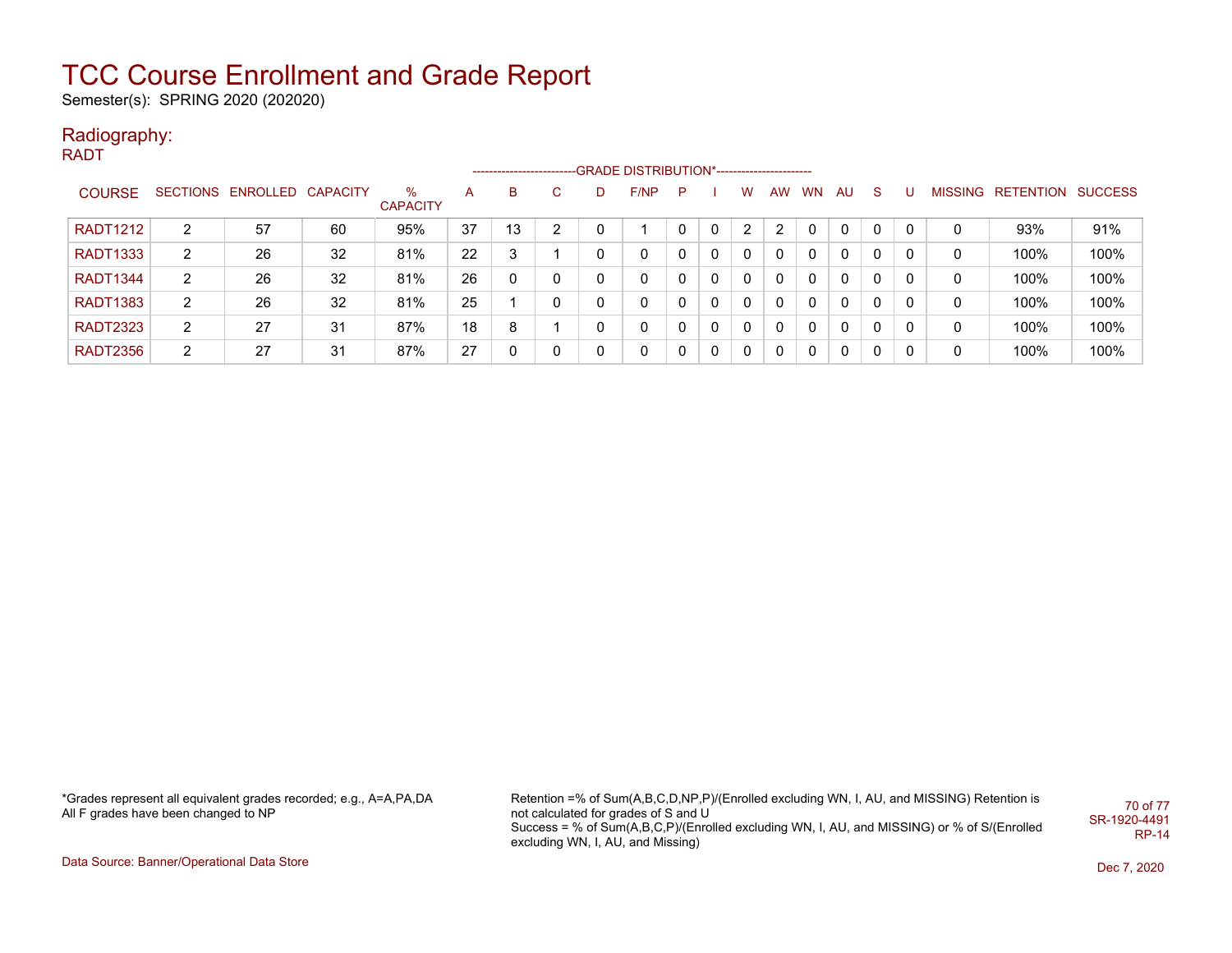# TCC Course Enrollment and Grade Report

Semester(s): SPRING 2020 (202020)

## Radiography:

RADT

| COURSE | SECTIONS | ENROLLED | CAPACITY | % CAPACITY | A | B | C | D | F/NP | P | I | W | AW | WN | AU | S | U | MISSING | RETENTION | SUCCESS |
|---|---|---|---|---|---|---|---|---|---|---|---|---|---|---|---|---|---|---|---|---|
| | | | | | -------------------------GRADE DISTRIBUTION*----------------------- | | | | | | | | | | | | | | | |
| RADT1212 | 2 | 57 | 60 | 95% | 37 | 13 | 2 | 0 | 1 | 0 | 0 | 2 | 2 | 0 | 0 | 0 | 0 | 0 | 93% | 91% |
| RADT1333 | 2 | 26 | 32 | 81% | 22 | 3 | 1 | 0 | 0 | 0 | 0 | 0 | 0 | 0 | 0 | 0 | 0 | 0 | 100% | 100% |
| RADT1344 | 2 | 26 | 32 | 81% | 26 | 0 | 0 | 0 | 0 | 0 | 0 | 0 | 0 | 0 | 0 | 0 | 0 | 0 | 100% | 100% |
| RADT1383 | 2 | 26 | 32 | 81% | 25 | 1 | 0 | 0 | 0 | 0 | 0 | 0 | 0 | 0 | 0 | 0 | 0 | 0 | 100% | 100% |
| RADT2323 | 2 | 27 | 31 | 87% | 18 | 8 | 1 | 0 | 0 | 0 | 0 | 0 | 0 | 0 | 0 | 0 | 0 | 0 | 100% | 100% |
| RADT2356 | 2 | 27 | 31 | 87% | 27 | 0 | 0 | 0 | 0 | 0 | 0 | 0 | 0 | 0 | 0 | 0 | 0 | 0 | 100% | 100% |

*Grades represent all equivalent grades recorded; e.g., A=A,PA,DA
All F grades have been changed to NP

Retention =% of Sum(A,B,C,D,NP,P)/(Enrolled excluding WN, I, AU, and MISSING) Retention is not calculated for grades of S and U
Success = % of Sum(A,B,C,P)/(Enrolled excluding WN, I, AU, and MISSING) or % of S/(Enrolled excluding WN, I, AU, and Missing)

SR-1920-4491
RP-14

Data Source: Banner/Operational Data Store

Dec 7, 2020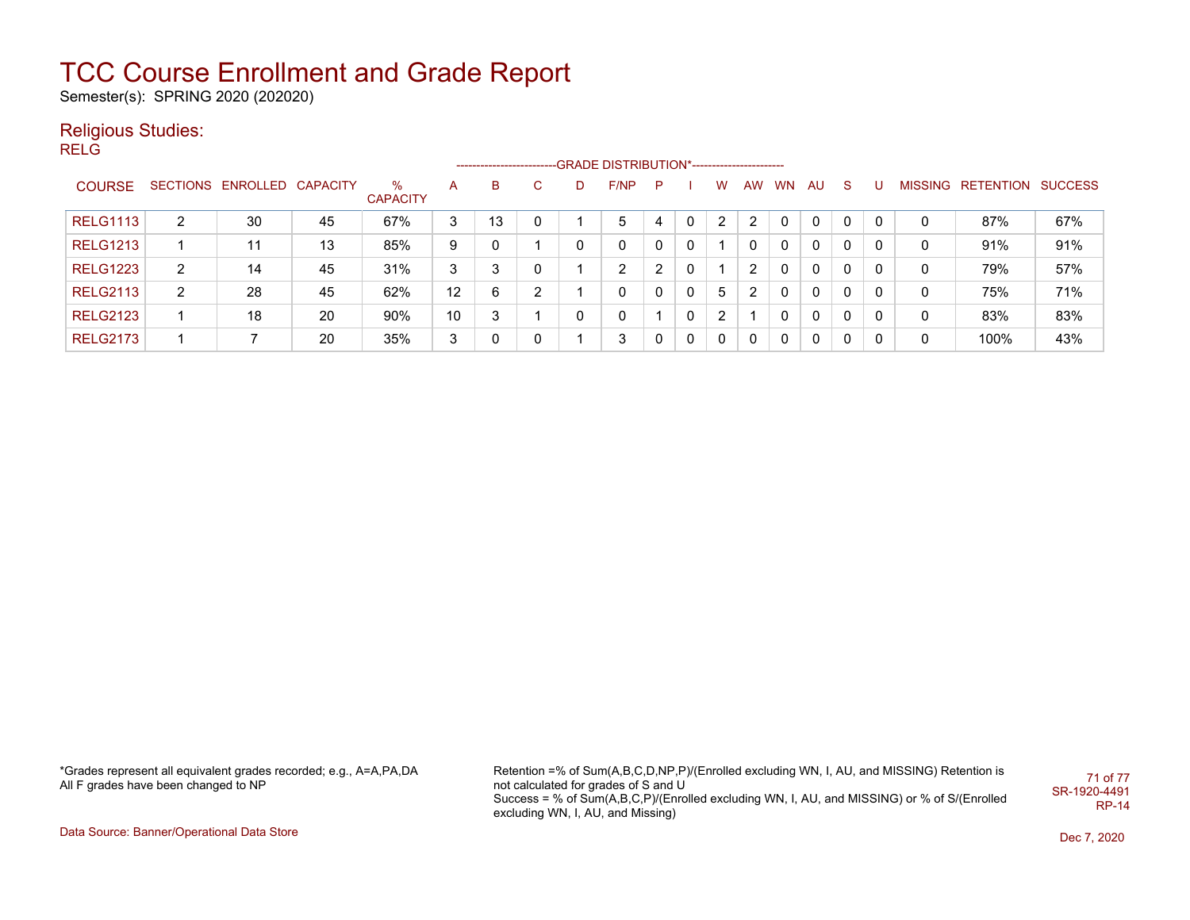# TCC Course Enrollment and Grade Report

Semester(s): SPRING 2020 (202020)

## Religious Studies:

RELG

| COURSE | SECTIONS | ENROLLED | CAPACITY | % CAPACITY | A | B | C | D | F/NP | P | I | W | AW | WN | AU | S | U | MISSING | RETENTION | SUCCESS |
|---|---|---|---|---|---|---|---|---|---|---|---|---|---|---|---|---|---|---|---|---|
| | | | | | GRADE DISTRIBUTION* | | | | | | | | | | | | | | | |
| RELG1113 | 2 | 30 | 45 | 67% | 3 | 13 | 0 | 1 | 5 | 4 | 0 | 2 | 2 | 0 | 0 | 0 | 0 | 0 | 87% | 67% |
| RELG1213 | 1 | 11 | 13 | 85% | 9 | 0 | 1 | 0 | 0 | 0 | 0 | 1 | 0 | 0 | 0 | 0 | 0 | 0 | 91% | 91% |
| RELG1223 | 2 | 14 | 45 | 31% | 3 | 3 | 0 | 1 | 2 | 2 | 0 | 1 | 2 | 0 | 0 | 0 | 0 | 0 | 79% | 57% |
| RELG2113 | 2 | 28 | 45 | 62% | 12 | 6 | 2 | 1 | 0 | 0 | 0 | 5 | 2 | 0 | 0 | 0 | 0 | 0 | 75% | 71% |
| RELG2123 | 1 | 18 | 20 | 90% | 10 | 3 | 1 | 0 | 0 | 1 | 0 | 2 | 1 | 0 | 0 | 0 | 0 | 0 | 83% | 83% |
| RELG2173 | 1 | 7 | 20 | 35% | 3 | 0 | 0 | 1 | 3 | 0 | 0 | 0 | 0 | 0 | 0 | 0 | 0 | 0 | 100% | 43% |

*Grades represent all equivalent grades recorded; e.g., A=A,PA,DA
All F grades have been changed to NP

Retention =% of Sum(A,B,C,D,NP,P)/(Enrolled excluding WN, I, AU, and MISSING) Retention is not calculated for grades of S and U
Success = % of Sum(A,B,C,P)/(Enrolled excluding WN, I, AU, and MISSING) or % of S/(Enrolled excluding WN, I, AU, and Missing)

SR-1920-4491
RP-14

Data Source: Banner/Operational Data Store

Dec 7, 2020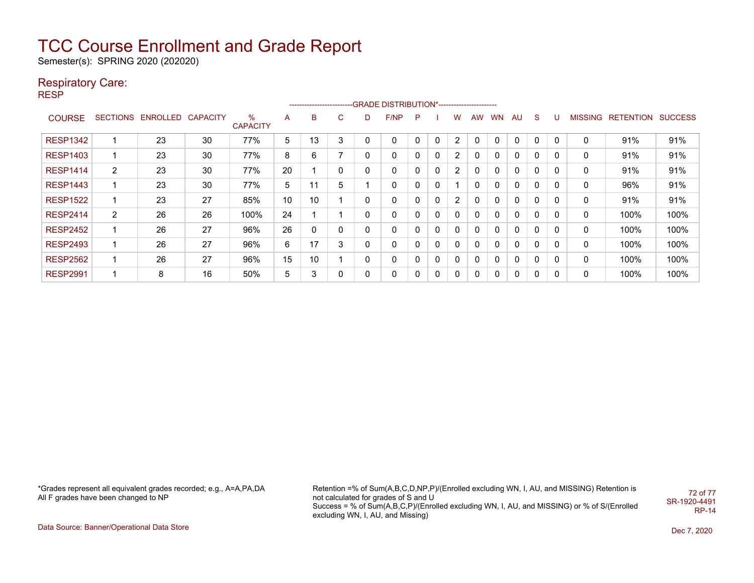# TCC Course Enrollment and Grade Report

Semester(s): SPRING 2020 (202020)

## Respiratory Care:

RESP

| COURSE | SECTIONS | ENROLLED | CAPACITY | % CAPACITY | A | B | C | D | F/NP | P | I | W | AW | WN | AU | S | U | MISSING | RETENTION | SUCCESS |
|---|---|---|---|---|---|---|---|---|---|---|---|---|---|---|---|---|---|---|---|---|
| | | | | | -------------------------GRADE DISTRIBUTION*----------------------- | | | | | | | | | | | | | | | |
| RESP1342 | 1 | 23 | 30 | 77% | 5 | 13 | 3 | 0 | 0 | 0 | 0 | 2 | 0 | 0 | 0 | 0 | 0 | 0 | 91% | 91% |
| RESP1403 | 1 | 23 | 30 | 77% | 8 | 6 | 7 | 0 | 0 | 0 | 0 | 2 | 0 | 0 | 0 | 0 | 0 | 0 | 91% | 91% |
| RESP1414 | 2 | 23 | 30 | 77% | 20 | 1 | 0 | 0 | 0 | 0 | 0 | 2 | 0 | 0 | 0 | 0 | 0 | 0 | 91% | 91% |
| RESP1443 | 1 | 23 | 30 | 77% | 5 | 11 | 5 | 1 | 0 | 0 | 0 | 1 | 0 | 0 | 0 | 0 | 0 | 0 | 96% | 91% |
| RESP1522 | 1 | 23 | 27 | 85% | 10 | 10 | 1 | 0 | 0 | 0 | 0 | 2 | 0 | 0 | 0 | 0 | 0 | 0 | 91% | 91% |
| RESP2414 | 2 | 26 | 26 | 100% | 24 | 1 | 1 | 0 | 0 | 0 | 0 | 0 | 0 | 0 | 0 | 0 | 0 | 0 | 100% | 100% |
| RESP2452 | 1 | 26 | 27 | 96% | 26 | 0 | 0 | 0 | 0 | 0 | 0 | 0 | 0 | 0 | 0 | 0 | 0 | 0 | 100% | 100% |
| RESP2493 | 1 | 26 | 27 | 96% | 6 | 17 | 3 | 0 | 0 | 0 | 0 | 0 | 0 | 0 | 0 | 0 | 0 | 0 | 100% | 100% |
| RESP2562 | 1 | 26 | 27 | 96% | 15 | 10 | 1 | 0 | 0 | 0 | 0 | 0 | 0 | 0 | 0 | 0 | 0 | 0 | 100% | 100% |
| RESP2991 | 1 | 8 | 16 | 50% | 5 | 3 | 0 | 0 | 0 | 0 | 0 | 0 | 0 | 0 | 0 | 0 | 0 | 0 | 100% | 100% |

*Grades represent all equivalent grades recorded; e.g., A=A,PA,DA
All F grades have been changed to NP

Retention =% of Sum(A,B,C,D,NP,P)/(Enrolled excluding WN, I, AU, and MISSING) Retention is not calculated for grades of S and U
Success = % of Sum(A,B,C,P)/(Enrolled excluding WN, I, AU, and MISSING) or % of S/(Enrolled excluding WN, I, AU, and Missing)

SR-1920-4491
RP-14

Data Source: Banner/Operational Data Store

Dec 7, 2020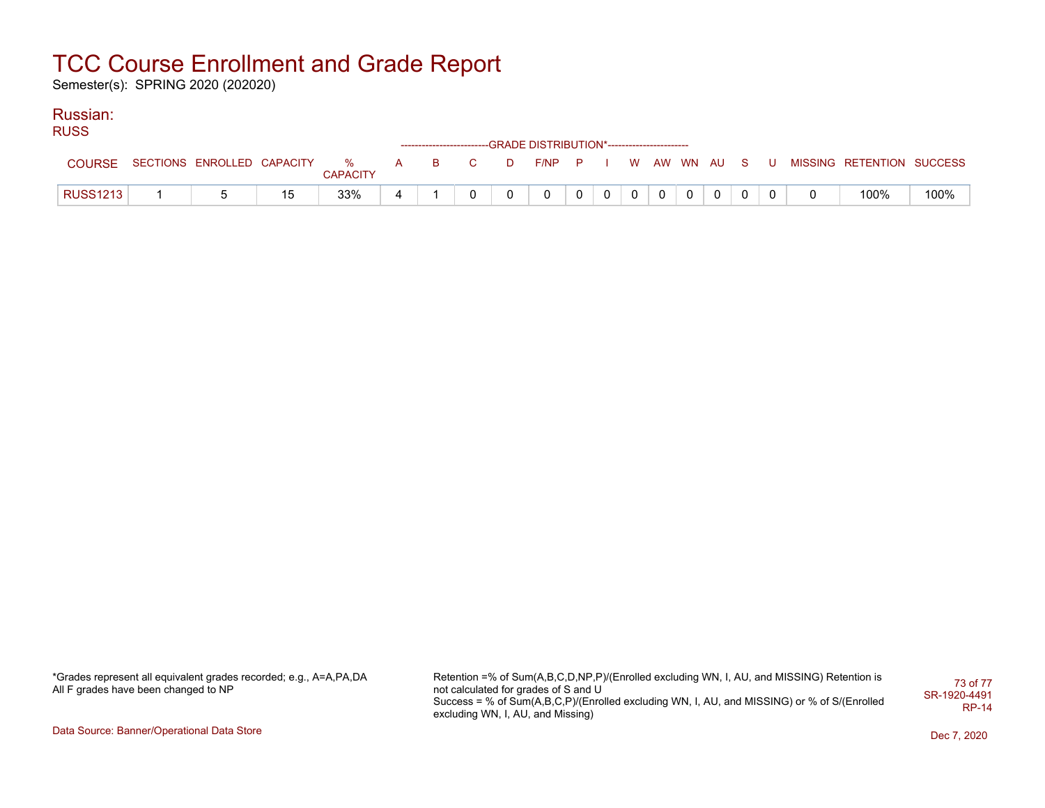# TCC Course Enrollment and Grade Report

Semester(s): SPRING 2020 (202020)

## Russian:

### RUSS

| COURSE | SECTIONS | ENROLLED | CAPACITY | % CAPACITY | A | B | C | D | F/NP | P | I | W | AW | WN | AU | S | U | MISSING | RETENTION | SUCCESS |
|---|---|---|---|---|---|---|---|---|---|---|---|---|---|---|---|---|---|---|---|---|
| | | | | | GRADE DISTRIBUTION* | | | | | | | | | | | | | | | |
| RUSS1213 | 1 | 5 | 15 | 33% | 4 | 1 | 0 | 0 | 0 | 0 | 0 | 0 | 0 | 0 | 0 | 0 | 0 | 0 | 100% | 100% |

*Grades represent all equivalent grades recorded; e.g., A=A,PA,DA
All F grades have been changed to NP

Retention =% of Sum(A,B,C,D,NP,P)/(Enrolled excluding WN, I, AU, and MISSING) Retention is not calculated for grades of S and U
Success = % of Sum(A,B,C,P)/(Enrolled excluding WN, I, AU, and MISSING) or % of S/(Enrolled excluding WN, I, AU, and Missing)

SR-1920-4491
RP-14

Data Source: Banner/Operational Data Store

Dec 7, 2020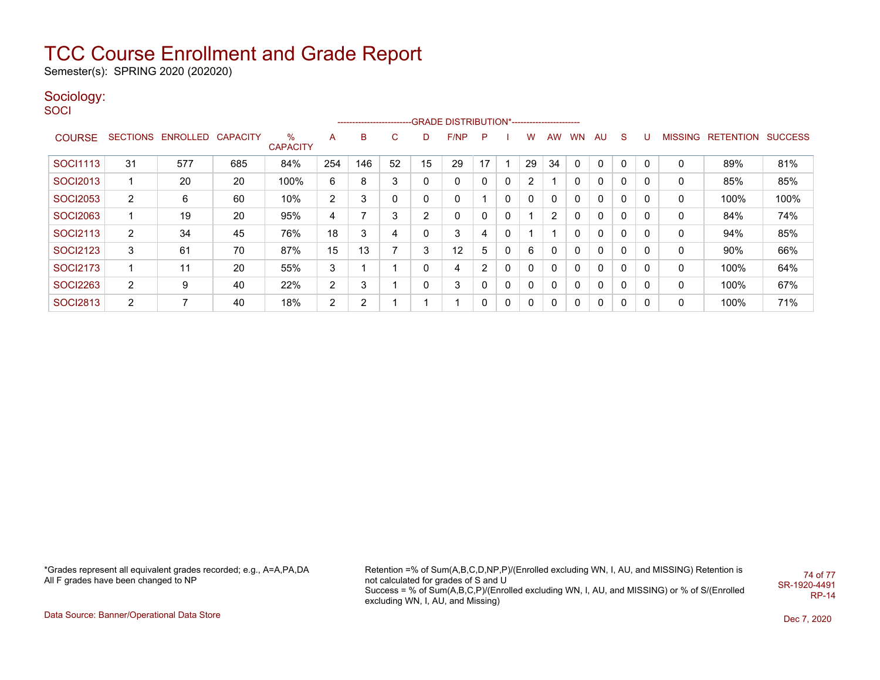# TCC Course Enrollment and Grade Report

Semester(s): SPRING 2020 (202020)

## Sociology:

### SOCI

| COURSE | SECTIONS | ENROLLED | CAPACITY | % CAPACITY | A | B | C | D | F/NP | P | I | W | AW | WN | AU | S | U | MISSING | RETENTION | SUCCESS |
|---|---|---|---|---|---|---|---|---|---|---|---|---|---|---|---|---|---|---|---|---|
| | | | | | GRADE DISTRIBUTION* | | | | | | | | | | | | | | | |
| SOCI1113 | 31 | 577 | 685 | 84% | 254 | 146 | 52 | 15 | 29 | 17 | 1 | 29 | 34 | 0 | 0 | 0 | 0 | 0 | 89% | 81% |
| SOCI2013 | 1 | 20 | 20 | 100% | 6 | 8 | 3 | 0 | 0 | 0 | 0 | 2 | 1 | 0 | 0 | 0 | 0 | 0 | 85% | 85% |
| SOCI2053 | 2 | 6 | 60 | 10% | 2 | 3 | 0 | 0 | 0 | 1 | 0 | 0 | 0 | 0 | 0 | 0 | 0 | 0 | 100% | 100% |
| SOCI2063 | 1 | 19 | 20 | 95% | 4 | 7 | 3 | 2 | 0 | 0 | 0 | 1 | 2 | 0 | 0 | 0 | 0 | 0 | 84% | 74% |
| SOCI2113 | 2 | 34 | 45 | 76% | 18 | 3 | 4 | 0 | 3 | 4 | 0 | 1 | 1 | 0 | 0 | 0 | 0 | 0 | 94% | 85% |
| SOCI2123 | 3 | 61 | 70 | 87% | 15 | 13 | 7 | 3 | 12 | 5 | 0 | 6 | 0 | 0 | 0 | 0 | 0 | 0 | 90% | 66% |
| SOCI2173 | 1 | 11 | 20 | 55% | 3 | 1 | 1 | 0 | 4 | 2 | 0 | 0 | 0 | 0 | 0 | 0 | 0 | 0 | 100% | 64% |
| SOCI2263 | 2 | 9 | 40 | 22% | 2 | 3 | 1 | 0 | 3 | 0 | 0 | 0 | 0 | 0 | 0 | 0 | 0 | 0 | 100% | 67% |
| SOCI2813 | 2 | 7 | 40 | 18% | 2 | 2 | 1 | 1 | 1 | 0 | 0 | 0 | 0 | 0 | 0 | 0 | 0 | 0 | 100% | 71% |

*Grades represent all equivalent grades recorded; e.g., A=A,PA,DA
All F grades have been changed to NP

Retention =% of Sum(A,B,C,D,NP,P)/(Enrolled excluding WN, I, AU, and MISSING) Retention is not calculated for grades of S and U
Success = % of Sum(A,B,C,P)/(Enrolled excluding WN, I, AU, and MISSING) or % of S/(Enrolled excluding WN, I, AU, and Missing)

SR-1920-4491
RP-14

Data Source: Banner/Operational Data Store

Dec 7, 2020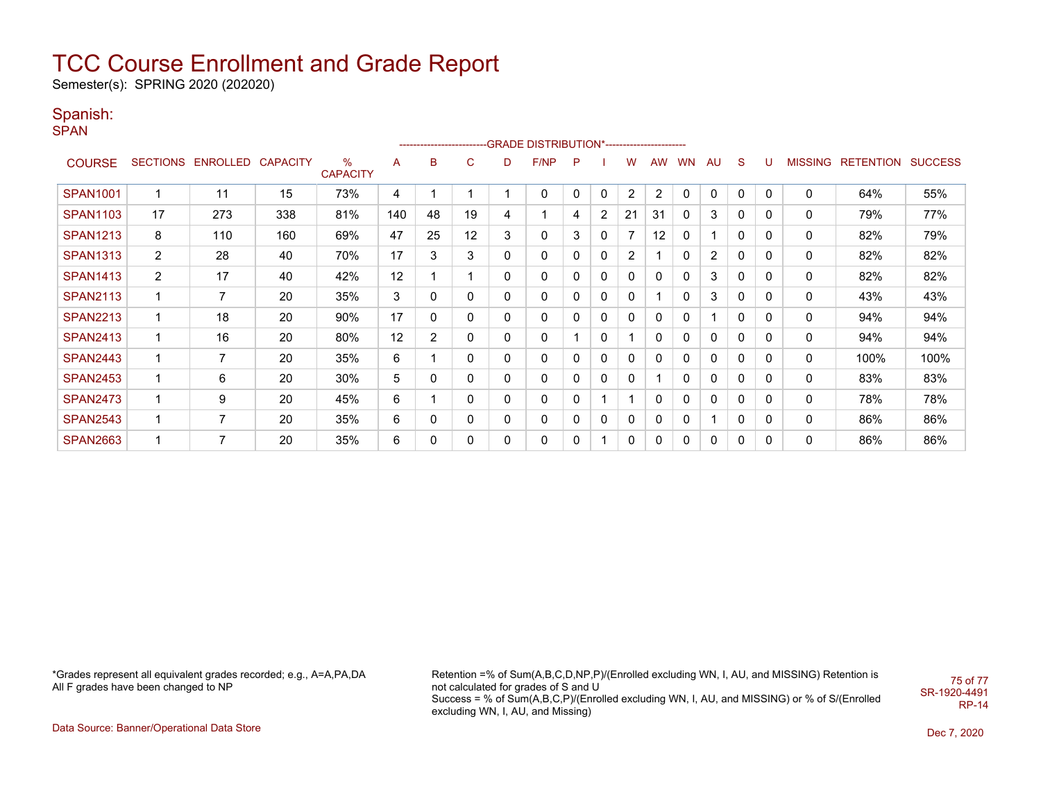# TCC Course Enrollment and Grade Report

Semester(s): SPRING 2020 (202020)

## Spanish:

### SPAN

| COURSE | SECTIONS | ENROLLED | CAPACITY | % CAPACITY | A | B | C | D | F/NP | P | I | W | AW | WN | AU | S | U | MISSING | RETENTION | SUCCESS |
|---|---|---|---|---|---|---|---|---|---|---|---|---|---|---|---|---|---|---|---|---|
| | | | | | GRADE DISTRIBUTION* | | | | | | | | | | | | | | | |
| SPAN1001 | 1 | 11 | 15 | 73% | 4 | 1 | 1 | 1 | 0 | 0 | 0 | 2 | 2 | 0 | 0 | 0 | 0 | 0 | 64% | 55% |
| SPAN1103 | 17 | 273 | 338 | 81% | 140 | 48 | 19 | 4 | 1 | 4 | 2 | 21 | 31 | 0 | 3 | 0 | 0 | 0 | 79% | 77% |
| SPAN1213 | 8 | 110 | 160 | 69% | 47 | 25 | 12 | 3 | 0 | 3 | 0 | 7 | 12 | 0 | 1 | 0 | 0 | 0 | 82% | 79% |
| SPAN1313 | 2 | 28 | 40 | 70% | 17 | 3 | 3 | 0 | 0 | 0 | 0 | 2 | 1 | 0 | 2 | 0 | 0 | 0 | 82% | 82% |
| SPAN1413 | 2 | 17 | 40 | 42% | 12 | 1 | 1 | 0 | 0 | 0 | 0 | 0 | 0 | 0 | 3 | 0 | 0 | 0 | 82% | 82% |
| SPAN2113 | 1 | 7 | 20 | 35% | 3 | 0 | 0 | 0 | 0 | 0 | 0 | 0 | 1 | 0 | 3 | 0 | 0 | 0 | 43% | 43% |
| SPAN2213 | 1 | 18 | 20 | 90% | 17 | 0 | 0 | 0 | 0 | 0 | 0 | 0 | 0 | 0 | 1 | 0 | 0 | 0 | 94% | 94% |
| SPAN2413 | 1 | 16 | 20 | 80% | 12 | 2 | 0 | 0 | 0 | 1 | 0 | 1 | 0 | 0 | 0 | 0 | 0 | 0 | 94% | 94% |
| SPAN2443 | 1 | 7 | 20 | 35% | 6 | 1 | 0 | 0 | 0 | 0 | 0 | 0 | 0 | 0 | 0 | 0 | 0 | 0 | 100% | 100% |
| SPAN2453 | 1 | 6 | 20 | 30% | 5 | 0 | 0 | 0 | 0 | 0 | 0 | 0 | 1 | 0 | 0 | 0 | 0 | 0 | 83% | 83% |
| SPAN2473 | 1 | 9 | 20 | 45% | 6 | 1 | 0 | 0 | 0 | 0 | 1 | 1 | 0 | 0 | 0 | 0 | 0 | 0 | 78% | 78% |
| SPAN2543 | 1 | 7 | 20 | 35% | 6 | 0 | 0 | 0 | 0 | 0 | 0 | 0 | 0 | 0 | 1 | 0 | 0 | 0 | 86% | 86% |
| SPAN2663 | 1 | 7 | 20 | 35% | 6 | 0 | 0 | 0 | 0 | 0 | 1 | 0 | 0 | 0 | 0 | 0 | 0 | 0 | 86% | 86% |

*Grades represent all equivalent grades recorded; e.g., A=A,PA,DA
All F grades have been changed to NP

Retention =% of Sum(A,B,C,D,NP,P)/(Enrolled excluding WN, I, AU, and MISSING) Retention is not calculated for grades of S and U
Success = % of Sum(A,B,C,P)/(Enrolled excluding WN, I, AU, and MISSING) or % of S/(Enrolled excluding WN, I, AU, and Missing)

SR-1920-4491
RP-14

Data Source: Banner/Operational Data Store

Dec 7, 2020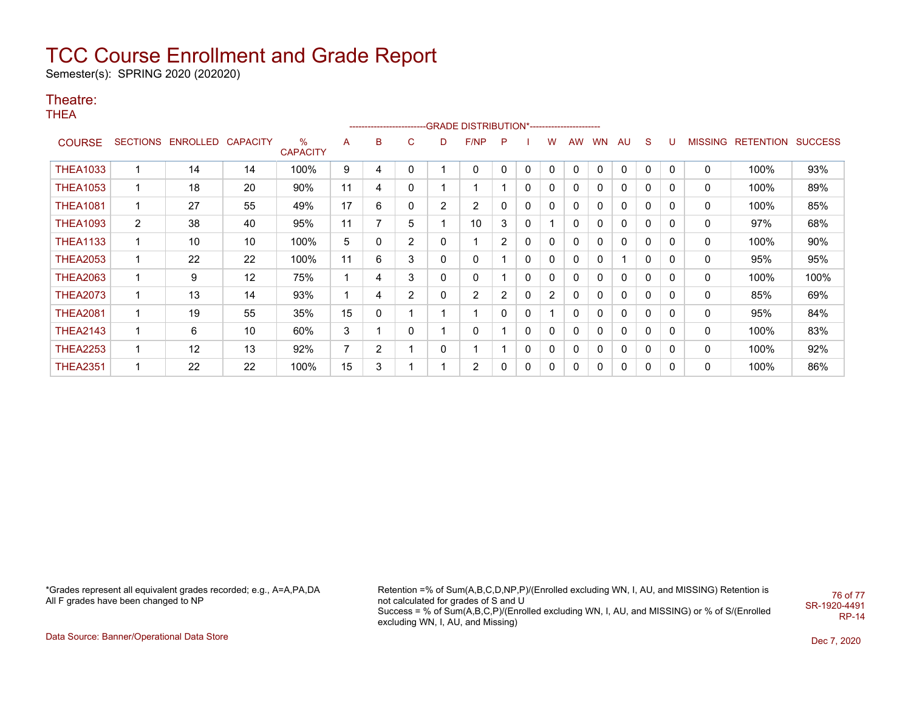# TCC Course Enrollment and Grade Report

Semester(s): SPRING 2020 (202020)

## Theatre:

THEA

| COURSE | SECTIONS | ENROLLED | CAPACITY | % CAPACITY | A | B | C | D | F/NP | P | I | W | AW | WN | AU | S | U | MISSING | RETENTION | SUCCESS |
|---|---|---|---|---|---|---|---|---|---|---|---|---|---|---|---|---|---|---|---|---|
| | | | | | GRADE DISTRIBUTION* | | | | | | | | | | | | | | | |
| THEA1033 | 1 | 14 | 14 | 100% | 9 | 4 | 0 | 1 | 0 | 0 | 0 | 0 | 0 | 0 | 0 | 0 | 0 | 0 | 100% | 93% |
| THEA1053 | 1 | 18 | 20 | 90% | 11 | 4 | 0 | 1 | 1 | 1 | 0 | 0 | 0 | 0 | 0 | 0 | 0 | 0 | 100% | 89% |
| THEA1081 | 1 | 27 | 55 | 49% | 17 | 6 | 0 | 2 | 2 | 0 | 0 | 0 | 0 | 0 | 0 | 0 | 0 | 0 | 100% | 85% |
| THEA1093 | 2 | 38 | 40 | 95% | 11 | 7 | 5 | 1 | 10 | 3 | 0 | 1 | 0 | 0 | 0 | 0 | 0 | 0 | 97% | 68% |
| THEA1133 | 1 | 10 | 10 | 100% | 5 | 0 | 2 | 0 | 1 | 2 | 0 | 0 | 0 | 0 | 0 | 0 | 0 | 0 | 100% | 90% |
| THEA2053 | 1 | 22 | 22 | 100% | 11 | 6 | 3 | 0 | 0 | 1 | 0 | 0 | 0 | 0 | 1 | 0 | 0 | 0 | 95% | 95% |
| THEA2063 | 1 | 9 | 12 | 75% | 1 | 4 | 3 | 0 | 0 | 1 | 0 | 0 | 0 | 0 | 0 | 0 | 0 | 0 | 100% | 100% |
| THEA2073 | 1 | 13 | 14 | 93% | 1 | 4 | 2 | 0 | 2 | 2 | 0 | 2 | 0 | 0 | 0 | 0 | 0 | 0 | 85% | 69% |
| THEA2081 | 1 | 19 | 55 | 35% | 15 | 0 | 1 | 1 | 1 | 0 | 0 | 1 | 0 | 0 | 0 | 0 | 0 | 0 | 95% | 84% |
| THEA2143 | 1 | 6 | 10 | 60% | 3 | 1 | 0 | 1 | 0 | 1 | 0 | 0 | 0 | 0 | 0 | 0 | 0 | 0 | 100% | 83% |
| THEA2253 | 1 | 12 | 13 | 92% | 7 | 2 | 1 | 0 | 1 | 1 | 0 | 0 | 0 | 0 | 0 | 0 | 0 | 0 | 100% | 92% |
| THEA2351 | 1 | 22 | 22 | 100% | 15 | 3 | 1 | 1 | 2 | 0 | 0 | 0 | 0 | 0 | 0 | 0 | 0 | 0 | 100% | 86% |

*Grades represent all equivalent grades recorded; e.g., A=A,PA,DA
All F grades have been changed to NP

Retention =% of Sum(A,B,C,D,NP,P)/(Enrolled excluding WN, I, AU, and MISSING) Retention is not calculated for grades of S and U
Success = % of Sum(A,B,C,P)/(Enrolled excluding WN, I, AU, and MISSING) or % of S/(Enrolled excluding WN, I, AU, and Missing)

SR-1920-4491
RP-14

Data Source: Banner/Operational Data Store

Dec 7, 2020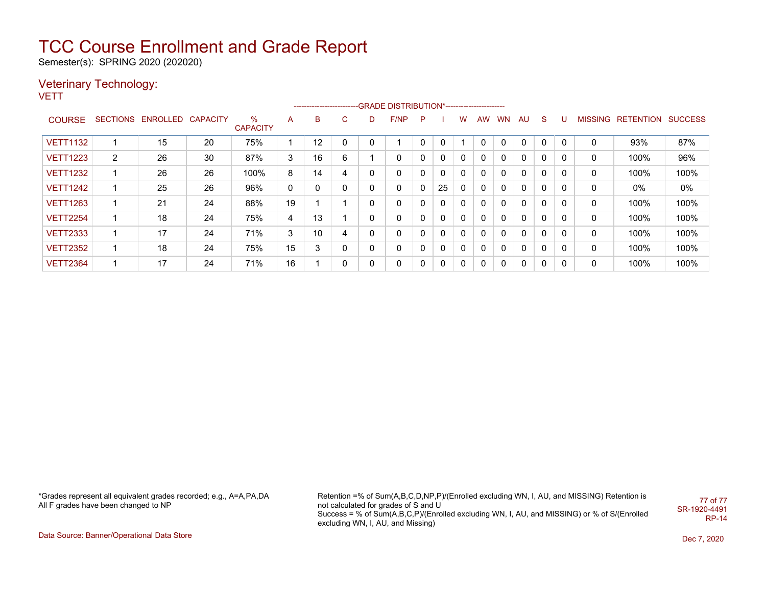# TCC Course Enrollment and Grade Report

Semester(s): SPRING 2020 (202020)

## Veterinary Technology:

VETT

| COURSE | SECTIONS | ENROLLED | CAPACITY | % CAPACITY | A | B | C | D | F/NP | P | I | W | AW | WN | AU | S | U | MISSING | RETENTION | SUCCESS |
|---|---|---|---|---|---|---|---|---|---|---|---|---|---|---|---|---|---|---|---|---|
| | | | | | -------------------------GRADE DISTRIBUTION*----------------------- | | | | | | | | | | | | | | | |
| VETT1132 | 1 | 15 | 20 | 75% | 1 | 12 | 0 | 0 | 1 | 0 | 0 | 1 | 0 | 0 | 0 | 0 | 0 | 0 | 93% | 87% |
| VETT1223 | 2 | 26 | 30 | 87% | 3 | 16 | 6 | 1 | 0 | 0 | 0 | 0 | 0 | 0 | 0 | 0 | 0 | 0 | 100% | 96% |
| VETT1232 | 1 | 26 | 26 | 100% | 8 | 14 | 4 | 0 | 0 | 0 | 0 | 0 | 0 | 0 | 0 | 0 | 0 | 0 | 100% | 100% |
| VETT1242 | 1 | 25 | 26 | 96% | 0 | 0 | 0 | 0 | 0 | 0 | 25 | 0 | 0 | 0 | 0 | 0 | 0 | 0 | 0% | 0% |
| VETT1263 | 1 | 21 | 24 | 88% | 19 | 1 | 1 | 0 | 0 | 0 | 0 | 0 | 0 | 0 | 0 | 0 | 0 | 0 | 100% | 100% |
| VETT2254 | 1 | 18 | 24 | 75% | 4 | 13 | 1 | 0 | 0 | 0 | 0 | 0 | 0 | 0 | 0 | 0 | 0 | 0 | 100% | 100% |
| VETT2333 | 1 | 17 | 24 | 71% | 3 | 10 | 4 | 0 | 0 | 0 | 0 | 0 | 0 | 0 | 0 | 0 | 0 | 0 | 100% | 100% |
| VETT2352 | 1 | 18 | 24 | 75% | 15 | 3 | 0 | 0 | 0 | 0 | 0 | 0 | 0 | 0 | 0 | 0 | 0 | 0 | 100% | 100% |
| VETT2364 | 1 | 17 | 24 | 71% | 16 | 1 | 0 | 0 | 0 | 0 | 0 | 0 | 0 | 0 | 0 | 0 | 0 | 0 | 100% | 100% |

*Grades represent all equivalent grades recorded; e.g., A=A,PA,DA
All F grades have been changed to NP

Retention =% of Sum(A,B,C,D,NP,P)/(Enrolled excluding WN, I, AU, and MISSING) Retention is not calculated for grades of S and U
Success = % of Sum(A,B,C,P)/(Enrolled excluding WN, I, AU, and MISSING) or % of S/(Enrolled excluding WN, I, AU, and Missing)

SR-1920-4491
RP-14

Data Source: Banner/Operational Data Store

Dec 7, 2020